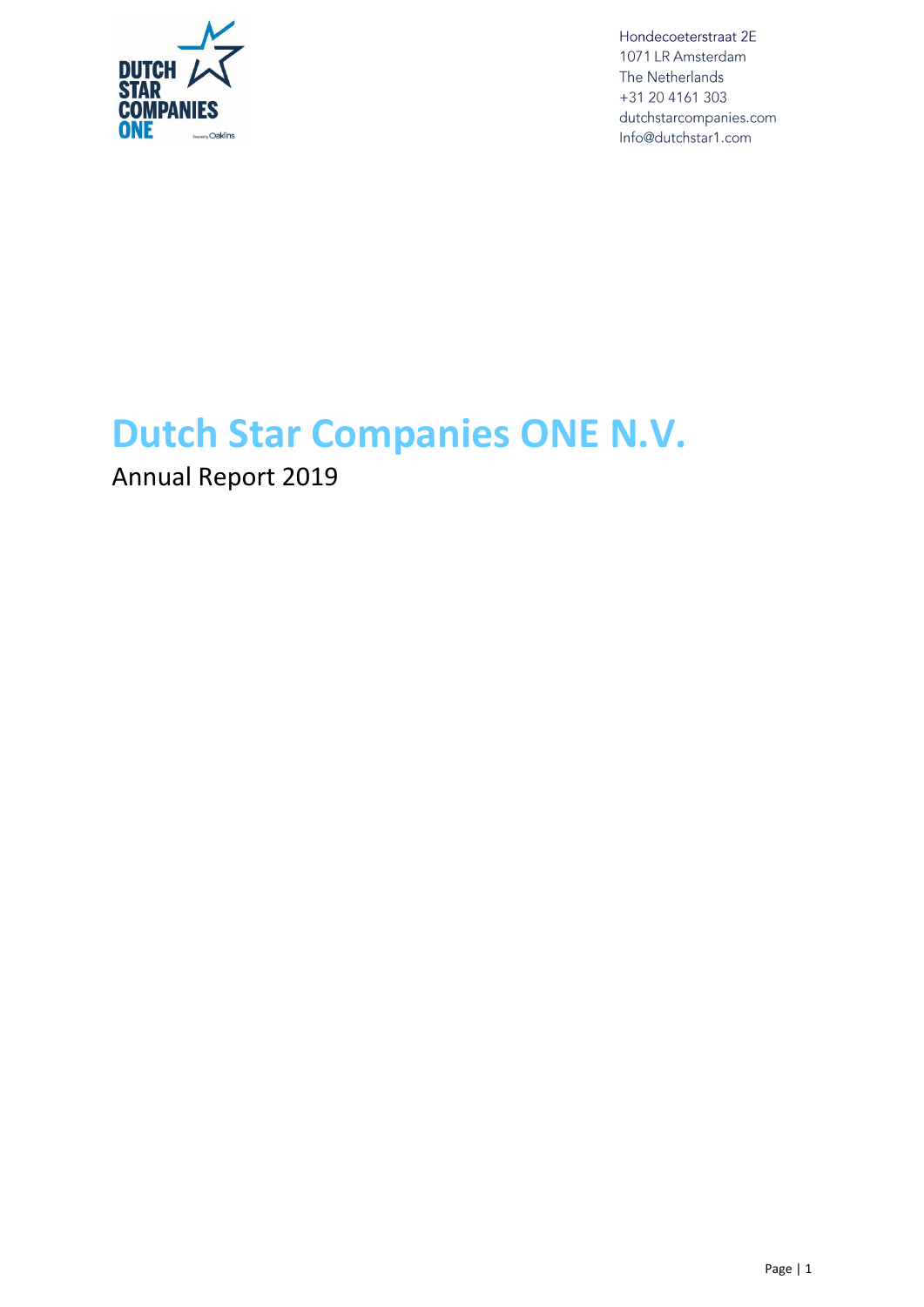Hondecoeterstraat 2E
1071 LR Amsterdam
The Netherlands
+31 20 4161 303
dutchstarcompanies.com
Info@dutchstar1.com

# Dutch Star Companies ONE N.V.

Annual Report 2019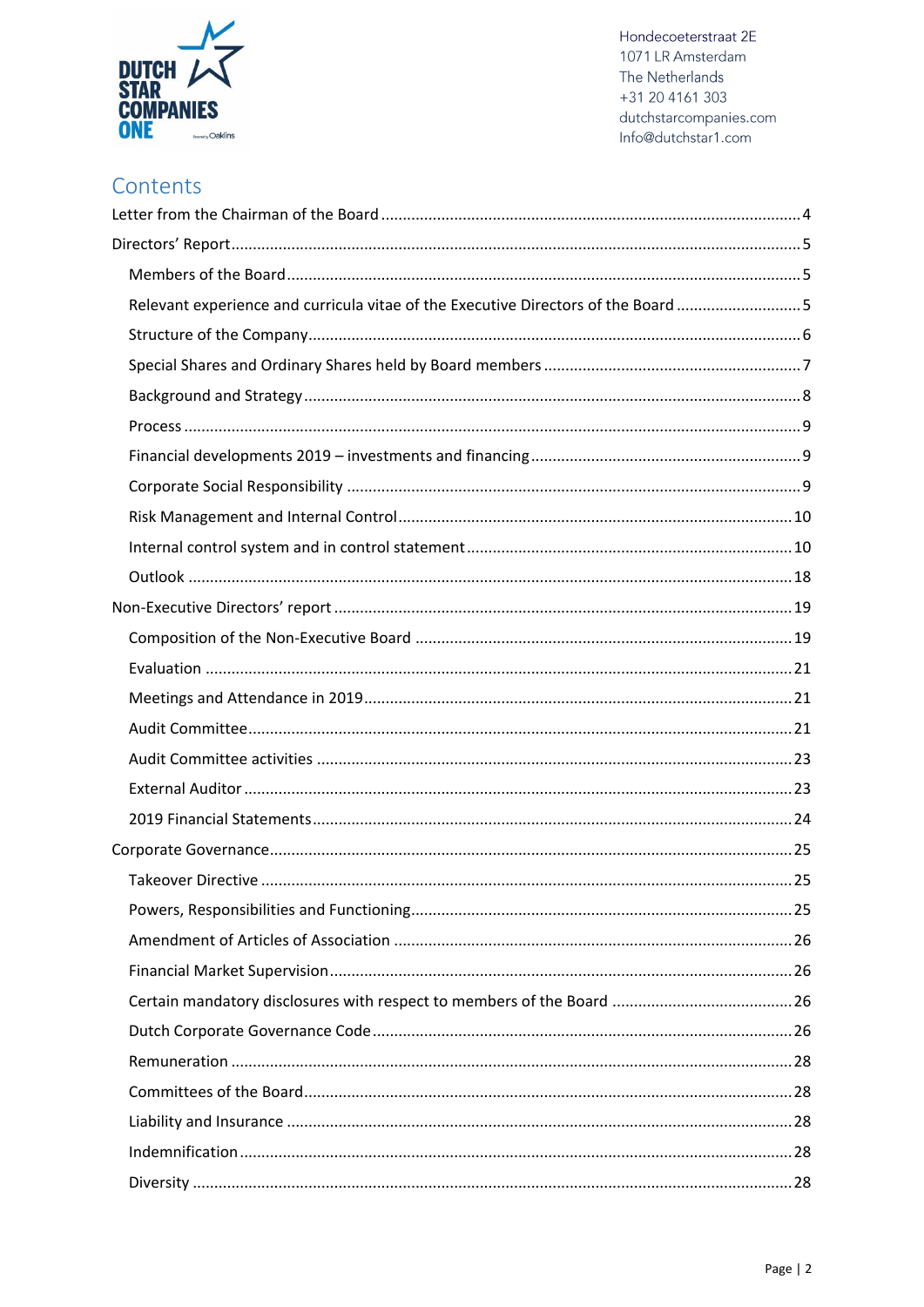Hondecoeterstraat 2E
1071 LR Amsterdam
The Netherlands
+31 20 4161 303
dutchstarcompanies.com
Info@dutchstar1.com

# Contents

- Letter from the Chairman of the Board ..... 4
- Directors' Report ..... 5
  - Members of the Board ..... 5
  - Relevant experience and curricula vitae of the Executive Directors of the Board ..... 5
  - Structure of the Company ..... 6
  - Special Shares and Ordinary Shares held by Board members ..... 7
  - Background and Strategy ..... 8
  - Process ..... 9
  - Financial developments 2019 – investments and financing ..... 9
  - Corporate Social Responsibility ..... 9
  - Risk Management and Internal Control ..... 10
  - Internal control system and in control statement ..... 10
  - Outlook ..... 18
- Non-Executive Directors' report ..... 19
  - Composition of the Non-Executive Board ..... 19
  - Evaluation ..... 21
  - Meetings and Attendance in 2019 ..... 21
  - Audit Committee ..... 21
  - Audit Committee activities ..... 23
  - External Auditor ..... 23
  - 2019 Financial Statements ..... 24
- Corporate Governance ..... 25
  - Takeover Directive ..... 25
  - Powers, Responsibilities and Functioning ..... 25
  - Amendment of Articles of Association ..... 26
  - Financial Market Supervision ..... 26
  - Certain mandatory disclosures with respect to members of the Board ..... 26
  - Dutch Corporate Governance Code ..... 26
  - Remuneration ..... 28
  - Committees of the Board ..... 28
  - Liability and Insurance ..... 28
  - Indemnification ..... 28
  - Diversity ..... 28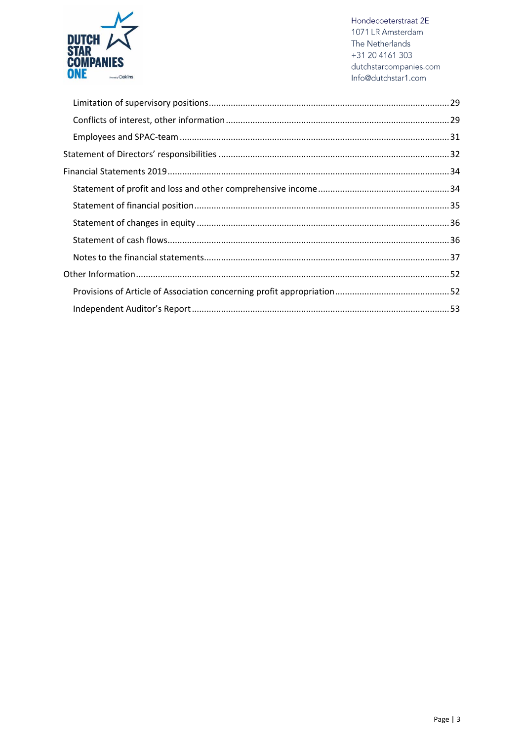- Limitation of supervisory positions ........ 29
- Conflicts of interest, other information ........ 29
- Employees and SPAC-team ........ 31

Statement of Directors' responsibilities ........ 32

Financial Statements 2019 ........ 34

- Statement of profit and loss and other comprehensive income ........ 34
- Statement of financial position ........ 35
- Statement of changes in equity ........ 36
- Statement of cash flows ........ 36
- Notes to the financial statements ........ 37

Other Information ........ 52

- Provisions of Article of Association concerning profit appropriation ........ 52
- Independent Auditor's Report ........ 53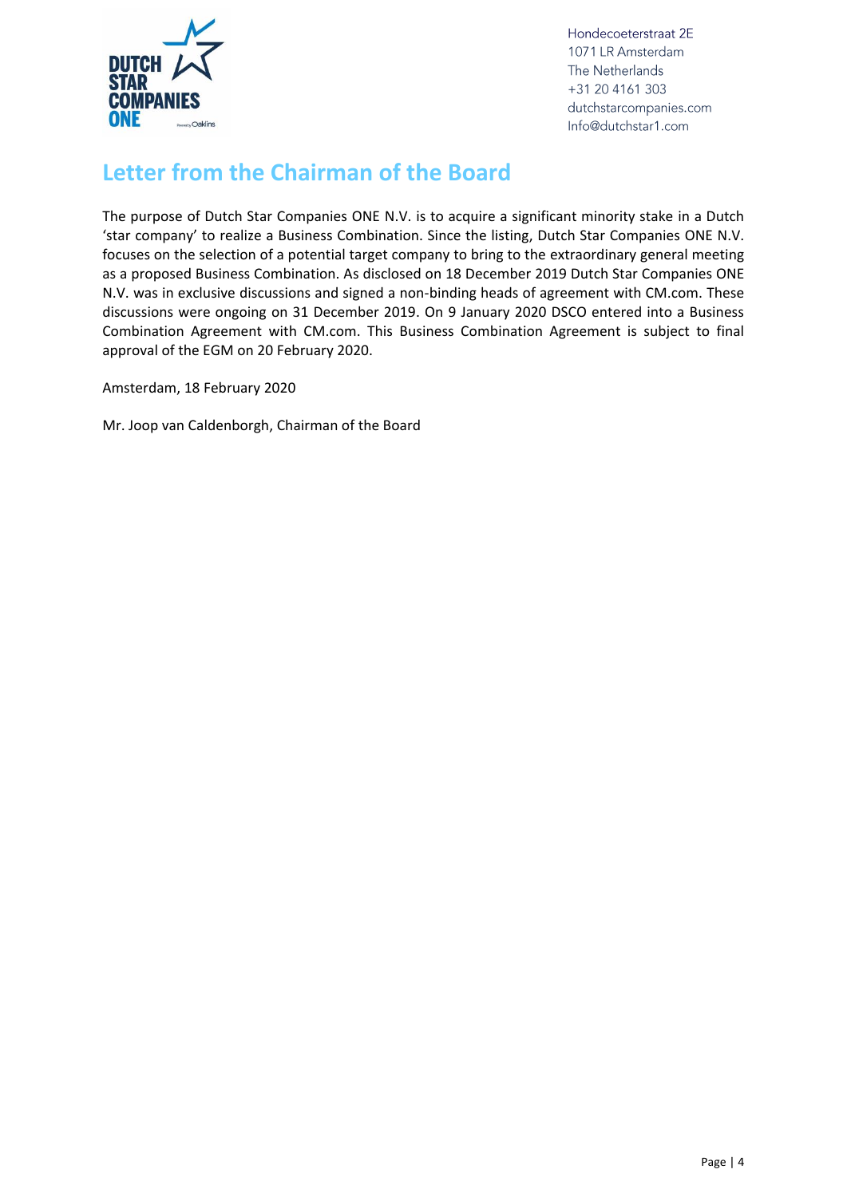Hondecoeterstraat 2E
1071 LR Amsterdam
The Netherlands
+31 20 4161 303
dutchstarcompanies.com
Info@dutchstar1.com

# Letter from the Chairman of the Board

The purpose of Dutch Star Companies ONE N.V. is to acquire a significant minority stake in a Dutch 'star company' to realize a Business Combination. Since the listing, Dutch Star Companies ONE N.V. focuses on the selection of a potential target company to bring to the extraordinary general meeting as a proposed Business Combination. As disclosed on 18 December 2019 Dutch Star Companies ONE N.V. was in exclusive discussions and signed a non-binding heads of agreement with CM.com. These discussions were ongoing on 31 December 2019. On 9 January 2020 DSCO entered into a Business Combination Agreement with CM.com. This Business Combination Agreement is subject to final approval of the EGM on 20 February 2020.

Amsterdam, 18 February 2020

Mr. Joop van Caldenborgh, Chairman of the Board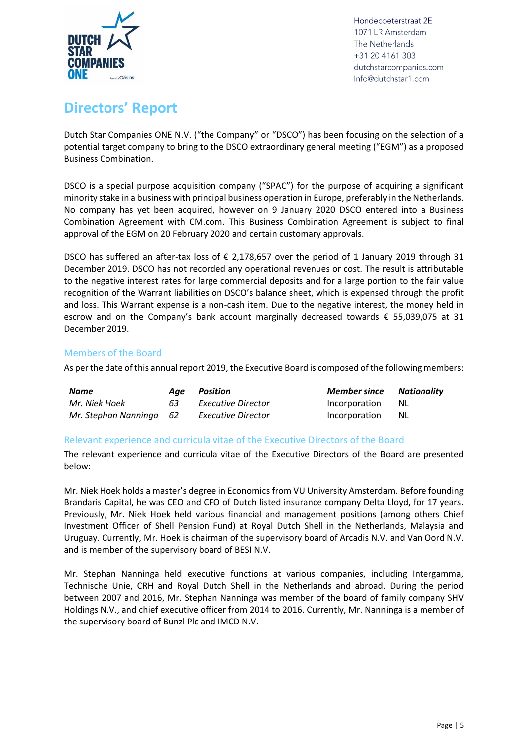Hondecoeterstraat 2E
1071 LR Amsterdam
The Netherlands
+31 20 4161 303
dutchstarcompanies.com
Info@dutchstar1.com

# Directors' Report

Dutch Star Companies ONE N.V. ("the Company" or "DSCO") has been focusing on the selection of a potential target company to bring to the DSCO extraordinary general meeting ("EGM") as a proposed Business Combination.

DSCO is a special purpose acquisition company ("SPAC") for the purpose of acquiring a significant minority stake in a business with principal business operation in Europe, preferably in the Netherlands. No company has yet been acquired, however on 9 January 2020 DSCO entered into a Business Combination Agreement with CM.com. This Business Combination Agreement is subject to final approval of the EGM on 20 February 2020 and certain customary approvals.

DSCO has suffered an after-tax loss of € 2,178,657 over the period of 1 January 2019 through 31 December 2019. DSCO has not recorded any operational revenues or cost. The result is attributable to the negative interest rates for large commercial deposits and for a large portion to the fair value recognition of the Warrant liabilities on DSCO's balance sheet, which is expensed through the profit and loss. This Warrant expense is a non-cash item. Due to the negative interest, the money held in escrow and on the Company's bank account marginally decreased towards € 55,039,075 at 31 December 2019.

## Members of the Board

As per the date of this annual report 2019, the Executive Board is composed of the following members:

| *Name* | *Age* | *Position* | *Member since* | *Nationality* |
|---|---|---|---|---|
| *Mr. Niek Hoek* | *63* | *Executive Director* | Incorporation | NL |
| *Mr. Stephan Nanninga* | *62* | *Executive Director* | Incorporation | NL |

## Relevant experience and curricula vitae of the Executive Directors of the Board

The relevant experience and curricula vitae of the Executive Directors of the Board are presented below:

Mr. Niek Hoek holds a master's degree in Economics from VU University Amsterdam. Before founding Brandaris Capital, he was CEO and CFO of Dutch listed insurance company Delta Lloyd, for 17 years. Previously, Mr. Niek Hoek held various financial and management positions (among others Chief Investment Officer of Shell Pension Fund) at Royal Dutch Shell in the Netherlands, Malaysia and Uruguay. Currently, Mr. Hoek is chairman of the supervisory board of Arcadis N.V. and Van Oord N.V. and is member of the supervisory board of BESI N.V.

Mr. Stephan Nanninga held executive functions at various companies, including Intergamma, Technische Unie, CRH and Royal Dutch Shell in the Netherlands and abroad. During the period between 2007 and 2016, Mr. Stephan Nanninga was member of the board of family company SHV Holdings N.V., and chief executive officer from 2014 to 2016. Currently, Mr. Nanninga is a member of the supervisory board of Bunzl Plc and IMCD N.V.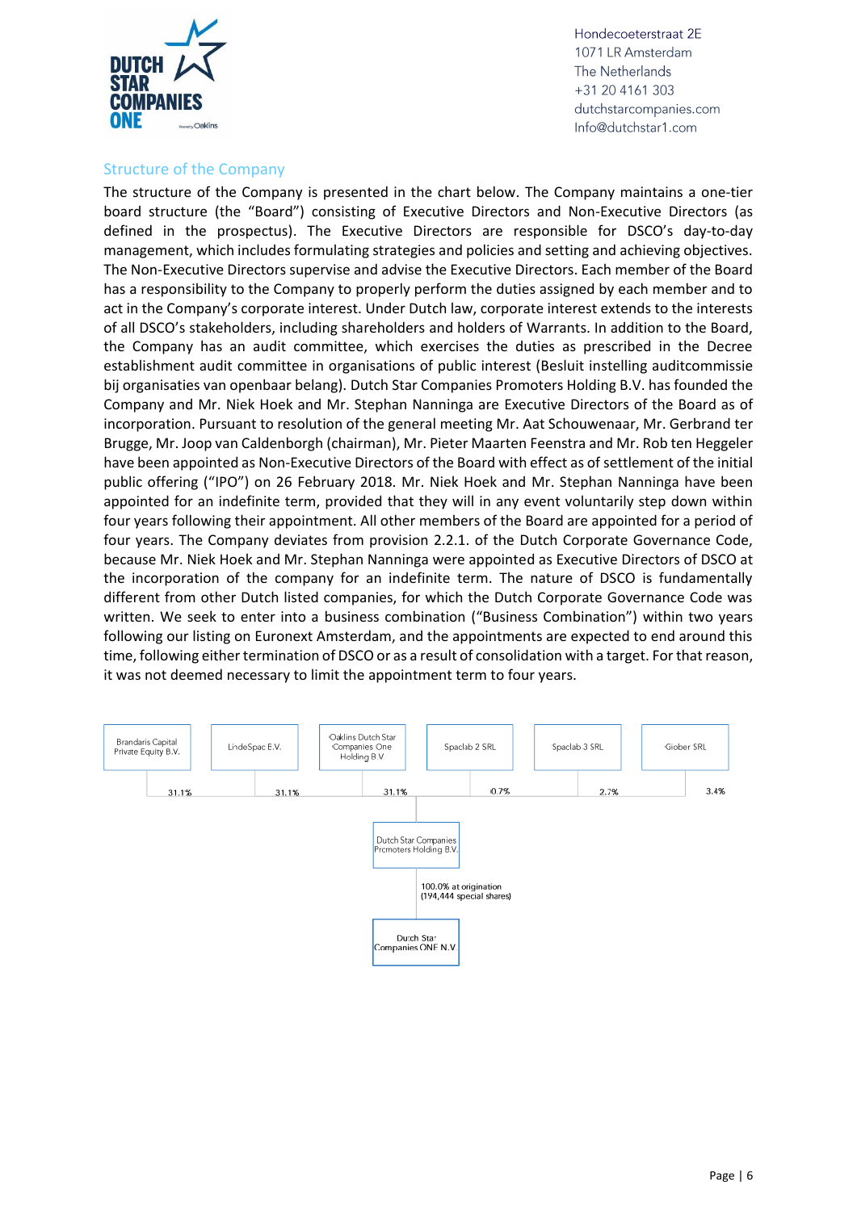## Structure of the Company

The structure of the Company is presented in the chart below. The Company maintains a one-tier board structure (the "Board") consisting of Executive Directors and Non-Executive Directors (as defined in the prospectus). The Executive Directors are responsible for DSCO's day-to-day management, which includes formulating strategies and policies and setting and achieving objectives. The Non-Executive Directors supervise and advise the Executive Directors. Each member of the Board has a responsibility to the Company to properly perform the duties assigned by each member and to act in the Company's corporate interest. Under Dutch law, corporate interest extends to the interests of all DSCO's stakeholders, including shareholders and holders of Warrants. In addition to the Board, the Company has an audit committee, which exercises the duties as prescribed in the Decree establishment audit committee in organisations of public interest (Besluit instelling auditcommissie bij organisaties van openbaar belang). Dutch Star Companies Promoters Holding B.V. has founded the Company and Mr. Niek Hoek and Mr. Stephan Nanninga are Executive Directors of the Board as of incorporation. Pursuant to resolution of the general meeting Mr. Aat Schouwenaar, Mr. Gerbrand ter Brugge, Mr. Joop van Caldenborgh (chairman), Mr. Pieter Maarten Feenstra and Mr. Rob ten Heggeler have been appointed as Non-Executive Directors of the Board with effect as of settlement of the initial public offering ("IPO") on 26 February 2018. Mr. Niek Hoek and Mr. Stephan Nanninga have been appointed for an indefinite term, provided that they will in any event voluntarily step down within four years following their appointment. All other members of the Board are appointed for a period of four years. The Company deviates from provision 2.2.1. of the Dutch Corporate Governance Code, because Mr. Niek Hoek and Mr. Stephan Nanninga were appointed as Executive Directors of DSCO at the incorporation of the company for an indefinite term. The nature of DSCO is fundamentally different from other Dutch listed companies, for which the Dutch Corporate Governance Code was written. We seek to enter into a business combination ("Business Combination") within two years following our listing on Euronext Amsterdam, and the appointments are expected to end around this time, following either termination of DSCO or as a result of consolidation with a target. For that reason, it was not deemed necessary to limit the appointment term to four years.

| Shareholder | Stake in Dutch Star Companies Promoters Holding B.V. |
|---|---|
| Brandaris Capital Private Equity B.V. | 31.1% |
| LindeSpac B.V. | 31.1% |
| Oaklins Dutch Star Companies One Holding B.V | 31.1% |
| Spaclab 2 SRL | 0.7% |
| Spaclab 3 SRL | 2.7% |
| Giober SRL | 3.4% |

Dutch Star Companies Promoters Holding B.V. → Dutch Star Companies ONE N.V: 100.0% at origination (194,444 special shares)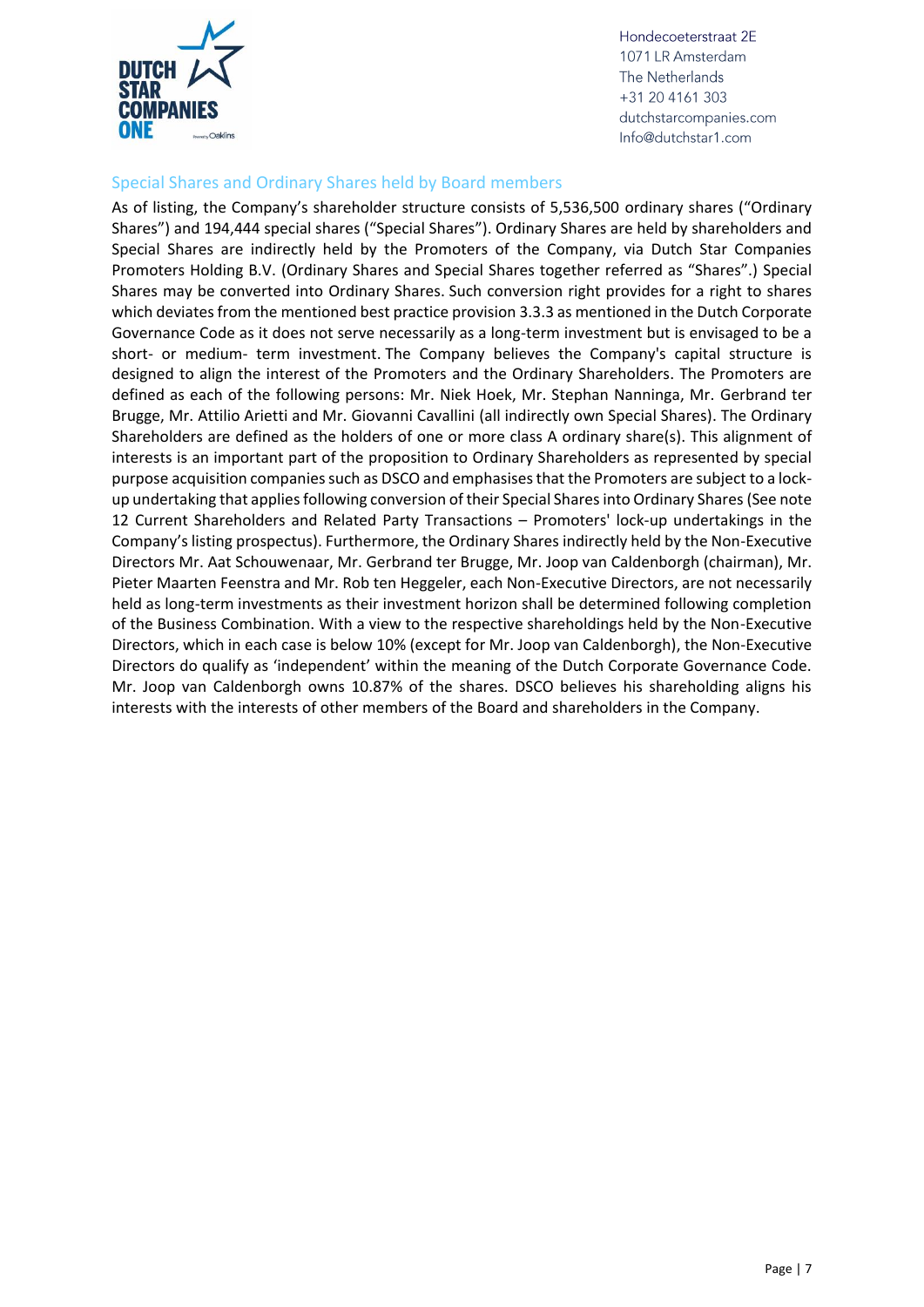## Special Shares and Ordinary Shares held by Board members

As of listing, the Company's shareholder structure consists of 5,536,500 ordinary shares ("Ordinary Shares") and 194,444 special shares ("Special Shares"). Ordinary Shares are held by shareholders and Special Shares are indirectly held by the Promoters of the Company, via Dutch Star Companies Promoters Holding B.V. (Ordinary Shares and Special Shares together referred as "Shares".) Special Shares may be converted into Ordinary Shares. Such conversion right provides for a right to shares which deviates from the mentioned best practice provision 3.3.3 as mentioned in the Dutch Corporate Governance Code as it does not serve necessarily as a long-term investment but is envisaged to be a short- or medium- term investment. The Company believes the Company's capital structure is designed to align the interest of the Promoters and the Ordinary Shareholders. The Promoters are defined as each of the following persons: Mr. Niek Hoek, Mr. Stephan Nanninga, Mr. Gerbrand ter Brugge, Mr. Attilio Arietti and Mr. Giovanni Cavallini (all indirectly own Special Shares). The Ordinary Shareholders are defined as the holders of one or more class A ordinary share(s). This alignment of interests is an important part of the proposition to Ordinary Shareholders as represented by special purpose acquisition companies such as DSCO and emphasises that the Promoters are subject to a lock-up undertaking that applies following conversion of their Special Shares into Ordinary Shares (See note 12 Current Shareholders and Related Party Transactions – Promoters' lock-up undertakings in the Company's listing prospectus). Furthermore, the Ordinary Shares indirectly held by the Non-Executive Directors Mr. Aat Schouwenaar, Mr. Gerbrand ter Brugge, Mr. Joop van Caldenborgh (chairman), Mr. Pieter Maarten Feenstra and Mr. Rob ten Heggeler, each Non-Executive Directors, are not necessarily held as long-term investments as their investment horizon shall be determined following completion of the Business Combination. With a view to the respective shareholdings held by the Non-Executive Directors, which in each case is below 10% (except for Mr. Joop van Caldenborgh), the Non-Executive Directors do qualify as 'independent' within the meaning of the Dutch Corporate Governance Code. Mr. Joop van Caldenborgh owns 10.87% of the shares. DSCO believes his shareholding aligns his interests with the interests of other members of the Board and shareholders in the Company.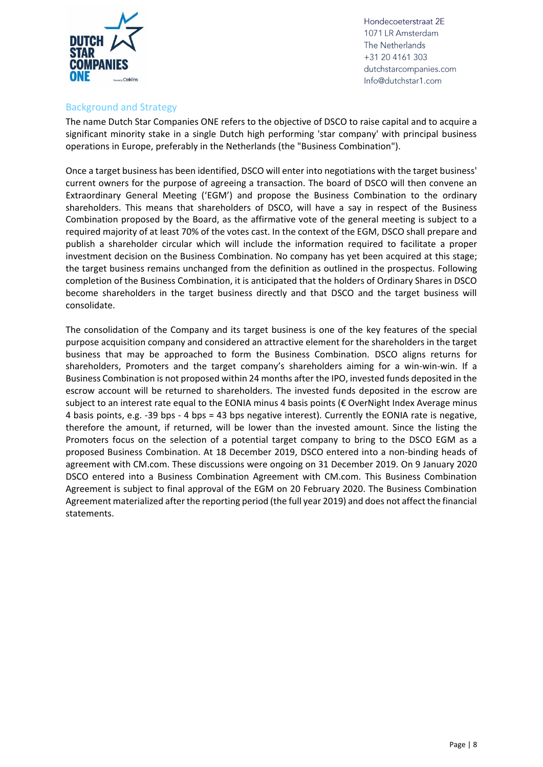## Background and Strategy

The name Dutch Star Companies ONE refers to the objective of DSCO to raise capital and to acquire a significant minority stake in a single Dutch high performing 'star company' with principal business operations in Europe, preferably in the Netherlands (the "Business Combination").

Once a target business has been identified, DSCO will enter into negotiations with the target business' current owners for the purpose of agreeing a transaction. The board of DSCO will then convene an Extraordinary General Meeting ('EGM') and propose the Business Combination to the ordinary shareholders. This means that shareholders of DSCO, will have a say in respect of the Business Combination proposed by the Board, as the affirmative vote of the general meeting is subject to a required majority of at least 70% of the votes cast. In the context of the EGM, DSCO shall prepare and publish a shareholder circular which will include the information required to facilitate a proper investment decision on the Business Combination. No company has yet been acquired at this stage; the target business remains unchanged from the definition as outlined in the prospectus. Following completion of the Business Combination, it is anticipated that the holders of Ordinary Shares in DSCO become shareholders in the target business directly and that DSCO and the target business will consolidate.

The consolidation of the Company and its target business is one of the key features of the special purpose acquisition company and considered an attractive element for the shareholders in the target business that may be approached to form the Business Combination. DSCO aligns returns for shareholders, Promoters and the target company's shareholders aiming for a win-win-win. If a Business Combination is not proposed within 24 months after the IPO, invested funds deposited in the escrow account will be returned to shareholders. The invested funds deposited in the escrow are subject to an interest rate equal to the EONIA minus 4 basis points (€ OverNight Index Average minus 4 basis points, e.g. -39 bps - 4 bps = 43 bps negative interest). Currently the EONIA rate is negative, therefore the amount, if returned, will be lower than the invested amount. Since the listing the Promoters focus on the selection of a potential target company to bring to the DSCO EGM as a proposed Business Combination. At 18 December 2019, DSCO entered into a non-binding heads of agreement with CM.com. These discussions were ongoing on 31 December 2019. On 9 January 2020 DSCO entered into a Business Combination Agreement with CM.com. This Business Combination Agreement is subject to final approval of the EGM on 20 February 2020. The Business Combination Agreement materialized after the reporting period (the full year 2019) and does not affect the financial statements.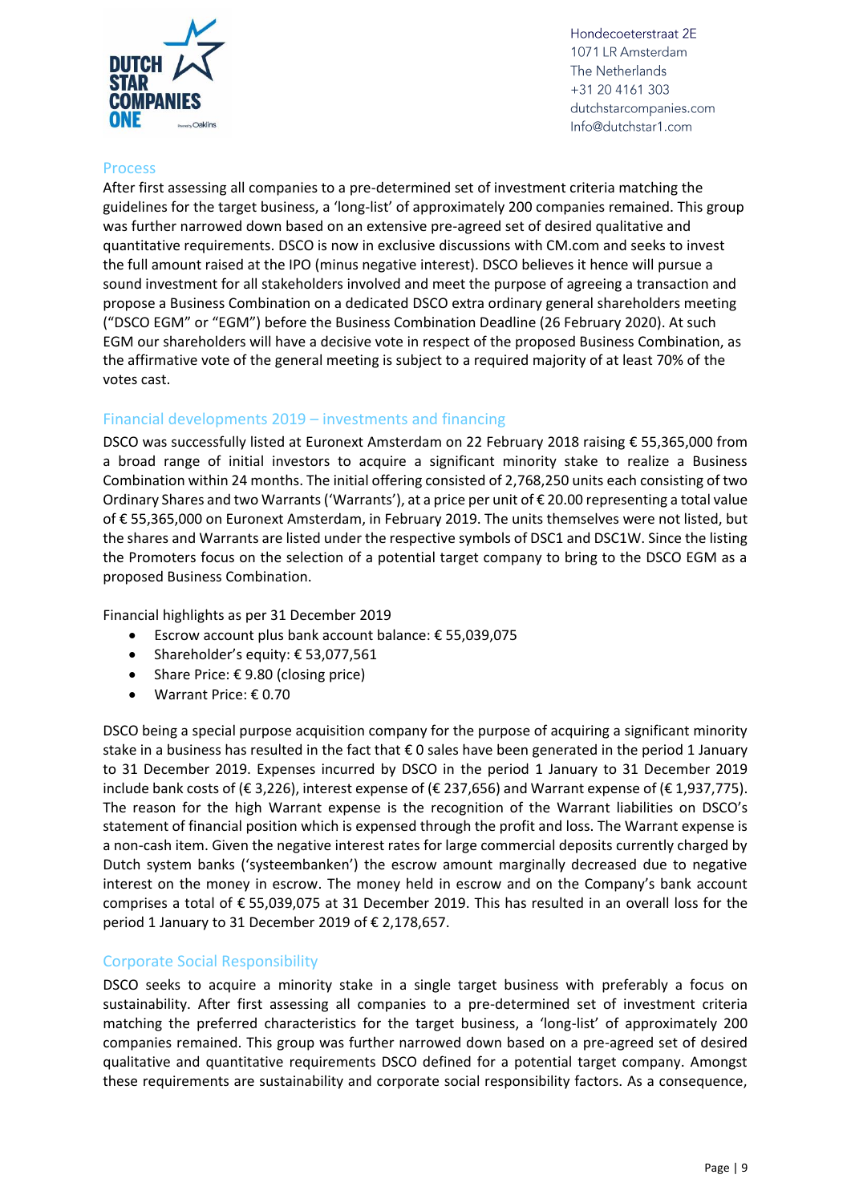## Process

After first assessing all companies to a pre-determined set of investment criteria matching the guidelines for the target business, a 'long-list' of approximately 200 companies remained. This group was further narrowed down based on an extensive pre-agreed set of desired qualitative and quantitative requirements. DSCO is now in exclusive discussions with CM.com and seeks to invest the full amount raised at the IPO (minus negative interest). DSCO believes it hence will pursue a sound investment for all stakeholders involved and meet the purpose of agreeing a transaction and propose a Business Combination on a dedicated DSCO extra ordinary general shareholders meeting ("DSCO EGM" or "EGM") before the Business Combination Deadline (26 February 2020). At such EGM our shareholders will have a decisive vote in respect of the proposed Business Combination, as the affirmative vote of the general meeting is subject to a required majority of at least 70% of the votes cast.

## Financial developments 2019 – investments and financing

DSCO was successfully listed at Euronext Amsterdam on 22 February 2018 raising € 55,365,000 from a broad range of initial investors to acquire a significant minority stake to realize a Business Combination within 24 months. The initial offering consisted of 2,768,250 units each consisting of two Ordinary Shares and two Warrants ('Warrants'), at a price per unit of € 20.00 representing a total value of € 55,365,000 on Euronext Amsterdam, in February 2019. The units themselves were not listed, but the shares and Warrants are listed under the respective symbols of DSC1 and DSC1W. Since the listing the Promoters focus on the selection of a potential target company to bring to the DSCO EGM as a proposed Business Combination.

Financial highlights as per 31 December 2019

- Escrow account plus bank account balance: € 55,039,075
- Shareholder's equity: € 53,077,561
- Share Price: € 9.80 (closing price)
- Warrant Price: € 0.70

DSCO being a special purpose acquisition company for the purpose of acquiring a significant minority stake in a business has resulted in the fact that € 0 sales have been generated in the period 1 January to 31 December 2019. Expenses incurred by DSCO in the period 1 January to 31 December 2019 include bank costs of (€ 3,226), interest expense of (€ 237,656) and Warrant expense of (€ 1,937,775). The reason for the high Warrant expense is the recognition of the Warrant liabilities on DSCO's statement of financial position which is expensed through the profit and loss. The Warrant expense is a non-cash item. Given the negative interest rates for large commercial deposits currently charged by Dutch system banks ('systeembanken') the escrow amount marginally decreased due to negative interest on the money in escrow. The money held in escrow and on the Company's bank account comprises a total of € 55,039,075 at 31 December 2019. This has resulted in an overall loss for the period 1 January to 31 December 2019 of € 2,178,657.

## Corporate Social Responsibility

DSCO seeks to acquire a minority stake in a single target business with preferably a focus on sustainability. After first assessing all companies to a pre-determined set of investment criteria matching the preferred characteristics for the target business, a 'long-list' of approximately 200 companies remained. This group was further narrowed down based on a pre-agreed set of desired qualitative and quantitative requirements DSCO defined for a potential target company. Amongst these requirements are sustainability and corporate social responsibility factors. As a consequence,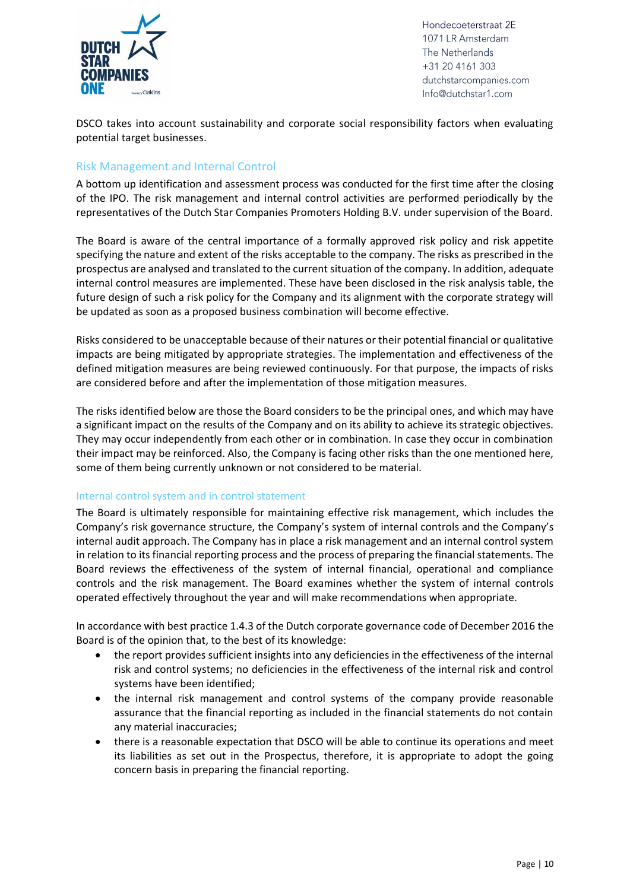DSCO takes into account sustainability and corporate social responsibility factors when evaluating potential target businesses.

## Risk Management and Internal Control

A bottom up identification and assessment process was conducted for the first time after the closing of the IPO. The risk management and internal control activities are performed periodically by the representatives of the Dutch Star Companies Promoters Holding B.V. under supervision of the Board.

The Board is aware of the central importance of a formally approved risk policy and risk appetite specifying the nature and extent of the risks acceptable to the company. The risks as prescribed in the prospectus are analysed and translated to the current situation of the company. In addition, adequate internal control measures are implemented. These have been disclosed in the risk analysis table, the future design of such a risk policy for the Company and its alignment with the corporate strategy will be updated as soon as a proposed business combination will become effective.

Risks considered to be unacceptable because of their natures or their potential financial or qualitative impacts are being mitigated by appropriate strategies. The implementation and effectiveness of the defined mitigation measures are being reviewed continuously. For that purpose, the impacts of risks are considered before and after the implementation of those mitigation measures.

The risks identified below are those the Board considers to be the principal ones, and which may have a significant impact on the results of the Company and on its ability to achieve its strategic objectives. They may occur independently from each other or in combination. In case they occur in combination their impact may be reinforced. Also, the Company is facing other risks than the one mentioned here, some of them being currently unknown or not considered to be material.

### Internal control system and in control statement

The Board is ultimately responsible for maintaining effective risk management, which includes the Company's risk governance structure, the Company's system of internal controls and the Company's internal audit approach. The Company has in place a risk management and an internal control system in relation to its financial reporting process and the process of preparing the financial statements. The Board reviews the effectiveness of the system of internal financial, operational and compliance controls and the risk management. The Board examines whether the system of internal controls operated effectively throughout the year and will make recommendations when appropriate.

In accordance with best practice 1.4.3 of the Dutch corporate governance code of December 2016 the Board is of the opinion that, to the best of its knowledge:

- the report provides sufficient insights into any deficiencies in the effectiveness of the internal risk and control systems; no deficiencies in the effectiveness of the internal risk and control systems have been identified;
- the internal risk management and control systems of the company provide reasonable assurance that the financial reporting as included in the financial statements do not contain any material inaccuracies;
- there is a reasonable expectation that DSCO will be able to continue its operations and meet its liabilities as set out in the Prospectus, therefore, it is appropriate to adopt the going concern basis in preparing the financial reporting.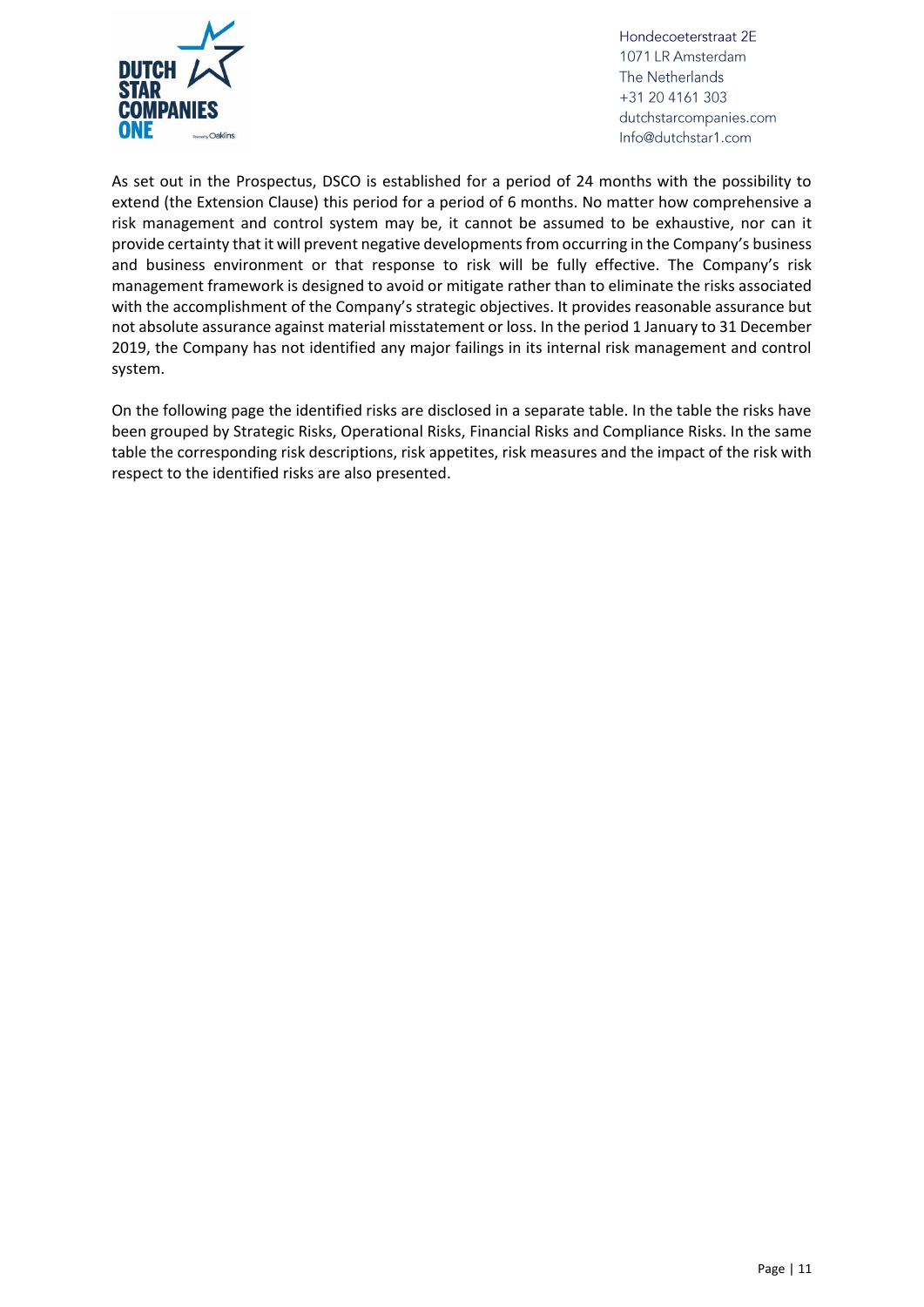As set out in the Prospectus, DSCO is established for a period of 24 months with the possibility to extend (the Extension Clause) this period for a period of 6 months. No matter how comprehensive a risk management and control system may be, it cannot be assumed to be exhaustive, nor can it provide certainty that it will prevent negative developments from occurring in the Company's business and business environment or that response to risk will be fully effective. The Company's risk management framework is designed to avoid or mitigate rather than to eliminate the risks associated with the accomplishment of the Company's strategic objectives. It provides reasonable assurance but not absolute assurance against material misstatement or loss. In the period 1 January to 31 December 2019, the Company has not identified any major failings in its internal risk management and control system.

On the following page the identified risks are disclosed in a separate table. In the table the risks have been grouped by Strategic Risks, Operational Risks, Financial Risks and Compliance Risks. In the same table the corresponding risk descriptions, risk appetites, risk measures and the impact of the risk with respect to the identified risks are also presented.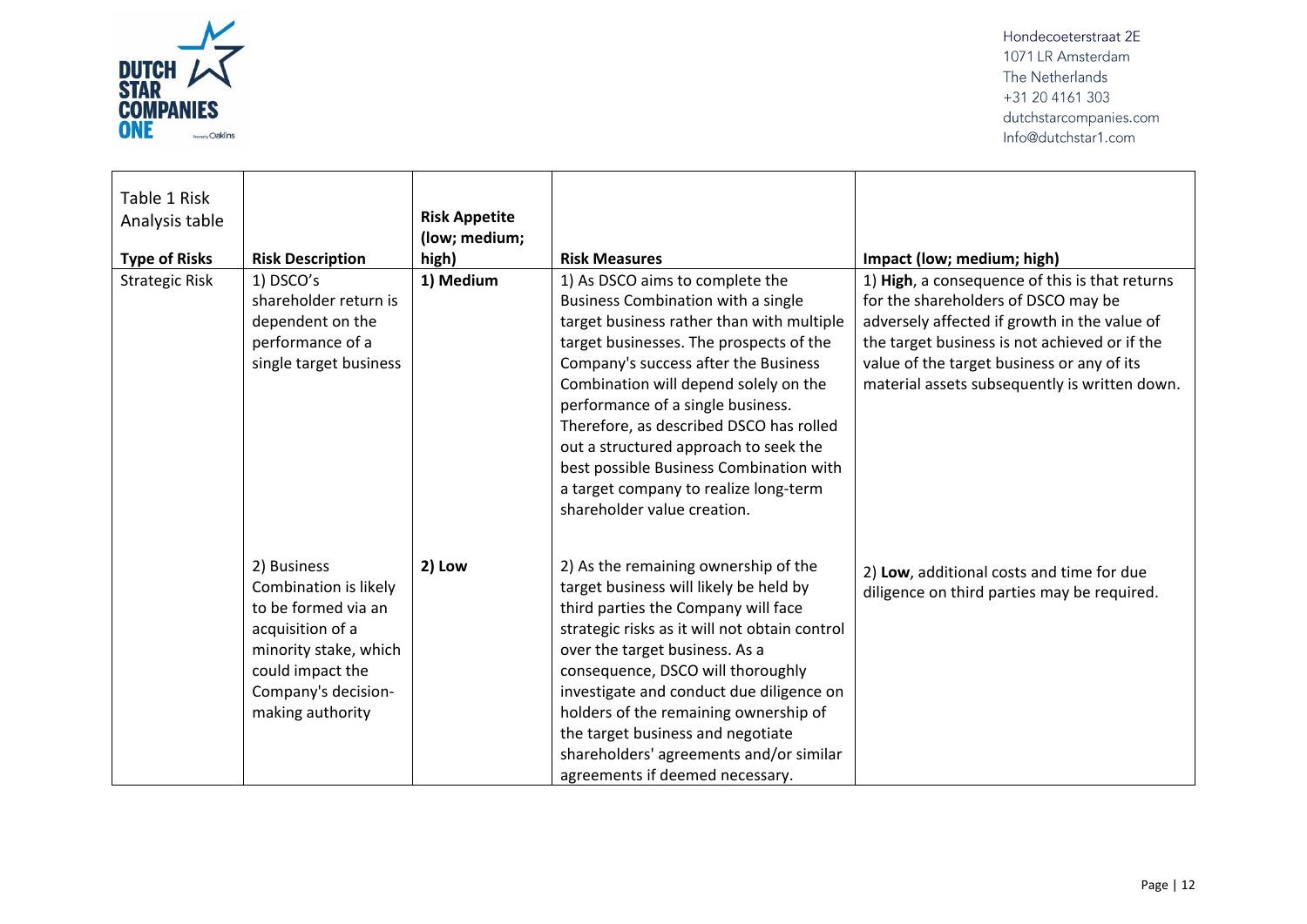| Table 1 Risk Analysis table<br><br>**Type of Risks** | **Risk Description** | **Risk Appetite (low; medium; high)** | **Risk Measures** | **Impact (low; medium; high)** |
|---|---|---|---|---|
| Strategic Risk | 1) DSCO's shareholder return is dependent on the performance of a single target business | **1) Medium** | 1) As DSCO aims to complete the Business Combination with a single target business rather than with multiple target businesses. The prospects of the Company's success after the Business Combination will depend solely on the performance of a single business. Therefore, as described DSCO has rolled out a structured approach to seek the best possible Business Combination with a target company to realize long-term shareholder value creation. | 1) **High**, a consequence of this is that returns for the shareholders of DSCO may be adversely affected if growth in the value of the target business is not achieved or if the value of the target business or any of its material assets subsequently is written down. |
| | 2) Business Combination is likely to be formed via an acquisition of a minority stake, which could impact the Company's decision-making authority | **2) Low** | 2) As the remaining ownership of the target business will likely be held by third parties the Company will face strategic risks as it will not obtain control over the target business. As a consequence, DSCO will thoroughly investigate and conduct due diligence on holders of the remaining ownership of the target business and negotiate shareholders' agreements and/or similar agreements if deemed necessary. | 2) **Low**, additional costs and time for due diligence on third parties may be required. |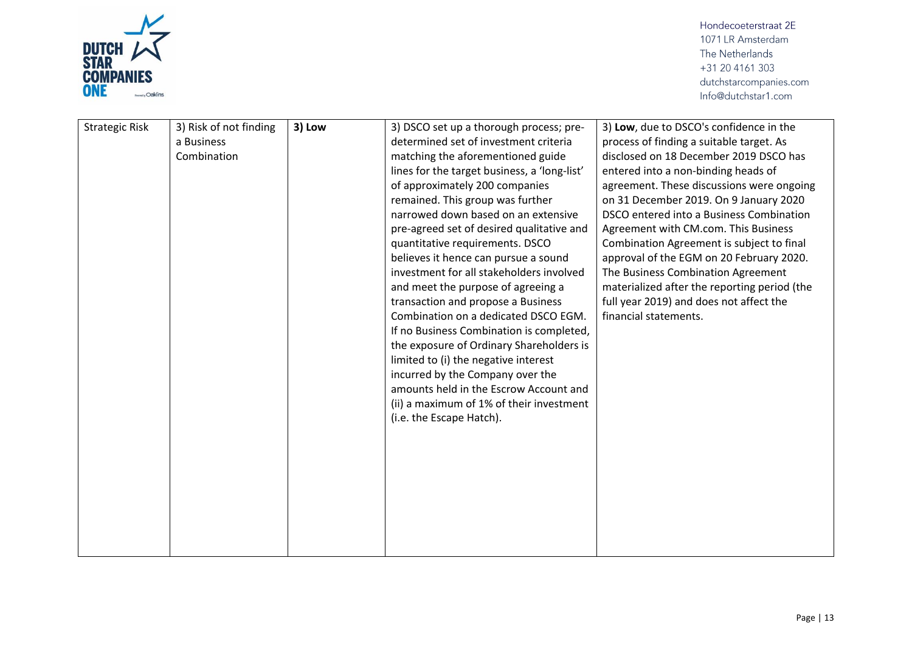| Strategic Risk | 3) Risk of not finding a Business Combination | **3) Low** | 3) DSCO set up a thorough process; pre-determined set of investment criteria matching the aforementioned guide lines for the target business, a 'long-list' of approximately 200 companies remained. This group was further narrowed down based on an extensive pre-agreed set of desired qualitative and quantitative requirements. DSCO believes it hence can pursue a sound investment for all stakeholders involved and meet the purpose of agreeing a transaction and propose a Business Combination on a dedicated DSCO EGM. If no Business Combination is completed, the exposure of Ordinary Shareholders is limited to (i) the negative interest incurred by the Company over the amounts held in the Escrow Account and (ii) a maximum of 1% of their investment (i.e. the Escape Hatch). | 3) **Low**, due to DSCO's confidence in the process of finding a suitable target. As disclosed on 18 December 2019 DSCO has entered into a non-binding heads of agreement. These discussions were ongoing on 31 December 2019. On 9 January 2020 DSCO entered into a Business Combination Agreement with CM.com. This Business Combination Agreement is subject to final approval of the EGM on 20 February 2020. The Business Combination Agreement materialized after the reporting period (the full year 2019) and does not affect the financial statements. |
|---|---|---|---|---|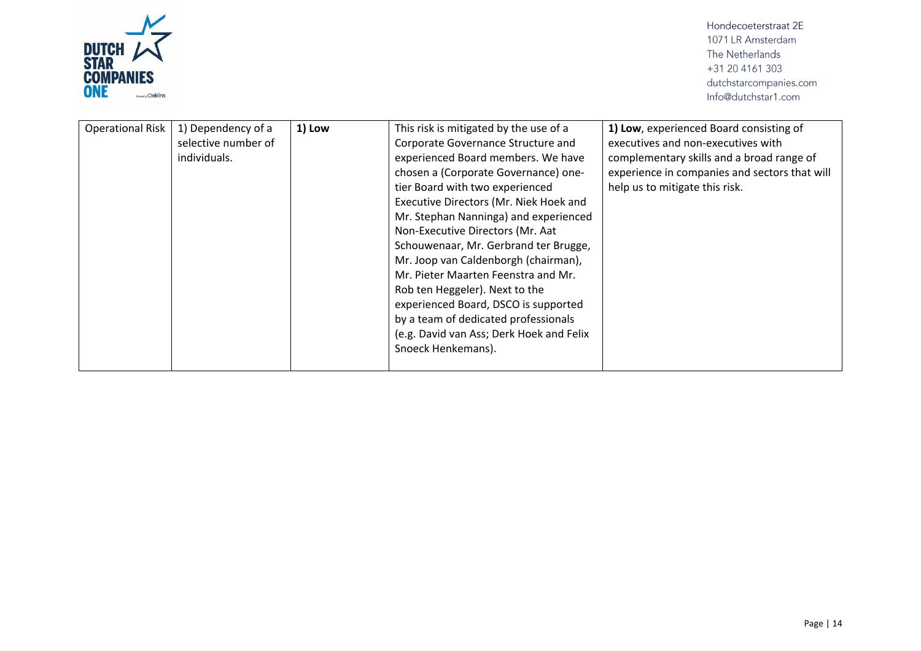| Operational Risk | 1) Dependency of a selective number of individuals. | **1) Low** | This risk is mitigated by the use of a Corporate Governance Structure and experienced Board members. We have chosen a (Corporate Governance) one-tier Board with two experienced Executive Directors (Mr. Niek Hoek and Mr. Stephan Nanninga) and experienced Non-Executive Directors (Mr. Aat Schouwenaar, Mr. Gerbrand ter Brugge, Mr. Joop van Caldenborgh (chairman), Mr. Pieter Maarten Feenstra and Mr. Rob ten Heggeler). Next to the experienced Board, DSCO is supported by a team of dedicated professionals (e.g. David van Ass; Derk Hoek and Felix Snoeck Henkemans). | **1) Low**, experienced Board consisting of executives and non-executives with complementary skills and a broad range of experience in companies and sectors that will help us to mitigate this risk. |
|---|---|---|---|---|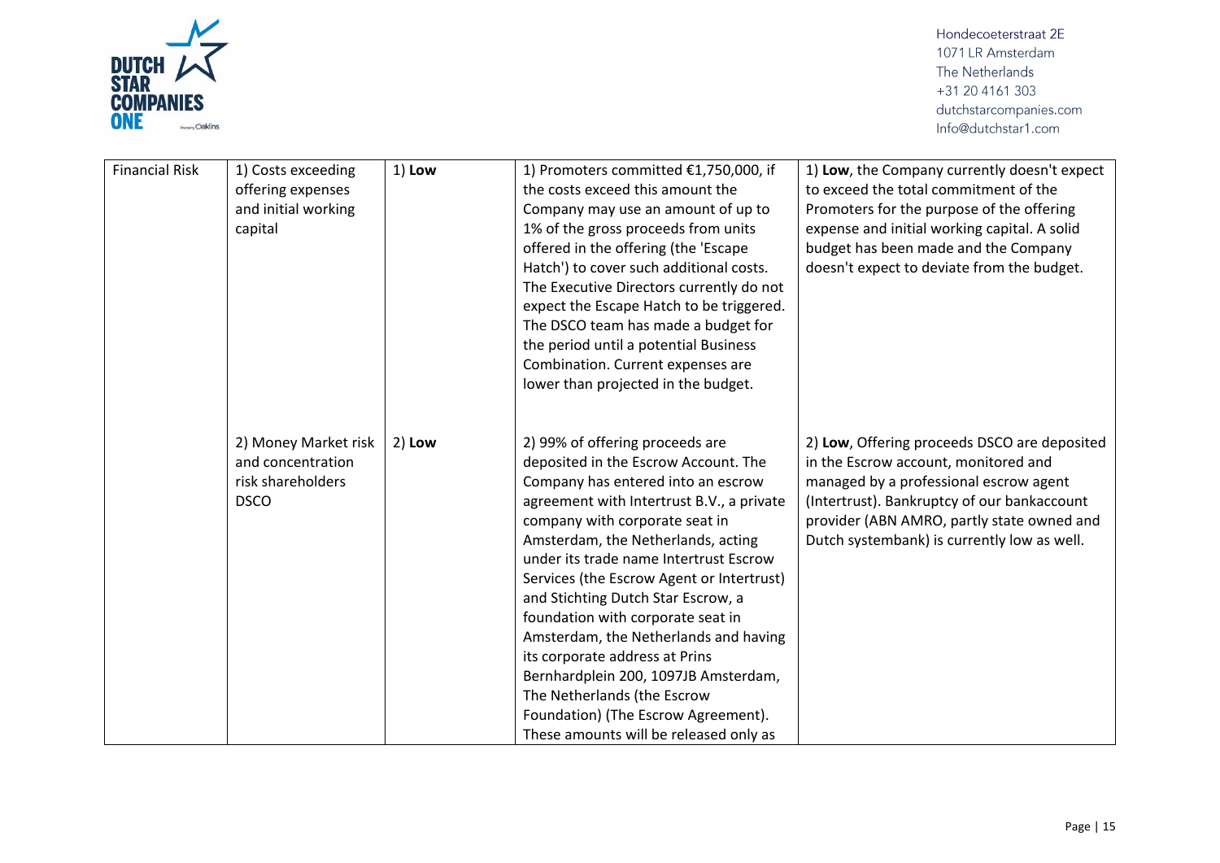| Financial Risk | 1) Costs exceeding offering expenses and initial working capital | 1) **Low** | 1) Promoters committed €1,750,000, if the costs exceed this amount the Company may use an amount of up to 1% of the gross proceeds from units offered in the offering (the 'Escape Hatch') to cover such additional costs. The Executive Directors currently do not expect the Escape Hatch to be triggered. The DSCO team has made a budget for the period until a potential Business Combination. Current expenses are lower than projected in the budget. | 1) **Low**, the Company currently doesn't expect to exceed the total commitment of the Promoters for the purpose of the offering expense and initial working capital. A solid budget has been made and the Company doesn't expect to deviate from the budget. |
|---|---|---|---|---|
| | 2) Money Market risk and concentration risk shareholders DSCO | 2) **Low** | 2) 99% of offering proceeds are deposited in the Escrow Account. The Company has entered into an escrow agreement with Intertrust B.V., a private company with corporate seat in Amsterdam, the Netherlands, acting under its trade name Intertrust Escrow Services (the Escrow Agent or Intertrust) and Stichting Dutch Star Escrow, a foundation with corporate seat in Amsterdam, the Netherlands and having its corporate address at Prins Bernhardplein 200, 1097JB Amsterdam, The Netherlands (the Escrow Foundation) (The Escrow Agreement). These amounts will be released only as | 2) **Low**, Offering proceeds DSCO are deposited in the Escrow account, monitored and managed by a professional escrow agent (Intertrust). Bankruptcy of our bankaccount provider (ABN AMRO, partly state owned and Dutch systembank) is currently low as well. |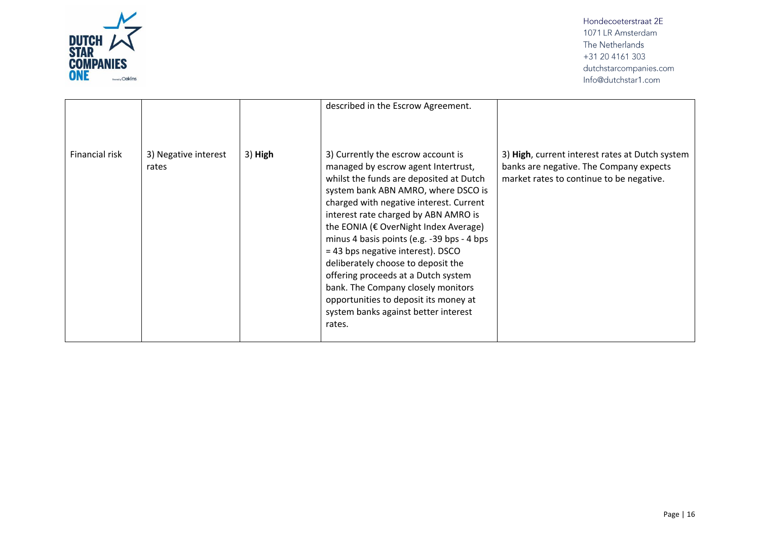| | | | | |
|---|---|---|---|---|
| | | | described in the Escrow Agreement. | |
| Financial risk | 3) Negative interest rates | 3) **High** | 3) Currently the escrow account is managed by escrow agent Intertrust, whilst the funds are deposited at Dutch system bank ABN AMRO, where DSCO is charged with negative interest. Current interest rate charged by ABN AMRO is the EONIA (€ OverNight Index Average) minus 4 basis points (e.g. -39 bps - 4 bps = 43 bps negative interest). DSCO deliberately choose to deposit the offering proceeds at a Dutch system bank. The Company closely monitors opportunities to deposit its money at system banks against better interest rates. | 3) **High**, current interest rates at Dutch system banks are negative. The Company expects market rates to continue to be negative. |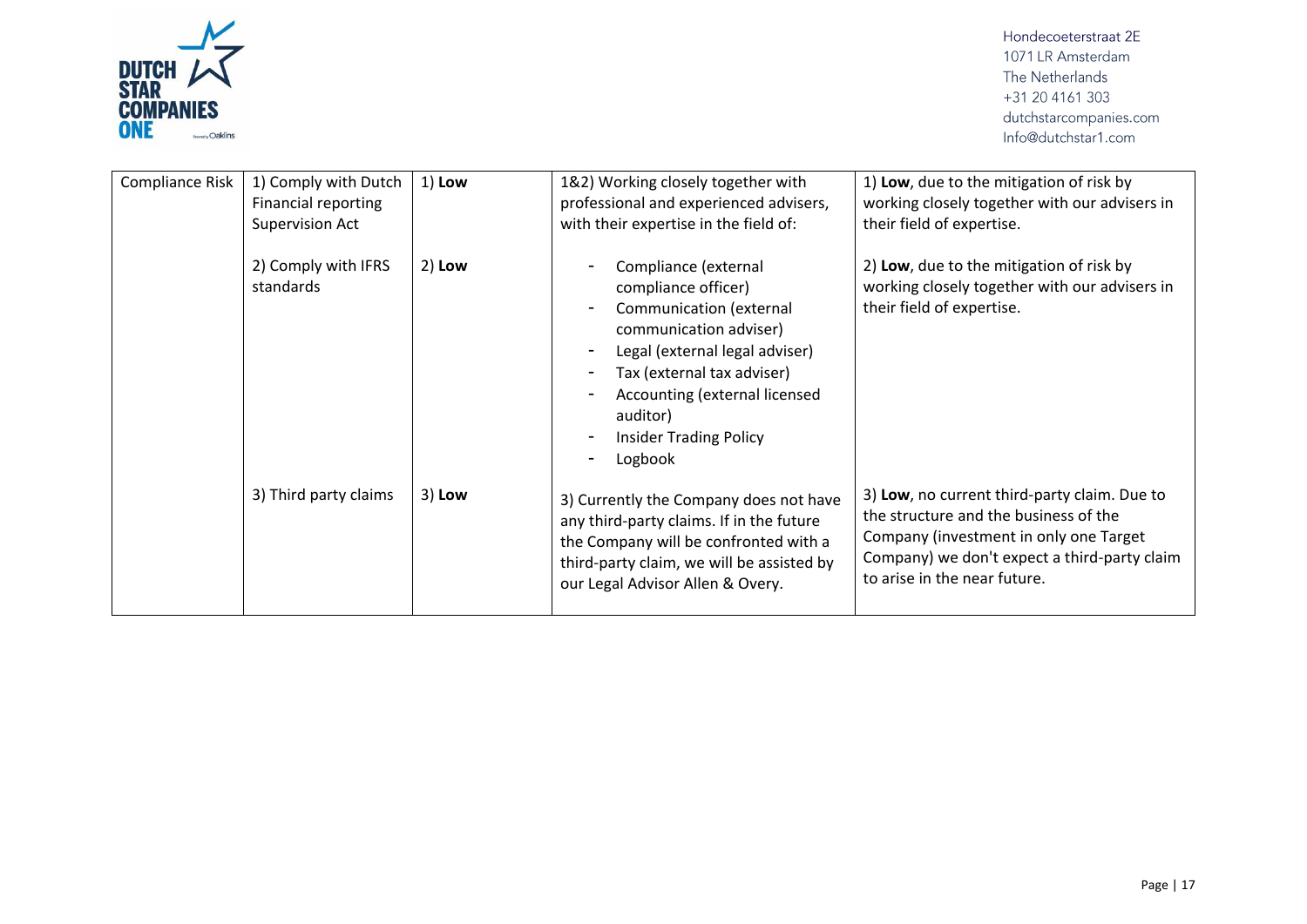| Compliance Risk | 1) Comply with Dutch Financial reporting Supervision Act<br><br>2) Comply with IFRS standards | 1) **Low**<br><br>2) **Low** | 1&2) Working closely together with professional and experienced advisers, with their expertise in the field of:<br><br>- Compliance (external compliance officer)<br>- Communication (external communication adviser)<br>- Legal (external legal adviser)<br>- Tax (external tax adviser)<br>- Accounting (external licensed auditor)<br>- Insider Trading Policy<br>- Logbook | 1) **Low**, due to the mitigation of risk by working closely together with our advisers in their field of expertise.<br><br>2) **Low**, due to the mitigation of risk by working closely together with our advisers in their field of expertise. |
|---|---|---|---|---|
| | 3) Third party claims | 3) **Low** | 3) Currently the Company does not have any third-party claims. If in the future the Company will be confronted with a third-party claim, we will be assisted by our Legal Advisor Allen & Overy. | 3) **Low**, no current third-party claim. Due to the structure and the business of the Company (investment in only one Target Company) we don't expect a third-party claim to arise in the near future. |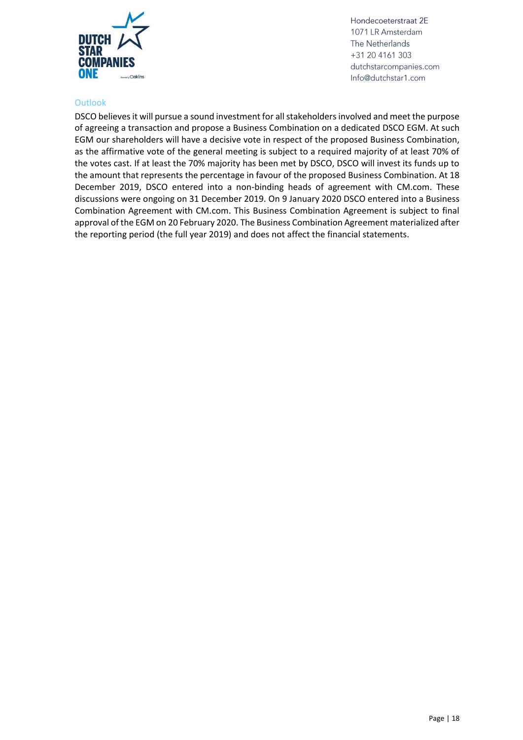## Outlook

DSCO believes it will pursue a sound investment for all stakeholders involved and meet the purpose of agreeing a transaction and propose a Business Combination on a dedicated DSCO EGM. At such EGM our shareholders will have a decisive vote in respect of the proposed Business Combination, as the affirmative vote of the general meeting is subject to a required majority of at least 70% of the votes cast. If at least the 70% majority has been met by DSCO, DSCO will invest its funds up to the amount that represents the percentage in favour of the proposed Business Combination. At 18 December 2019, DSCO entered into a non-binding heads of agreement with CM.com. These discussions were ongoing on 31 December 2019. On 9 January 2020 DSCO entered into a Business Combination Agreement with CM.com. This Business Combination Agreement is subject to final approval of the EGM on 20 February 2020. The Business Combination Agreement materialized after the reporting period (the full year 2019) and does not affect the financial statements.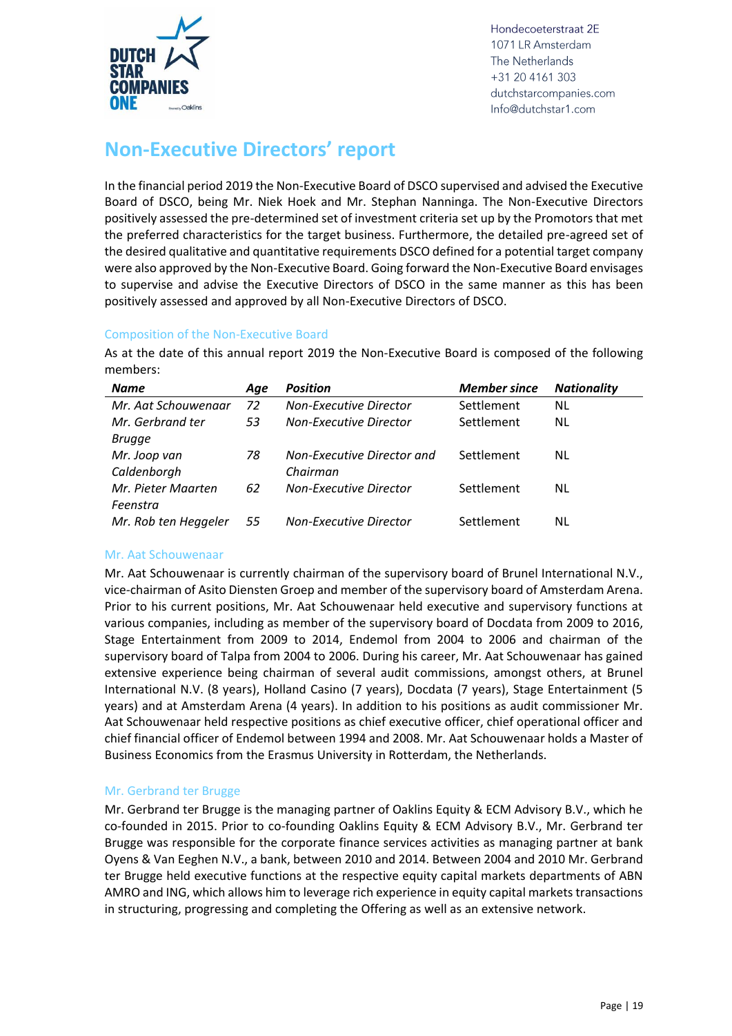# Non-Executive Directors' report

In the financial period 2019 the Non-Executive Board of DSCO supervised and advised the Executive Board of DSCO, being Mr. Niek Hoek and Mr. Stephan Nanninga. The Non-Executive Directors positively assessed the pre-determined set of investment criteria set up by the Promotors that met the preferred characteristics for the target business. Furthermore, the detailed pre-agreed set of the desired qualitative and quantitative requirements DSCO defined for a potential target company were also approved by the Non-Executive Board. Going forward the Non-Executive Board envisages to supervise and advise the Executive Directors of DSCO in the same manner as this has been positively assessed and approved by all Non-Executive Directors of DSCO.

## Composition of the Non-Executive Board

As at the date of this annual report 2019 the Non-Executive Board is composed of the following members:

| *Name* | *Age* | *Position* | *Member since* | *Nationality* |
|---|---|---|---|---|
| *Mr. Aat Schouwenaar* | *72* | *Non-Executive Director* | Settlement | NL |
| *Mr. Gerbrand ter Brugge* | *53* | *Non-Executive Director* | Settlement | NL |
| *Mr. Joop van Caldenborgh* | *78* | *Non-Executive Director and Chairman* | Settlement | NL |
| *Mr. Pieter Maarten Feenstra* | *62* | *Non-Executive Director* | Settlement | NL |
| *Mr. Rob ten Heggeler* | *55* | *Non-Executive Director* | Settlement | NL |

### Mr. Aat Schouwenaar

Mr. Aat Schouwenaar is currently chairman of the supervisory board of Brunel International N.V., vice-chairman of Asito Diensten Groep and member of the supervisory board of Amsterdam Arena. Prior to his current positions, Mr. Aat Schouwenaar held executive and supervisory functions at various companies, including as member of the supervisory board of Docdata from 2009 to 2016, Stage Entertainment from 2009 to 2014, Endemol from 2004 to 2006 and chairman of the supervisory board of Talpa from 2004 to 2006. During his career, Mr. Aat Schouwenaar has gained extensive experience being chairman of several audit commissions, amongst others, at Brunel International N.V. (8 years), Holland Casino (7 years), Docdata (7 years), Stage Entertainment (5 years) and at Amsterdam Arena (4 years). In addition to his positions as audit commissioner Mr. Aat Schouwenaar held respective positions as chief executive officer, chief operational officer and chief financial officer of Endemol between 1994 and 2008. Mr. Aat Schouwenaar holds a Master of Business Economics from the Erasmus University in Rotterdam, the Netherlands.

### Mr. Gerbrand ter Brugge

Mr. Gerbrand ter Brugge is the managing partner of Oaklins Equity & ECM Advisory B.V., which he co-founded in 2015. Prior to co-founding Oaklins Equity & ECM Advisory B.V., Mr. Gerbrand ter Brugge was responsible for the corporate finance services activities as managing partner at bank Oyens & Van Eeghen N.V., a bank, between 2010 and 2014. Between 2004 and 2010 Mr. Gerbrand ter Brugge held executive functions at the respective equity capital markets departments of ABN AMRO and ING, which allows him to leverage rich experience in equity capital markets transactions in structuring, progressing and completing the Offering as well as an extensive network.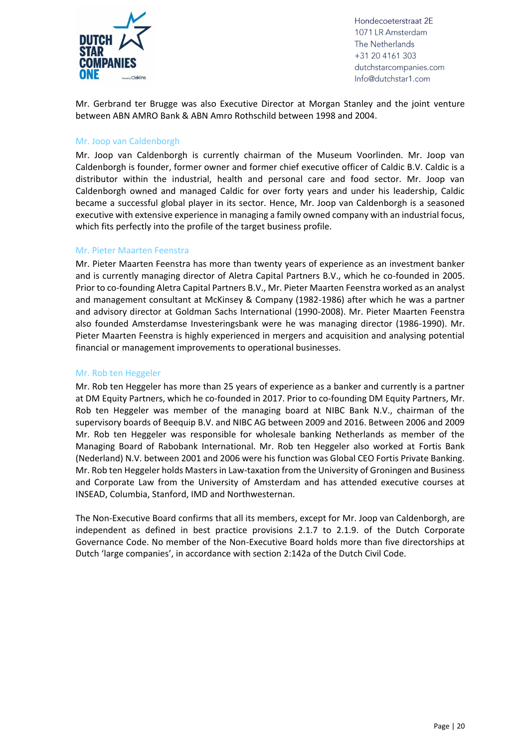Mr. Gerbrand ter Brugge was also Executive Director at Morgan Stanley and the joint venture between ABN AMRO Bank & ABN Amro Rothschild between 1998 and 2004.

### Mr. Joop van Caldenborgh

Mr. Joop van Caldenborgh is currently chairman of the Museum Voorlinden. Mr. Joop van Caldenborgh is founder, former owner and former chief executive officer of Caldic B.V. Caldic is a distributor within the industrial, health and personal care and food sector. Mr. Joop van Caldenborgh owned and managed Caldic for over forty years and under his leadership, Caldic became a successful global player in its sector. Hence, Mr. Joop van Caldenborgh is a seasoned executive with extensive experience in managing a family owned company with an industrial focus, which fits perfectly into the profile of the target business profile.

### Mr. Pieter Maarten Feenstra

Mr. Pieter Maarten Feenstra has more than twenty years of experience as an investment banker and is currently managing director of Aletra Capital Partners B.V., which he co-founded in 2005. Prior to co-founding Aletra Capital Partners B.V., Mr. Pieter Maarten Feenstra worked as an analyst and management consultant at McKinsey & Company (1982-1986) after which he was a partner and advisory director at Goldman Sachs International (1990-2008). Mr. Pieter Maarten Feenstra also founded Amsterdamse Investeringsbank were he was managing director (1986-1990). Mr. Pieter Maarten Feenstra is highly experienced in mergers and acquisition and analysing potential financial or management improvements to operational businesses.

### Mr. Rob ten Heggeler

Mr. Rob ten Heggeler has more than 25 years of experience as a banker and currently is a partner at DM Equity Partners, which he co-founded in 2017. Prior to co-founding DM Equity Partners, Mr. Rob ten Heggeler was member of the managing board at NIBC Bank N.V., chairman of the supervisory boards of Beequip B.V. and NIBC AG between 2009 and 2016. Between 2006 and 2009 Mr. Rob ten Heggeler was responsible for wholesale banking Netherlands as member of the Managing Board of Rabobank International. Mr. Rob ten Heggeler also worked at Fortis Bank (Nederland) N.V. between 2001 and 2006 were his function was Global CEO Fortis Private Banking. Mr. Rob ten Heggeler holds Masters in Law-taxation from the University of Groningen and Business and Corporate Law from the University of Amsterdam and has attended executive courses at INSEAD, Columbia, Stanford, IMD and Northwesternan.

The Non-Executive Board confirms that all its members, except for Mr. Joop van Caldenborgh, are independent as defined in best practice provisions 2.1.7 to 2.1.9. of the Dutch Corporate Governance Code. No member of the Non-Executive Board holds more than five directorships at Dutch 'large companies', in accordance with section 2:142a of the Dutch Civil Code.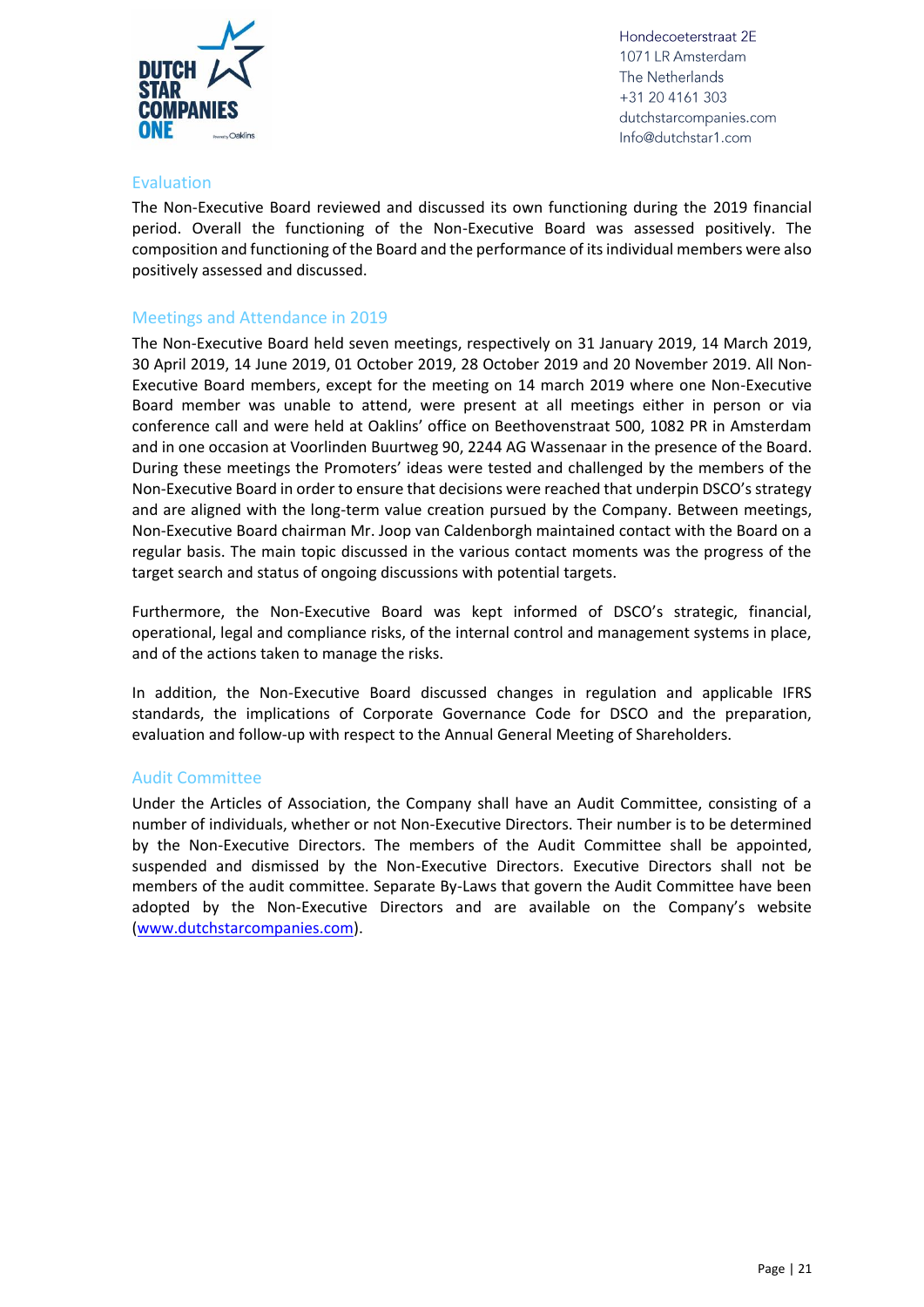## Evaluation

The Non-Executive Board reviewed and discussed its own functioning during the 2019 financial period. Overall the functioning of the Non-Executive Board was assessed positively. The composition and functioning of the Board and the performance of its individual members were also positively assessed and discussed.

## Meetings and Attendance in 2019

The Non-Executive Board held seven meetings, respectively on 31 January 2019, 14 March 2019, 30 April 2019, 14 June 2019, 01 October 2019, 28 October 2019 and 20 November 2019. All Non-Executive Board members, except for the meeting on 14 march 2019 where one Non-Executive Board member was unable to attend, were present at all meetings either in person or via conference call and were held at Oaklins' office on Beethovenstraat 500, 1082 PR in Amsterdam and in one occasion at Voorlinden Buurtweg 90, 2244 AG Wassenaar in the presence of the Board. During these meetings the Promoters' ideas were tested and challenged by the members of the Non-Executive Board in order to ensure that decisions were reached that underpin DSCO's strategy and are aligned with the long-term value creation pursued by the Company. Between meetings, Non-Executive Board chairman Mr. Joop van Caldenborgh maintained contact with the Board on a regular basis. The main topic discussed in the various contact moments was the progress of the target search and status of ongoing discussions with potential targets.

Furthermore, the Non-Executive Board was kept informed of DSCO's strategic, financial, operational, legal and compliance risks, of the internal control and management systems in place, and of the actions taken to manage the risks.

In addition, the Non-Executive Board discussed changes in regulation and applicable IFRS standards, the implications of Corporate Governance Code for DSCO and the preparation, evaluation and follow-up with respect to the Annual General Meeting of Shareholders.

## Audit Committee

Under the Articles of Association, the Company shall have an Audit Committee, consisting of a number of individuals, whether or not Non-Executive Directors. Their number is to be determined by the Non-Executive Directors. The members of the Audit Committee shall be appointed, suspended and dismissed by the Non-Executive Directors. Executive Directors shall not be members of the audit committee. Separate By-Laws that govern the Audit Committee have been adopted by the Non-Executive Directors and are available on the Company's website (www.dutchstarcompanies.com).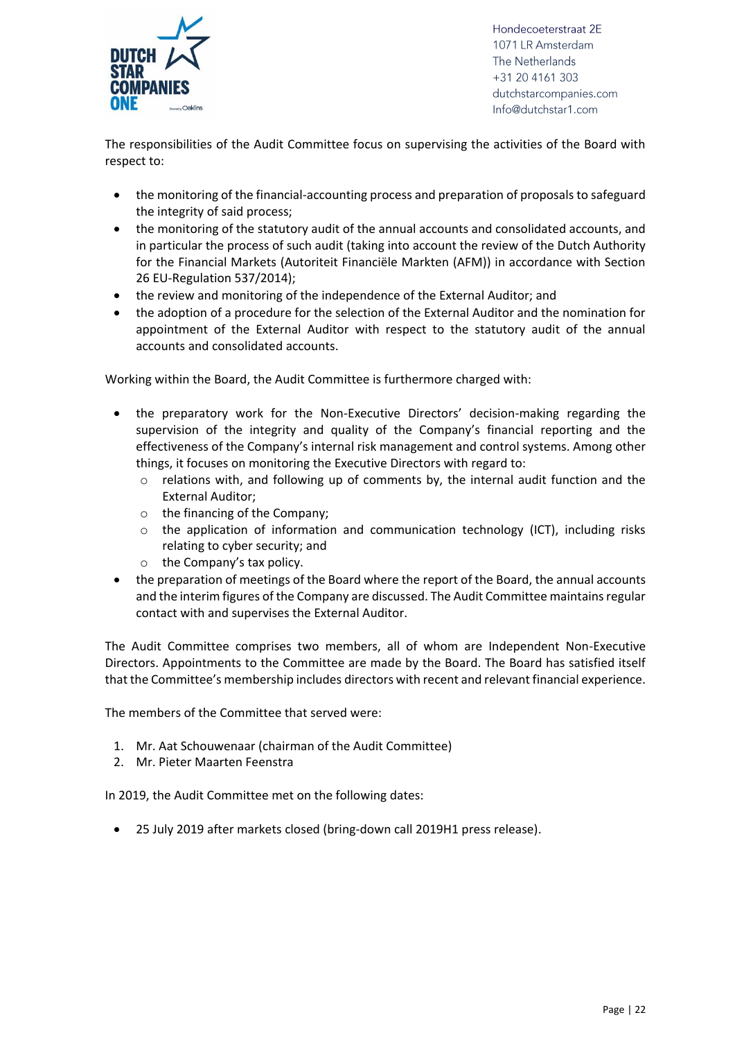The responsibilities of the Audit Committee focus on supervising the activities of the Board with respect to:

- the monitoring of the financial-accounting process and preparation of proposals to safeguard the integrity of said process;
- the monitoring of the statutory audit of the annual accounts and consolidated accounts, and in particular the process of such audit (taking into account the review of the Dutch Authority for the Financial Markets (Autoriteit Financiële Markten (AFM)) in accordance with Section 26 EU-Regulation 537/2014);
- the review and monitoring of the independence of the External Auditor; and
- the adoption of a procedure for the selection of the External Auditor and the nomination for appointment of the External Auditor with respect to the statutory audit of the annual accounts and consolidated accounts.

Working within the Board, the Audit Committee is furthermore charged with:

- the preparatory work for the Non-Executive Directors' decision-making regarding the supervision of the integrity and quality of the Company's financial reporting and the effectiveness of the Company's internal risk management and control systems. Among other things, it focuses on monitoring the Executive Directors with regard to:
  - relations with, and following up of comments by, the internal audit function and the External Auditor;
  - the financing of the Company;
  - the application of information and communication technology (ICT), including risks relating to cyber security; and
  - the Company's tax policy.
- the preparation of meetings of the Board where the report of the Board, the annual accounts and the interim figures of the Company are discussed. The Audit Committee maintains regular contact with and supervises the External Auditor.

The Audit Committee comprises two members, all of whom are Independent Non-Executive Directors. Appointments to the Committee are made by the Board. The Board has satisfied itself that the Committee's membership includes directors with recent and relevant financial experience.

The members of the Committee that served were:

1. Mr. Aat Schouwenaar (chairman of the Audit Committee)
2. Mr. Pieter Maarten Feenstra

In 2019, the Audit Committee met on the following dates:

- 25 July 2019 after markets closed (bring-down call 2019H1 press release).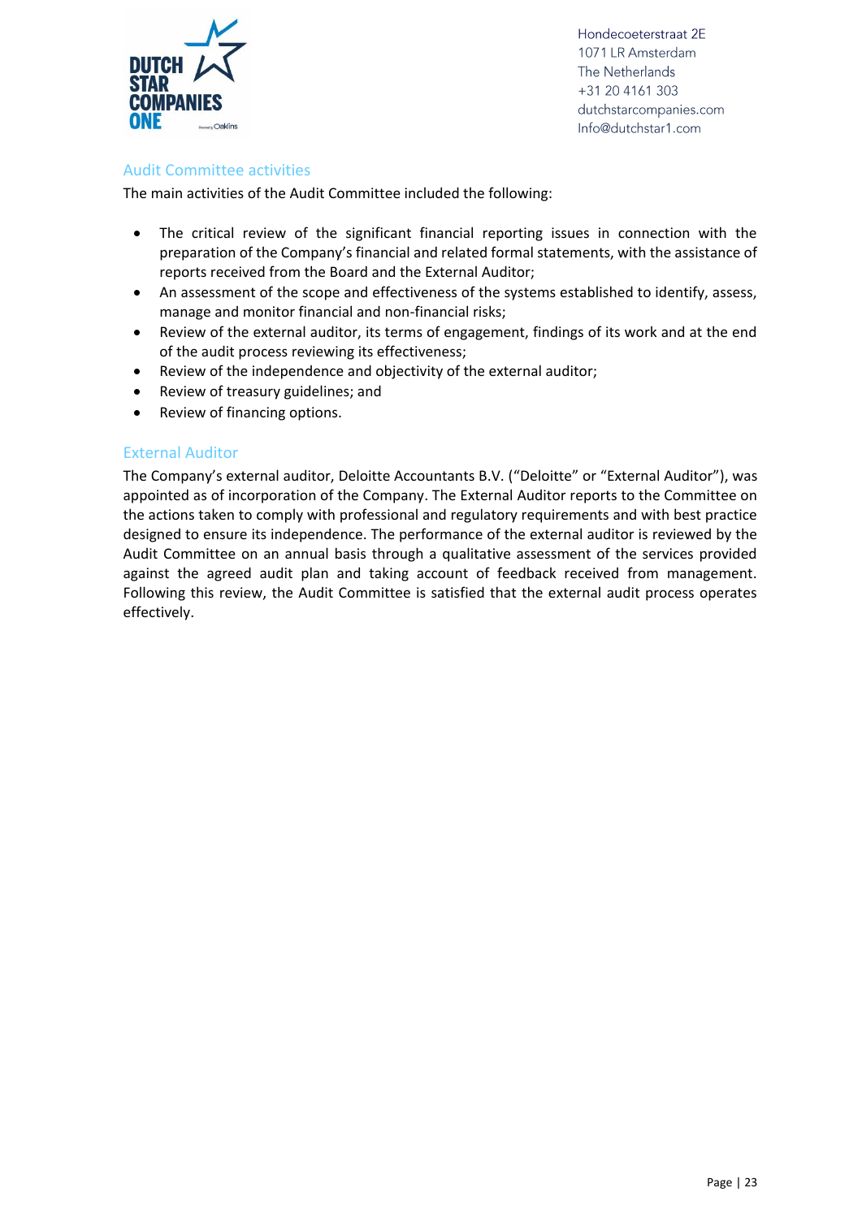## Audit Committee activities

The main activities of the Audit Committee included the following:

- The critical review of the significant financial reporting issues in connection with the preparation of the Company's financial and related formal statements, with the assistance of reports received from the Board and the External Auditor;
- An assessment of the scope and effectiveness of the systems established to identify, assess, manage and monitor financial and non-financial risks;
- Review of the external auditor, its terms of engagement, findings of its work and at the end of the audit process reviewing its effectiveness;
- Review of the independence and objectivity of the external auditor;
- Review of treasury guidelines; and
- Review of financing options.

## External Auditor

The Company's external auditor, Deloitte Accountants B.V. ("Deloitte" or "External Auditor"), was appointed as of incorporation of the Company. The External Auditor reports to the Committee on the actions taken to comply with professional and regulatory requirements and with best practice designed to ensure its independence. The performance of the external auditor is reviewed by the Audit Committee on an annual basis through a qualitative assessment of the services provided against the agreed audit plan and taking account of feedback received from management. Following this review, the Audit Committee is satisfied that the external audit process operates effectively.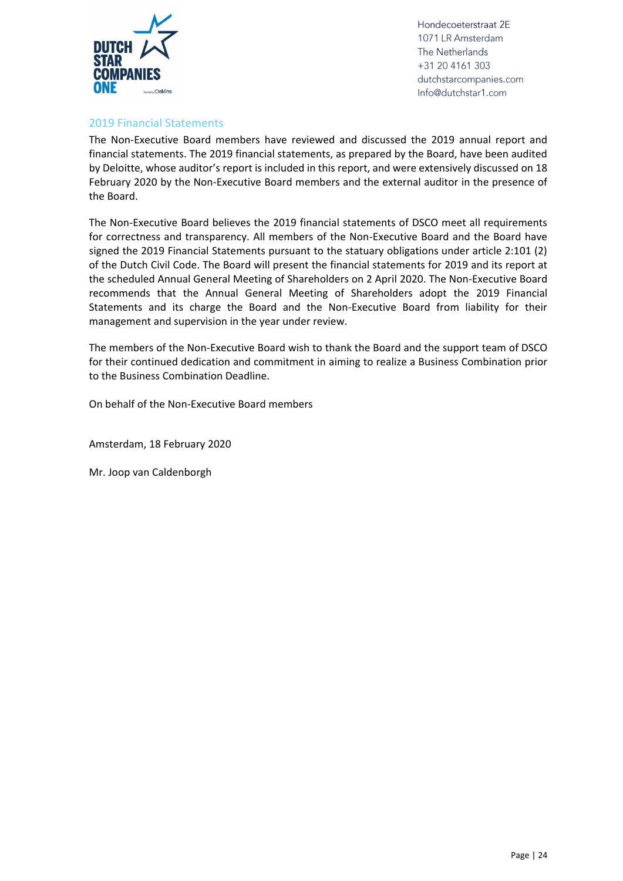## 2019 Financial Statements

The Non-Executive Board members have reviewed and discussed the 2019 annual report and financial statements. The 2019 financial statements, as prepared by the Board, have been audited by Deloitte, whose auditor's report is included in this report, and were extensively discussed on 18 February 2020 by the Non-Executive Board members and the external auditor in the presence of the Board.

The Non-Executive Board believes the 2019 financial statements of DSCO meet all requirements for correctness and transparency. All members of the Non-Executive Board and the Board have signed the 2019 Financial Statements pursuant to the statuary obligations under article 2:101 (2) of the Dutch Civil Code. The Board will present the financial statements for 2019 and its report at the scheduled Annual General Meeting of Shareholders on 2 April 2020. The Non-Executive Board recommends that the Annual General Meeting of Shareholders adopt the 2019 Financial Statements and its charge the Board and the Non-Executive Board from liability for their management and supervision in the year under review.

The members of the Non-Executive Board wish to thank the Board and the support team of DSCO for their continued dedication and commitment in aiming to realize a Business Combination prior to the Business Combination Deadline.

On behalf of the Non-Executive Board members

Amsterdam, 18 February 2020

Mr. Joop van Caldenborgh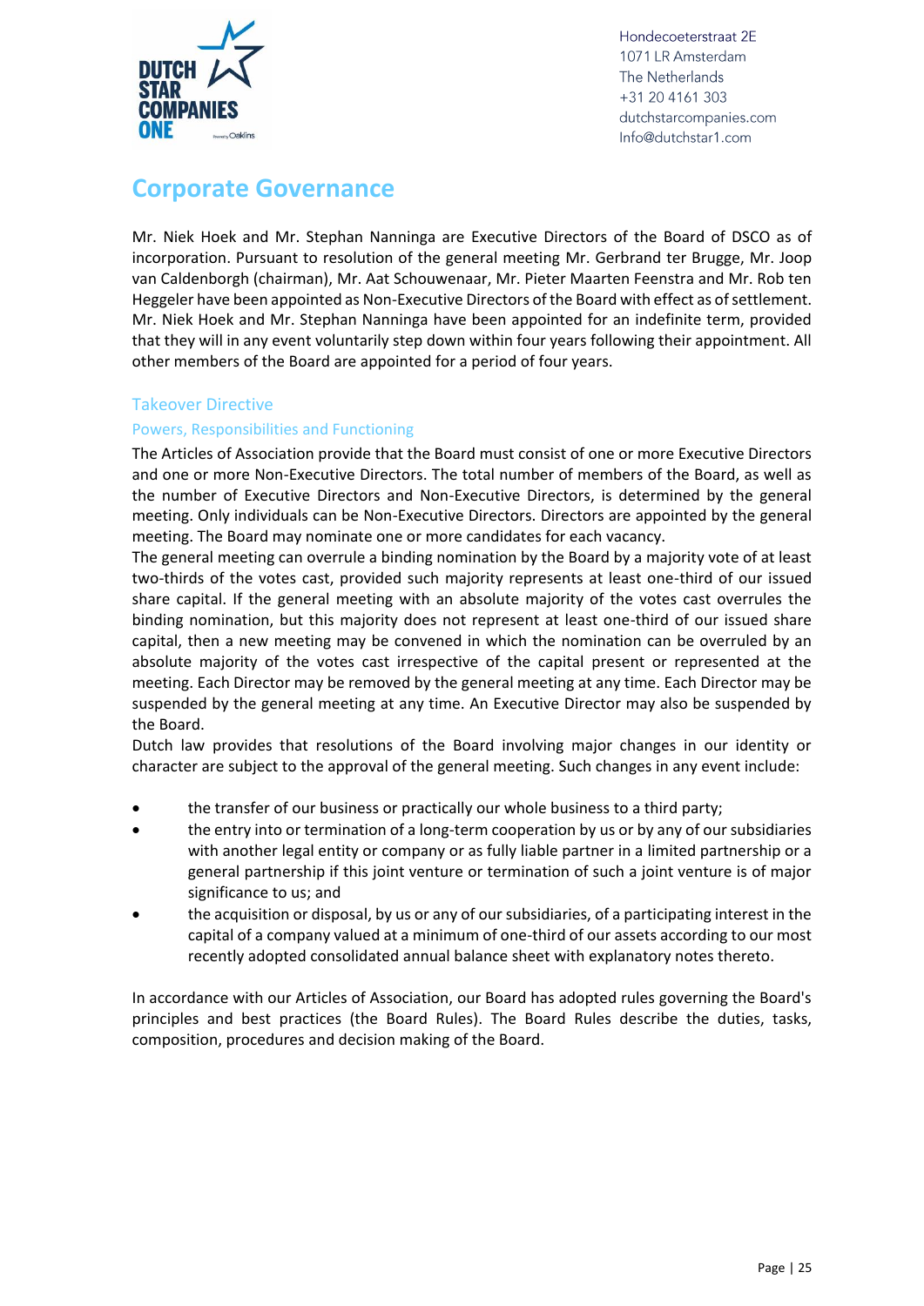# Corporate Governance

Mr. Niek Hoek and Mr. Stephan Nanninga are Executive Directors of the Board of DSCO as of incorporation. Pursuant to resolution of the general meeting Mr. Gerbrand ter Brugge, Mr. Joop van Caldenborgh (chairman), Mr. Aat Schouwenaar, Mr. Pieter Maarten Feenstra and Mr. Rob ten Heggeler have been appointed as Non-Executive Directors of the Board with effect as of settlement. Mr. Niek Hoek and Mr. Stephan Nanninga have been appointed for an indefinite term, provided that they will in any event voluntarily step down within four years following their appointment. All other members of the Board are appointed for a period of four years.

## Takeover Directive

### Powers, Responsibilities and Functioning

The Articles of Association provide that the Board must consist of one or more Executive Directors and one or more Non-Executive Directors. The total number of members of the Board, as well as the number of Executive Directors and Non-Executive Directors, is determined by the general meeting. Only individuals can be Non-Executive Directors. Directors are appointed by the general meeting. The Board may nominate one or more candidates for each vacancy.

The general meeting can overrule a binding nomination by the Board by a majority vote of at least two-thirds of the votes cast, provided such majority represents at least one-third of our issued share capital. If the general meeting with an absolute majority of the votes cast overrules the binding nomination, but this majority does not represent at least one-third of our issued share capital, then a new meeting may be convened in which the nomination can be overruled by an absolute majority of the votes cast irrespective of the capital present or represented at the meeting. Each Director may be removed by the general meeting at any time. Each Director may be suspended by the general meeting at any time. An Executive Director may also be suspended by the Board.

Dutch law provides that resolutions of the Board involving major changes in our identity or character are subject to the approval of the general meeting. Such changes in any event include:

- the transfer of our business or practically our whole business to a third party;
- the entry into or termination of a long-term cooperation by us or by any of our subsidiaries with another legal entity or company or as fully liable partner in a limited partnership or a general partnership if this joint venture or termination of such a joint venture is of major significance to us; and
- the acquisition or disposal, by us or any of our subsidiaries, of a participating interest in the capital of a company valued at a minimum of one-third of our assets according to our most recently adopted consolidated annual balance sheet with explanatory notes thereto.

In accordance with our Articles of Association, our Board has adopted rules governing the Board's principles and best practices (the Board Rules). The Board Rules describe the duties, tasks, composition, procedures and decision making of the Board.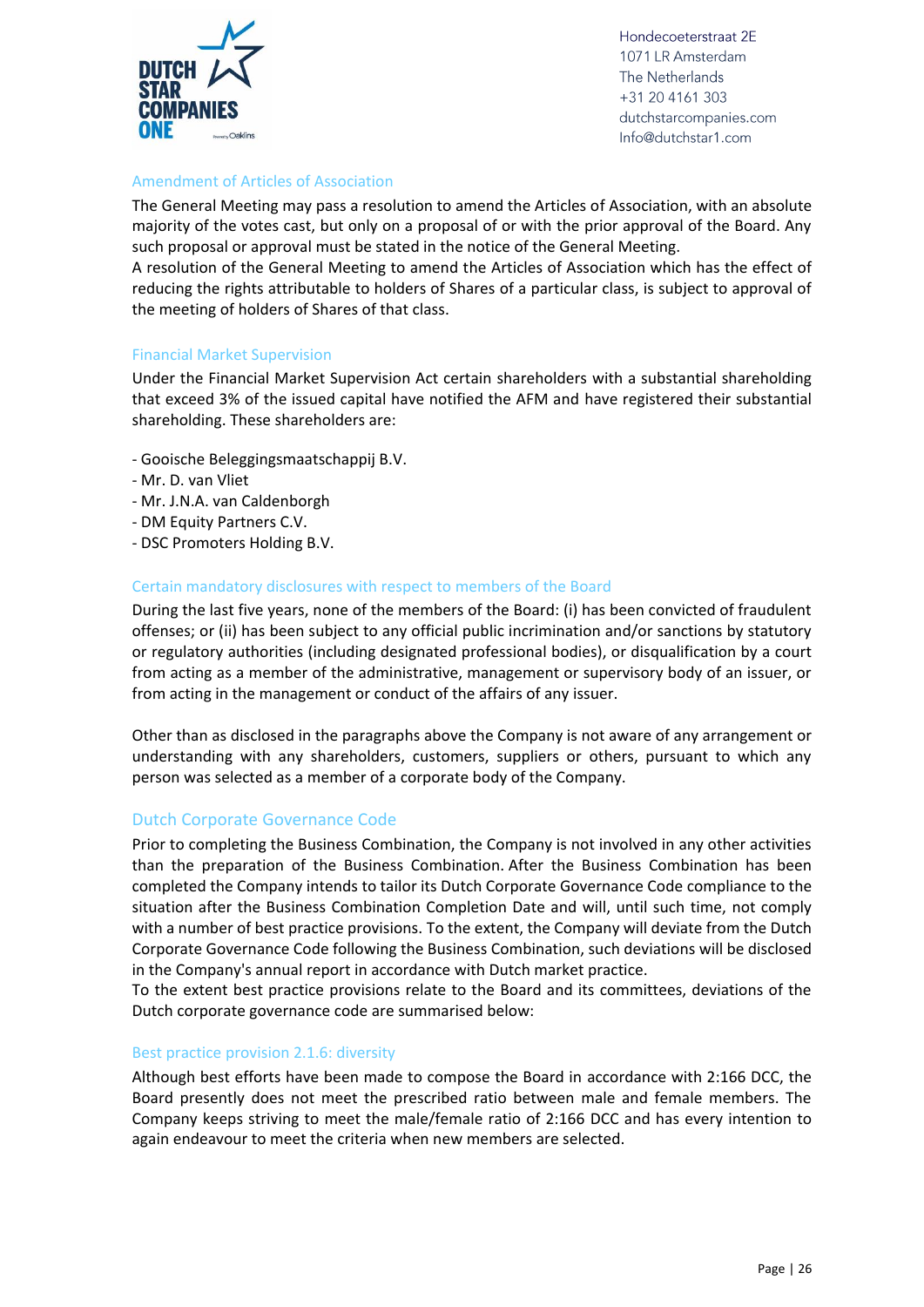## Amendment of Articles of Association

The General Meeting may pass a resolution to amend the Articles of Association, with an absolute majority of the votes cast, but only on a proposal of or with the prior approval of the Board. Any such proposal or approval must be stated in the notice of the General Meeting.

A resolution of the General Meeting to amend the Articles of Association which has the effect of reducing the rights attributable to holders of Shares of a particular class, is subject to approval of the meeting of holders of Shares of that class.

## Financial Market Supervision

Under the Financial Market Supervision Act certain shareholders with a substantial shareholding that exceed 3% of the issued capital have notified the AFM and have registered their substantial shareholding. These shareholders are:

- Gooische Beleggingsmaatschappij B.V.
- Mr. D. van Vliet
- Mr. J.N.A. van Caldenborgh
- DM Equity Partners C.V.
- DSC Promoters Holding B.V.

## Certain mandatory disclosures with respect to members of the Board

During the last five years, none of the members of the Board: (i) has been convicted of fraudulent offenses; or (ii) has been subject to any official public incrimination and/or sanctions by statutory or regulatory authorities (including designated professional bodies), or disqualification by a court from acting as a member of the administrative, management or supervisory body of an issuer, or from acting in the management or conduct of the affairs of any issuer.

Other than as disclosed in the paragraphs above the Company is not aware of any arrangement or understanding with any shareholders, customers, suppliers or others, pursuant to which any person was selected as a member of a corporate body of the Company.

## Dutch Corporate Governance Code

Prior to completing the Business Combination, the Company is not involved in any other activities than the preparation of the Business Combination. After the Business Combination has been completed the Company intends to tailor its Dutch Corporate Governance Code compliance to the situation after the Business Combination Completion Date and will, until such time, not comply with a number of best practice provisions. To the extent, the Company will deviate from the Dutch Corporate Governance Code following the Business Combination, such deviations will be disclosed in the Company's annual report in accordance with Dutch market practice.

To the extent best practice provisions relate to the Board and its committees, deviations of the Dutch corporate governance code are summarised below:

### Best practice provision 2.1.6: diversity

Although best efforts have been made to compose the Board in accordance with 2:166 DCC, the Board presently does not meet the prescribed ratio between male and female members. The Company keeps striving to meet the male/female ratio of 2:166 DCC and has every intention to again endeavour to meet the criteria when new members are selected.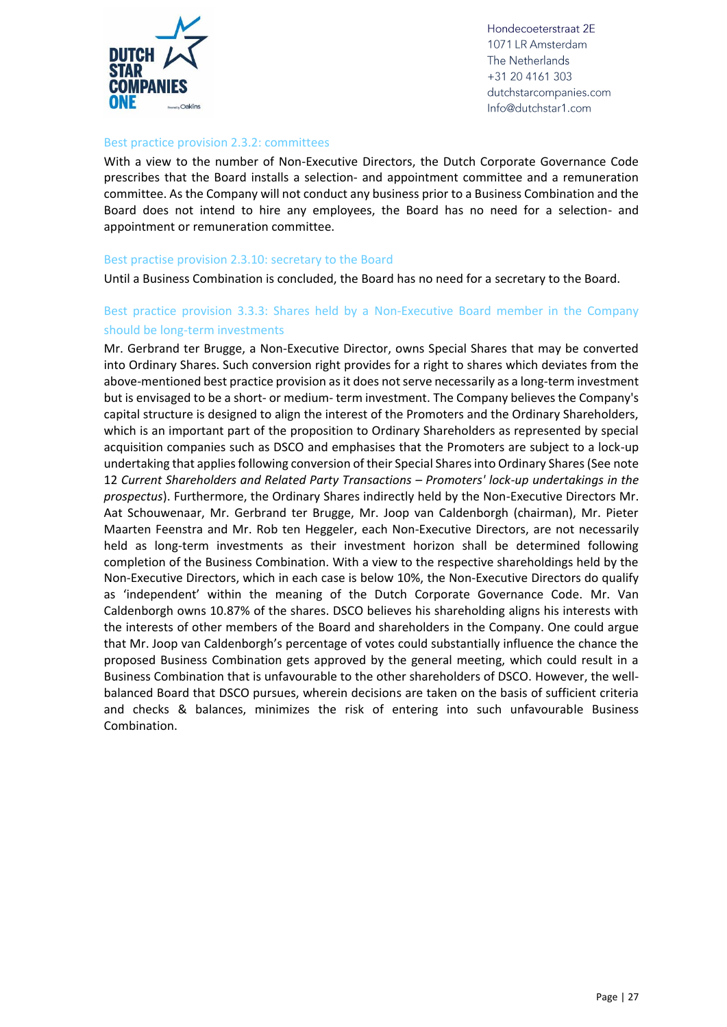### Best practice provision 2.3.2: committees

With a view to the number of Non-Executive Directors, the Dutch Corporate Governance Code prescribes that the Board installs a selection- and appointment committee and a remuneration committee. As the Company will not conduct any business prior to a Business Combination and the Board does not intend to hire any employees, the Board has no need for a selection- and appointment or remuneration committee.

### Best practise provision 2.3.10: secretary to the Board

Until a Business Combination is concluded, the Board has no need for a secretary to the Board.

### Best practice provision 3.3.3: Shares held by a Non-Executive Board member in the Company should be long-term investments

Mr. Gerbrand ter Brugge, a Non-Executive Director, owns Special Shares that may be converted into Ordinary Shares. Such conversion right provides for a right to shares which deviates from the above-mentioned best practice provision as it does not serve necessarily as a long-term investment but is envisaged to be a short- or medium- term investment. The Company believes the Company's capital structure is designed to align the interest of the Promoters and the Ordinary Shareholders, which is an important part of the proposition to Ordinary Shareholders as represented by special acquisition companies such as DSCO and emphasises that the Promoters are subject to a lock-up undertaking that applies following conversion of their Special Shares into Ordinary Shares (See note 12 *Current Shareholders and Related Party Transactions – Promoters' lock-up undertakings in the prospectus*). Furthermore, the Ordinary Shares indirectly held by the Non-Executive Directors Mr. Aat Schouwenaar, Mr. Gerbrand ter Brugge, Mr. Joop van Caldenborgh (chairman), Mr. Pieter Maarten Feenstra and Mr. Rob ten Heggeler, each Non-Executive Directors, are not necessarily held as long-term investments as their investment horizon shall be determined following completion of the Business Combination. With a view to the respective shareholdings held by the Non-Executive Directors, which in each case is below 10%, the Non-Executive Directors do qualify as 'independent' within the meaning of the Dutch Corporate Governance Code. Mr. Van Caldenborgh owns 10.87% of the shares. DSCO believes his shareholding aligns his interests with the interests of other members of the Board and shareholders in the Company. One could argue that Mr. Joop van Caldenborgh's percentage of votes could substantially influence the chance the proposed Business Combination gets approved by the general meeting, which could result in a Business Combination that is unfavourable to the other shareholders of DSCO. However, the well-balanced Board that DSCO pursues, wherein decisions are taken on the basis of sufficient criteria and checks & balances, minimizes the risk of entering into such unfavourable Business Combination.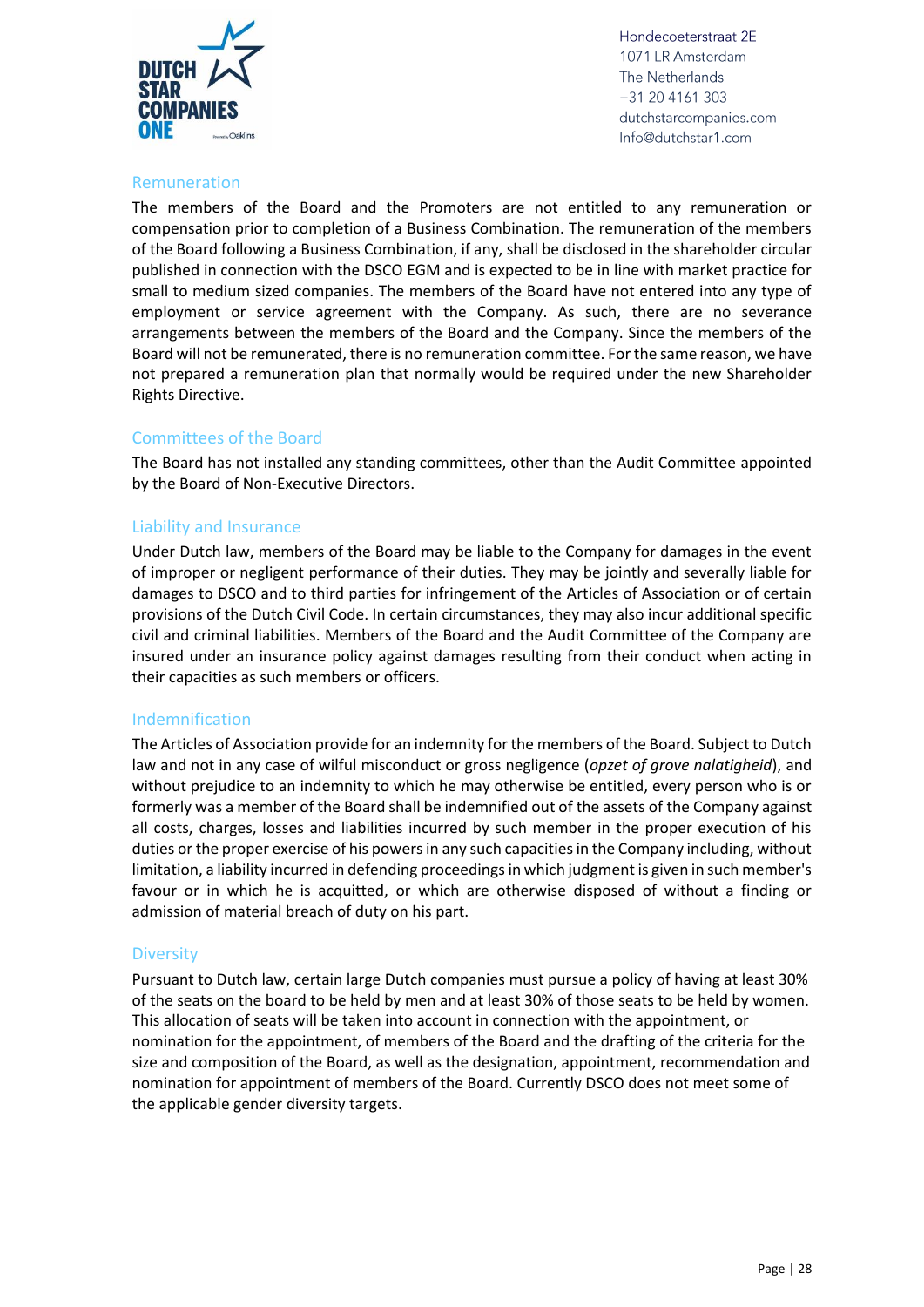## Remuneration

The members of the Board and the Promoters are not entitled to any remuneration or compensation prior to completion of a Business Combination. The remuneration of the members of the Board following a Business Combination, if any, shall be disclosed in the shareholder circular published in connection with the DSCO EGM and is expected to be in line with market practice for small to medium sized companies. The members of the Board have not entered into any type of employment or service agreement with the Company. As such, there are no severance arrangements between the members of the Board and the Company. Since the members of the Board will not be remunerated, there is no remuneration committee. For the same reason, we have not prepared a remuneration plan that normally would be required under the new Shareholder Rights Directive.

## Committees of the Board

The Board has not installed any standing committees, other than the Audit Committee appointed by the Board of Non-Executive Directors.

## Liability and Insurance

Under Dutch law, members of the Board may be liable to the Company for damages in the event of improper or negligent performance of their duties. They may be jointly and severally liable for damages to DSCO and to third parties for infringement of the Articles of Association or of certain provisions of the Dutch Civil Code. In certain circumstances, they may also incur additional specific civil and criminal liabilities. Members of the Board and the Audit Committee of the Company are insured under an insurance policy against damages resulting from their conduct when acting in their capacities as such members or officers.

## Indemnification

The Articles of Association provide for an indemnity for the members of the Board. Subject to Dutch law and not in any case of wilful misconduct or gross negligence (*opzet of grove nalatigheid*), and without prejudice to an indemnity to which he may otherwise be entitled, every person who is or formerly was a member of the Board shall be indemnified out of the assets of the Company against all costs, charges, losses and liabilities incurred by such member in the proper execution of his duties or the proper exercise of his powers in any such capacities in the Company including, without limitation, a liability incurred in defending proceedings in which judgment is given in such member's favour or in which he is acquitted, or which are otherwise disposed of without a finding or admission of material breach of duty on his part.

## Diversity

Pursuant to Dutch law, certain large Dutch companies must pursue a policy of having at least 30% of the seats on the board to be held by men and at least 30% of those seats to be held by women. This allocation of seats will be taken into account in connection with the appointment, or nomination for the appointment, of members of the Board and the drafting of the criteria for the size and composition of the Board, as well as the designation, appointment, recommendation and nomination for appointment of members of the Board. Currently DSCO does not meet some of the applicable gender diversity targets.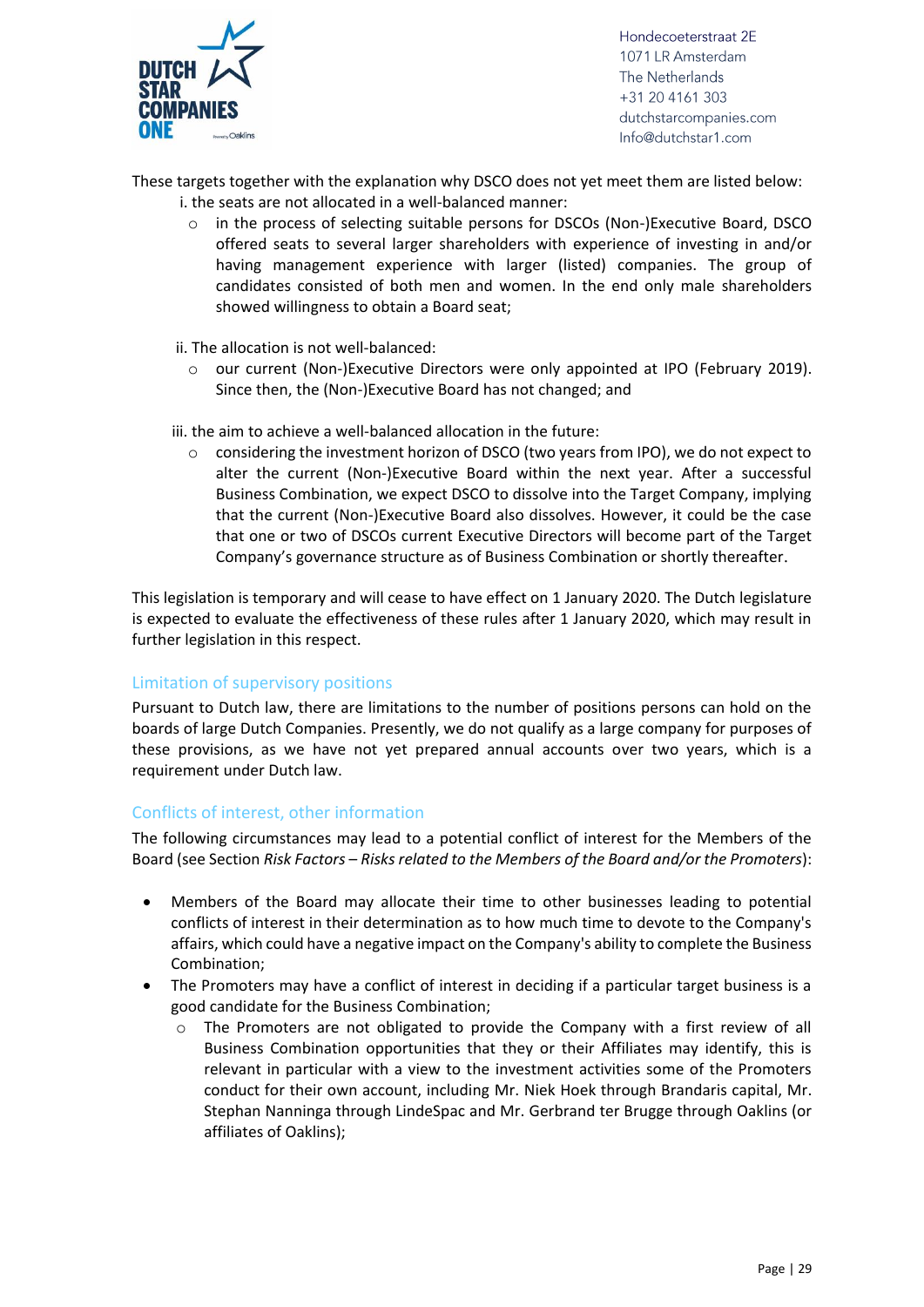These targets together with the explanation why DSCO does not yet meet them are listed below:

i. the seats are not allocated in a well-balanced manner:

- in the process of selecting suitable persons for DSCOs (Non-)Executive Board, DSCO offered seats to several larger shareholders with experience of investing in and/or having management experience with larger (listed) companies. The group of candidates consisted of both men and women. In the end only male shareholders showed willingness to obtain a Board seat;

ii. The allocation is not well-balanced:

- our current (Non-)Executive Directors were only appointed at IPO (February 2019). Since then, the (Non-)Executive Board has not changed; and

iii. the aim to achieve a well-balanced allocation in the future:

- considering the investment horizon of DSCO (two years from IPO), we do not expect to alter the current (Non-)Executive Board within the next year. After a successful Business Combination, we expect DSCO to dissolve into the Target Company, implying that the current (Non-)Executive Board also dissolves. However, it could be the case that one or two of DSCOs current Executive Directors will become part of the Target Company's governance structure as of Business Combination or shortly thereafter.

This legislation is temporary and will cease to have effect on 1 January 2020. The Dutch legislature is expected to evaluate the effectiveness of these rules after 1 January 2020, which may result in further legislation in this respect.

## Limitation of supervisory positions

Pursuant to Dutch law, there are limitations to the number of positions persons can hold on the boards of large Dutch Companies. Presently, we do not qualify as a large company for purposes of these provisions, as we have not yet prepared annual accounts over two years, which is a requirement under Dutch law.

## Conflicts of interest, other information

The following circumstances may lead to a potential conflict of interest for the Members of the Board (see Section *Risk Factors – Risks related to the Members of the Board and/or the Promoters*):

- Members of the Board may allocate their time to other businesses leading to potential conflicts of interest in their determination as to how much time to devote to the Company's affairs, which could have a negative impact on the Company's ability to complete the Business Combination;
- The Promoters may have a conflict of interest in deciding if a particular target business is a good candidate for the Business Combination;
  - The Promoters are not obligated to provide the Company with a first review of all Business Combination opportunities that they or their Affiliates may identify, this is relevant in particular with a view to the investment activities some of the Promoters conduct for their own account, including Mr. Niek Hoek through Brandaris capital, Mr. Stephan Nanninga through LindeSpac and Mr. Gerbrand ter Brugge through Oaklins (or affiliates of Oaklins);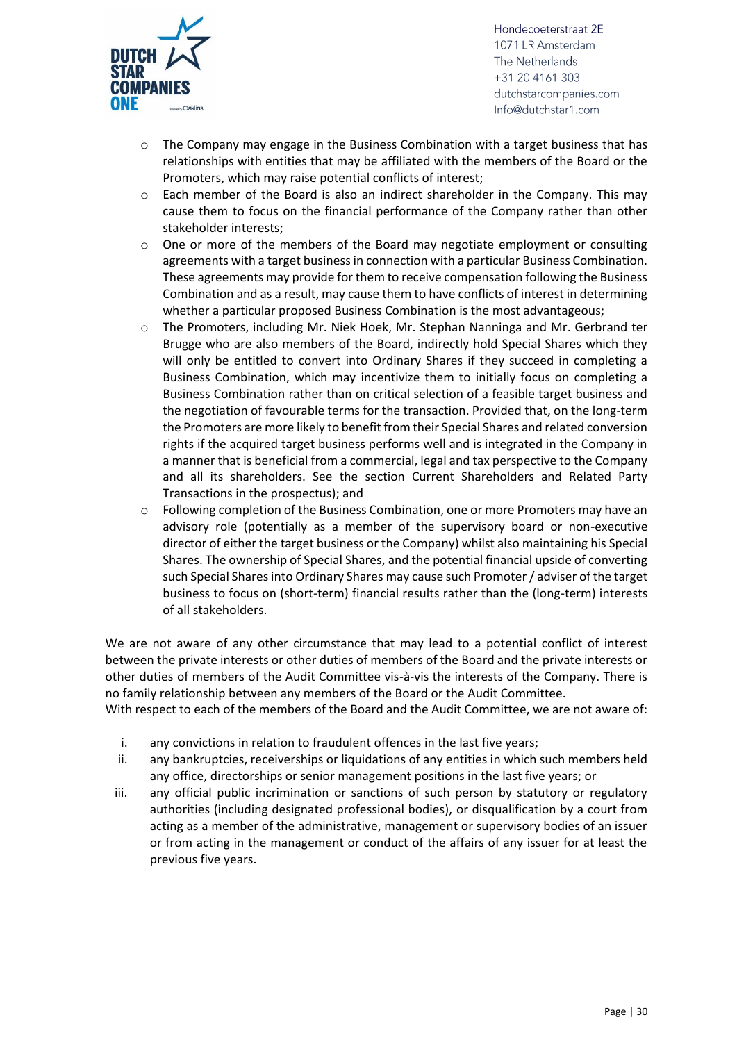- The Company may engage in the Business Combination with a target business that has relationships with entities that may be affiliated with the members of the Board or the Promoters, which may raise potential conflicts of interest;
- Each member of the Board is also an indirect shareholder in the Company. This may cause them to focus on the financial performance of the Company rather than other stakeholder interests;
- One or more of the members of the Board may negotiate employment or consulting agreements with a target business in connection with a particular Business Combination. These agreements may provide for them to receive compensation following the Business Combination and as a result, may cause them to have conflicts of interest in determining whether a particular proposed Business Combination is the most advantageous;
- The Promoters, including Mr. Niek Hoek, Mr. Stephan Nanninga and Mr. Gerbrand ter Brugge who are also members of the Board, indirectly hold Special Shares which they will only be entitled to convert into Ordinary Shares if they succeed in completing a Business Combination, which may incentivize them to initially focus on completing a Business Combination rather than on critical selection of a feasible target business and the negotiation of favourable terms for the transaction. Provided that, on the long-term the Promoters are more likely to benefit from their Special Shares and related conversion rights if the acquired target business performs well and is integrated in the Company in a manner that is beneficial from a commercial, legal and tax perspective to the Company and all its shareholders. See the section Current Shareholders and Related Party Transactions in the prospectus); and
- Following completion of the Business Combination, one or more Promoters may have an advisory role (potentially as a member of the supervisory board or non-executive director of either the target business or the Company) whilst also maintaining his Special Shares. The ownership of Special Shares, and the potential financial upside of converting such Special Shares into Ordinary Shares may cause such Promoter / adviser of the target business to focus on (short-term) financial results rather than the (long-term) interests of all stakeholders.

We are not aware of any other circumstance that may lead to a potential conflict of interest between the private interests or other duties of members of the Board and the private interests or other duties of members of the Audit Committee vis-à-vis the interests of the Company. There is no family relationship between any members of the Board or the Audit Committee.
With respect to each of the members of the Board and the Audit Committee, we are not aware of:

i. any convictions in relation to fraudulent offences in the last five years;
ii. any bankruptcies, receiverships or liquidations of any entities in which such members held any office, directorships or senior management positions in the last five years; or
iii. any official public incrimination or sanctions of such person by statutory or regulatory authorities (including designated professional bodies), or disqualification by a court from acting as a member of the administrative, management or supervisory bodies of an issuer or from acting in the management or conduct of the affairs of any issuer for at least the previous five years.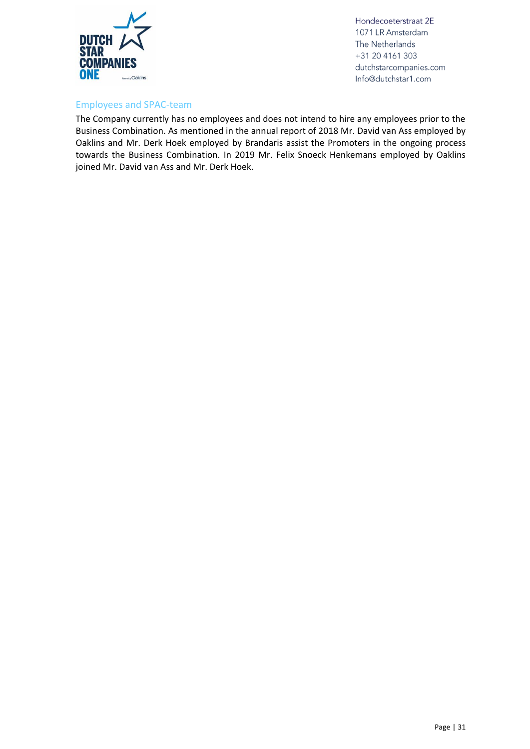## Employees and SPAC-team

The Company currently has no employees and does not intend to hire any employees prior to the Business Combination. As mentioned in the annual report of 2018 Mr. David van Ass employed by Oaklins and Mr. Derk Hoek employed by Brandaris assist the Promoters in the ongoing process towards the Business Combination. In 2019 Mr. Felix Snoeck Henkemans employed by Oaklins joined Mr. David van Ass and Mr. Derk Hoek.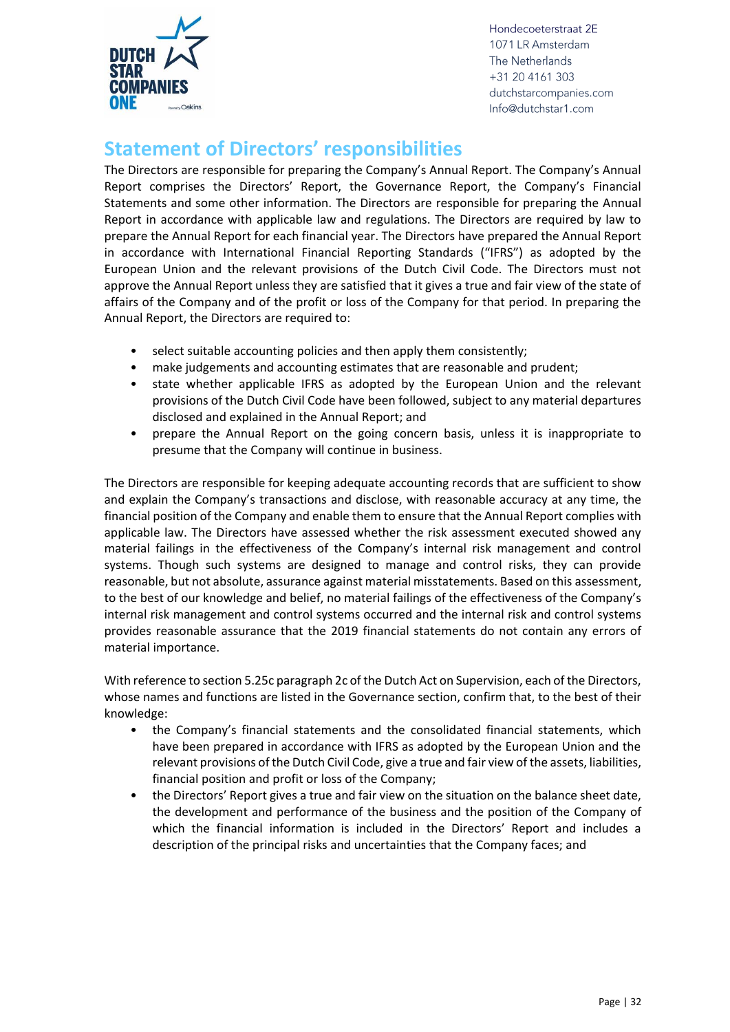## Statement of Directors' responsibilities

The Directors are responsible for preparing the Company's Annual Report. The Company's Annual Report comprises the Directors' Report, the Governance Report, the Company's Financial Statements and some other information. The Directors are responsible for preparing the Annual Report in accordance with applicable law and regulations. The Directors are required by law to prepare the Annual Report for each financial year. The Directors have prepared the Annual Report in accordance with International Financial Reporting Standards ("IFRS") as adopted by the European Union and the relevant provisions of the Dutch Civil Code. The Directors must not approve the Annual Report unless they are satisfied that it gives a true and fair view of the state of affairs of the Company and of the profit or loss of the Company for that period. In preparing the Annual Report, the Directors are required to:

- select suitable accounting policies and then apply them consistently;
- make judgements and accounting estimates that are reasonable and prudent;
- state whether applicable IFRS as adopted by the European Union and the relevant provisions of the Dutch Civil Code have been followed, subject to any material departures disclosed and explained in the Annual Report; and
- prepare the Annual Report on the going concern basis, unless it is inappropriate to presume that the Company will continue in business.

The Directors are responsible for keeping adequate accounting records that are sufficient to show and explain the Company's transactions and disclose, with reasonable accuracy at any time, the financial position of the Company and enable them to ensure that the Annual Report complies with applicable law. The Directors have assessed whether the risk assessment executed showed any material failings in the effectiveness of the Company's internal risk management and control systems. Though such systems are designed to manage and control risks, they can provide reasonable, but not absolute, assurance against material misstatements. Based on this assessment, to the best of our knowledge and belief, no material failings of the effectiveness of the Company's internal risk management and control systems occurred and the internal risk and control systems provides reasonable assurance that the 2019 financial statements do not contain any errors of material importance.

With reference to section 5.25c paragraph 2c of the Dutch Act on Supervision, each of the Directors, whose names and functions are listed in the Governance section, confirm that, to the best of their knowledge:

- the Company's financial statements and the consolidated financial statements, which have been prepared in accordance with IFRS as adopted by the European Union and the relevant provisions of the Dutch Civil Code, give a true and fair view of the assets, liabilities, financial position and profit or loss of the Company;
- the Directors' Report gives a true and fair view on the situation on the balance sheet date, the development and performance of the business and the position of the Company of which the financial information is included in the Directors' Report and includes a description of the principal risks and uncertainties that the Company faces; and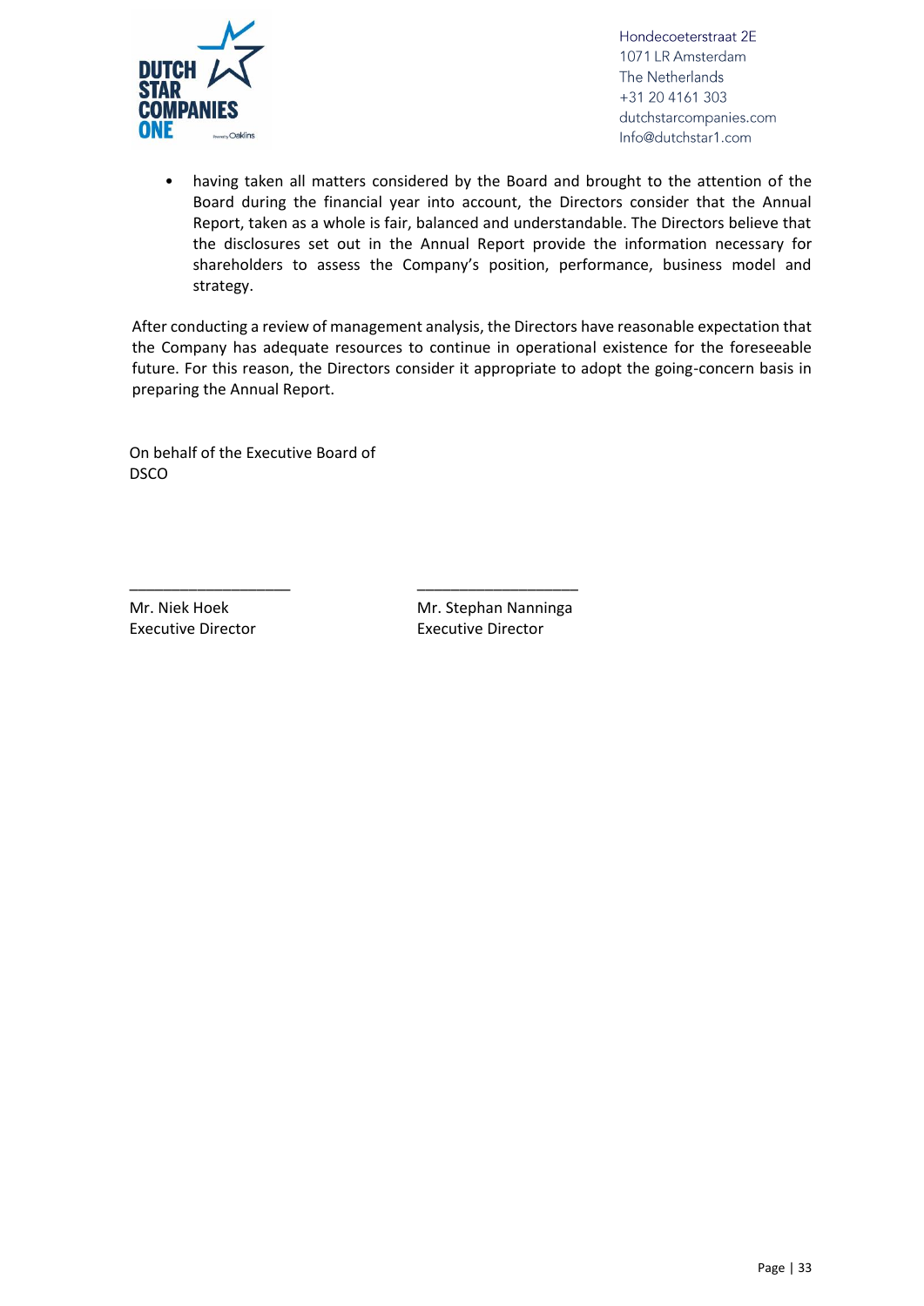- having taken all matters considered by the Board and brought to the attention of the Board during the financial year into account, the Directors consider that the Annual Report, taken as a whole is fair, balanced and understandable. The Directors believe that the disclosures set out in the Annual Report provide the information necessary for shareholders to assess the Company's position, performance, business model and strategy.

After conducting a review of management analysis, the Directors have reasonable expectation that the Company has adequate resources to continue in operational existence for the foreseeable future. For this reason, the Directors consider it appropriate to adopt the going-concern basis in preparing the Annual Report.

On behalf of the Executive Board of
DSCO

| ____________________ | ____________________ |
|---|---|
| Mr. Niek Hoek<br>Executive Director | Mr. Stephan Nanninga<br>Executive Director |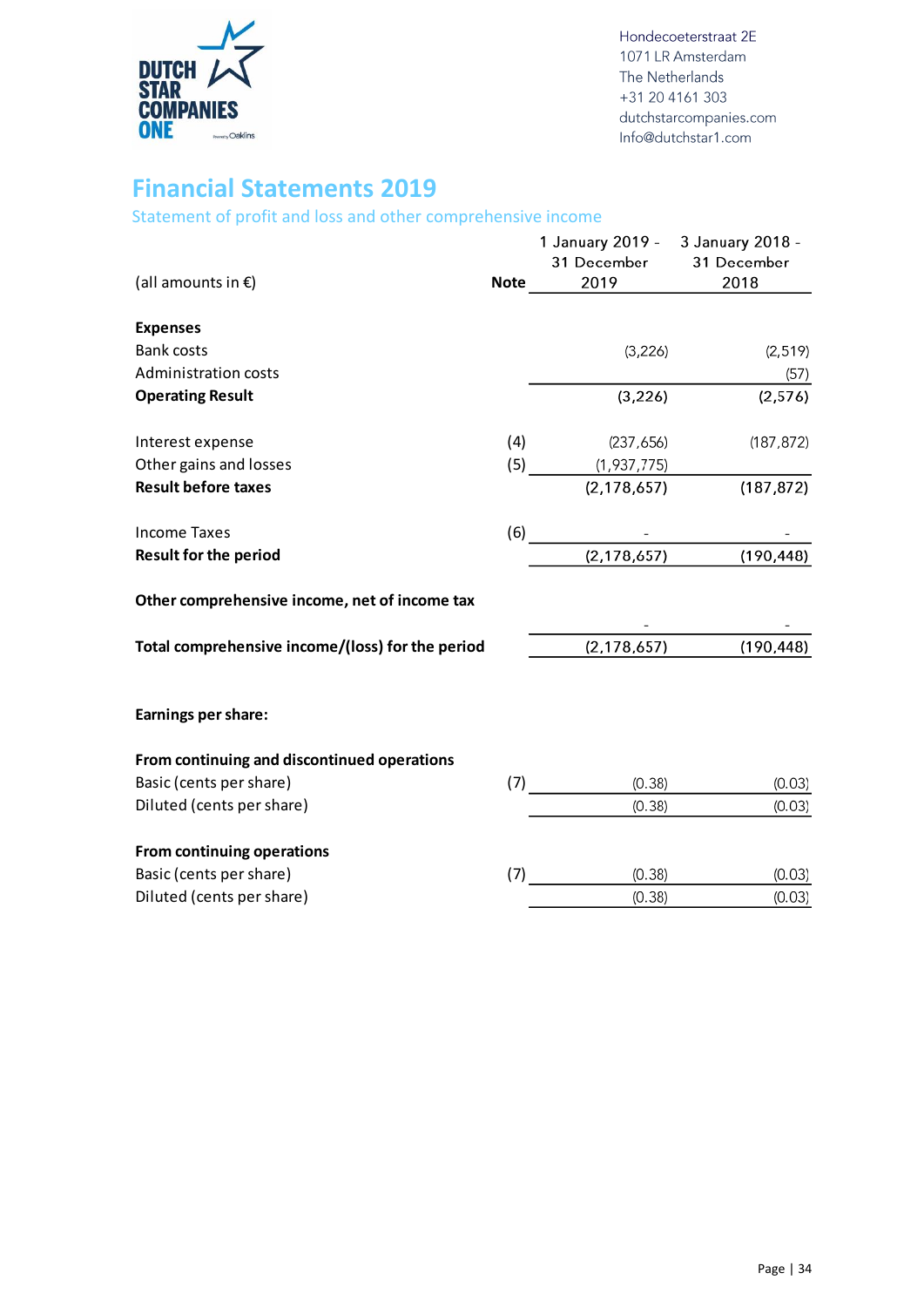Hondecoeterstraat 2E
1071 LR Amsterdam
The Netherlands
+31 20 4161 303
dutchstarcompanies.com
Info@dutchstar1.com

# Financial Statements 2019

## Statement of profit and loss and other comprehensive income

| (all amounts in €) | Note | 1 January 2019 - 31 December 2019 | 3 January 2018 - 31 December 2018 |
|---|---|---|---|
| **Expenses** | | | |
| Bank costs | | (3,226) | (2,519) |
| Administration costs | | | (57) |
| **Operating Result** | | **(3,226)** | **(2,576)** |
| | | | |
| Interest expense | (4) | (237,656) | (187,872) |
| Other gains and losses | (5) | (1,937,775) | |
| **Result before taxes** | | **(2,178,657)** | **(187,872)** |
| | | | |
| Income Taxes | (6) | - | - |
| **Result for the period** | | **(2,178,657)** | **(190,448)** |
| | | | |
| **Other comprehensive income, net of income tax** | | - | - |
| **Total comprehensive income/(loss) for the period** | | **(2,178,657)** | **(190,448)** |
| | | | |
| **Earnings per share:** | | | |
| | | | |
| **From continuing and discontinued operations** | | | |
| Basic (cents per share) | (7) | (0.38) | (0.03) |
| Diluted (cents per share) | | (0.38) | (0.03) |
| | | | |
| **From continuing operations** | | | |
| Basic (cents per share) | (7) | (0.38) | (0.03) |
| Diluted (cents per share) | | (0.38) | (0.03) |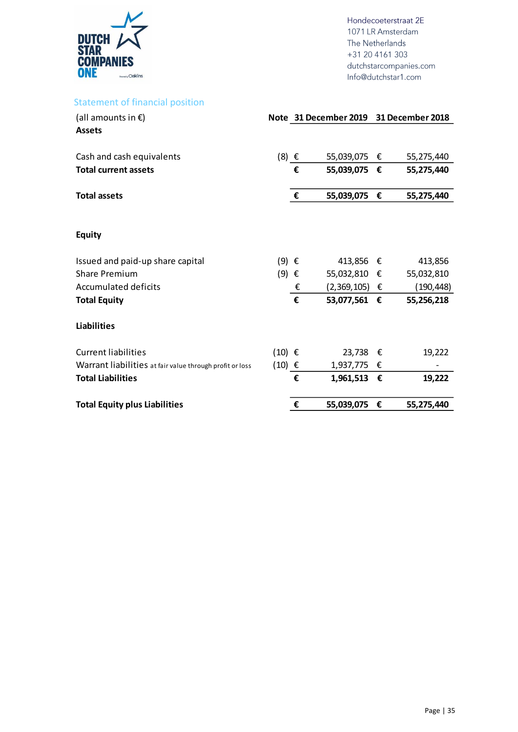Hondecoeterstraat 2E
1071 LR Amsterdam
The Netherlands
+31 20 4161 303
dutchstarcompanies.com
Info@dutchstar1.com

## Statement of financial position

| (all amounts in €) | Note | 31 December 2019 | 31 December 2018 |
|---|---|---|---|
| **Assets** | | | |
| Cash and cash equivalents | (8) | € 55,039,075 | € 55,275,440 |
| **Total current assets** | | **€ 55,039,075** | **€ 55,275,440** |
| **Total assets** | | **€ 55,039,075** | **€ 55,275,440** |
| **Equity** | | | |
| Issued and paid-up share capital | (9) | € 413,856 | € 413,856 |
| Share Premium | (9) | € 55,032,810 | € 55,032,810 |
| Accumulated deficits | | € (2,369,105) | € (190,448) |
| **Total Equity** | | **€ 53,077,561** | **€ 55,256,218** |
| **Liabilities** | | | |
| Current liabilities | (10) | € 23,738 | € 19,222 |
| Warrant liabilities at fair value through profit or loss | (10) | € 1,937,775 | € - |
| **Total Liabilities** | | **€ 1,961,513** | **€ 19,222** |
| **Total Equity plus Liabilities** | | **€ 55,039,075** | **€ 55,275,440** |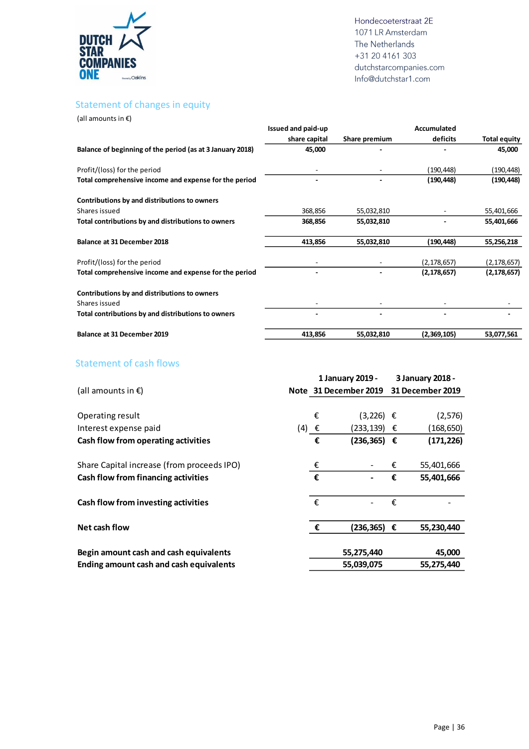Hondecoeterstraat 2E
1071 LR Amsterdam
The Netherlands
+31 20 4161 303
dutchstarcompanies.com
Info@dutchstar1.com

## Statement of changes in equity

(all amounts in €)

| | Issued and paid-up share capital | Share premium | Accumulated deficits | Total equity |
|---|---|---|---|---|
| **Balance of beginning of the period (as at 3 January 2018)** | **45,000** | **-** | **-** | **45,000** |
| Profit/(loss) for the period | - | - | (190,448) | (190,448) |
| **Total comprehensive income and expense for the period** | **-** | **-** | **(190,448)** | **(190,448)** |
| **Contributions by and distributions to owners** | | | | |
| Shares issued | 368,856 | 55,032,810 | - | 55,401,666 |
| **Total contributions by and distributions to owners** | **368,856** | **55,032,810** | **-** | **55,401,666** |
| **Balance at 31 December 2018** | **413,856** | **55,032,810** | **(190,448)** | **55,256,218** |
| Profit/(loss) for the period | - | - | (2,178,657) | (2,178,657) |
| **Total comprehensive income and expense for the period** | **-** | **-** | **(2,178,657)** | **(2,178,657)** |
| **Contributions by and distributions to owners** | | | | |
| Shares issued | - | - | - | - |
| **Total contributions by and distributions to owners** | **-** | **-** | **-** | **-** |
| **Balance at 31 December 2019** | **413,856** | **55,032,810** | **(2,369,105)** | **53,077,561** |

## Statement of cash flows

| (all amounts in €) | Note | 1 January 2019 - 31 December 2019 | 3 January 2018 - 31 December 2019 |
|---|---|---|---|
| Operating result | | € (3,226) | € (2,576) |
| Interest expense paid | (4) | € (233,139) | € (168,650) |
| **Cash flow from operating activities** | | **€ (236,365)** | **€ (171,226)** |
| Share Capital increase (from proceeds IPO) | | € - | € 55,401,666 |
| **Cash flow from financing activities** | | **€ -** | **€ 55,401,666** |
| **Cash flow from investing activities** | | € - | € - |
| **Net cash flow** | | **€ (236,365)** | **€ 55,230,440** |
| **Begin amount cash and cash equivalents** | | **55,275,440** | **45,000** |
| **Ending amount cash and cash equivalents** | | **55,039,075** | **55,275,440** |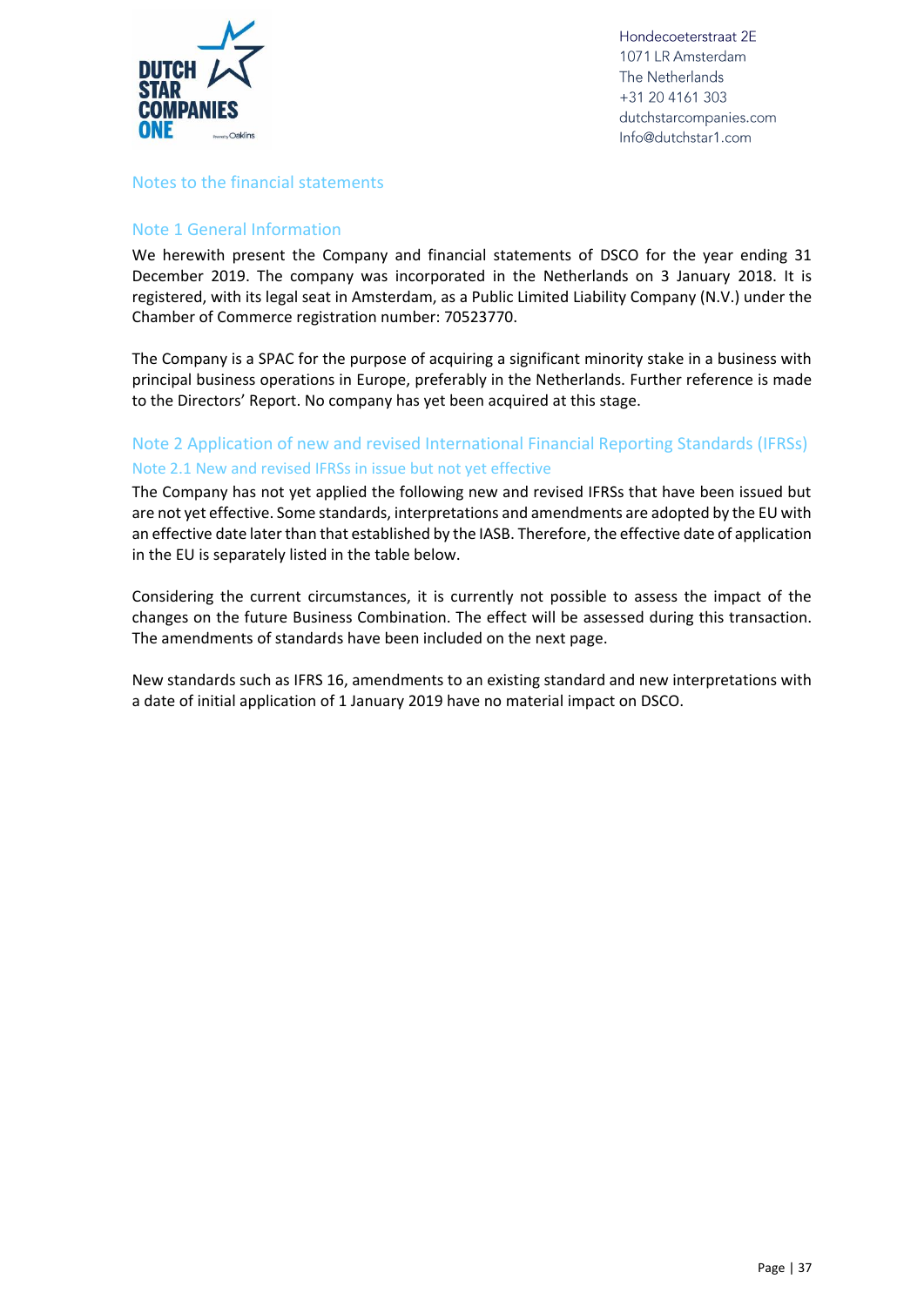## Notes to the financial statements

### Note 1 General Information

We herewith present the Company and financial statements of DSCO for the year ending 31 December 2019. The company was incorporated in the Netherlands on 3 January 2018. It is registered, with its legal seat in Amsterdam, as a Public Limited Liability Company (N.V.) under the Chamber of Commerce registration number: 70523770.

The Company is a SPAC for the purpose of acquiring a significant minority stake in a business with principal business operations in Europe, preferably in the Netherlands. Further reference is made to the Directors' Report. No company has yet been acquired at this stage.

### Note 2 Application of new and revised International Financial Reporting Standards (IFRSs)

#### Note 2.1 New and revised IFRSs in issue but not yet effective

The Company has not yet applied the following new and revised IFRSs that have been issued but are not yet effective. Some standards, interpretations and amendments are adopted by the EU with an effective date later than that established by the IASB. Therefore, the effective date of application in the EU is separately listed in the table below.

Considering the current circumstances, it is currently not possible to assess the impact of the changes on the future Business Combination. The effect will be assessed during this transaction. The amendments of standards have been included on the next page.

New standards such as IFRS 16, amendments to an existing standard and new interpretations with a date of initial application of 1 January 2019 have no material impact on DSCO.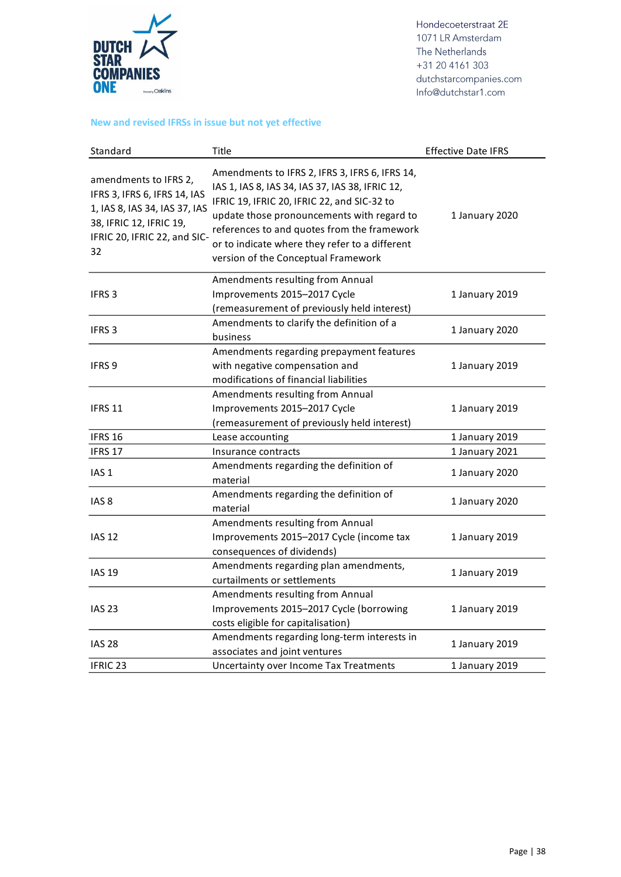## New and revised IFRSs in issue but not yet effective

| Standard | Title | Effective Date IFRS |
|---|---|---|
| amendments to IFRS 2, IFRS 3, IFRS 6, IFRS 14, IAS 1, IAS 8, IAS 34, IAS 37, IAS 38, IFRIC 12, IFRIC 19, IFRIC 20, IFRIC 22, and SIC-32 | Amendments to IFRS 2, IFRS 3, IFRS 6, IFRS 14, IAS 1, IAS 8, IAS 34, IAS 37, IAS 38, IFRIC 12, IFRIC 19, IFRIC 20, IFRIC 22, and SIC-32 to update those pronouncements with regard to references to and quotes from the framework or to indicate where they refer to a different version of the Conceptual Framework | 1 January 2020 |
| IFRS 3 | Amendments resulting from Annual Improvements 2015–2017 Cycle (remeasurement of previously held interest) | 1 January 2019 |
| IFRS 3 | Amendments to clarify the definition of a business | 1 January 2020 |
| IFRS 9 | Amendments regarding prepayment features with negative compensation and modifications of financial liabilities | 1 January 2019 |
| IFRS 11 | Amendments resulting from Annual Improvements 2015–2017 Cycle (remeasurement of previously held interest) | 1 January 2019 |
| IFRS 16 | Lease accounting | 1 January 2019 |
| IFRS 17 | Insurance contracts | 1 January 2021 |
| IAS 1 | Amendments regarding the definition of material | 1 January 2020 |
| IAS 8 | Amendments regarding the definition of material | 1 January 2020 |
| IAS 12 | Amendments resulting from Annual Improvements 2015–2017 Cycle (income tax consequences of dividends) | 1 January 2019 |
| IAS 19 | Amendments regarding plan amendments, curtailments or settlements | 1 January 2019 |
| IAS 23 | Amendments resulting from Annual Improvements 2015–2017 Cycle (borrowing costs eligible for capitalisation) | 1 January 2019 |
| IAS 28 | Amendments regarding long-term interests in associates and joint ventures | 1 January 2019 |
| IFRIC 23 | Uncertainty over Income Tax Treatments | 1 January 2019 |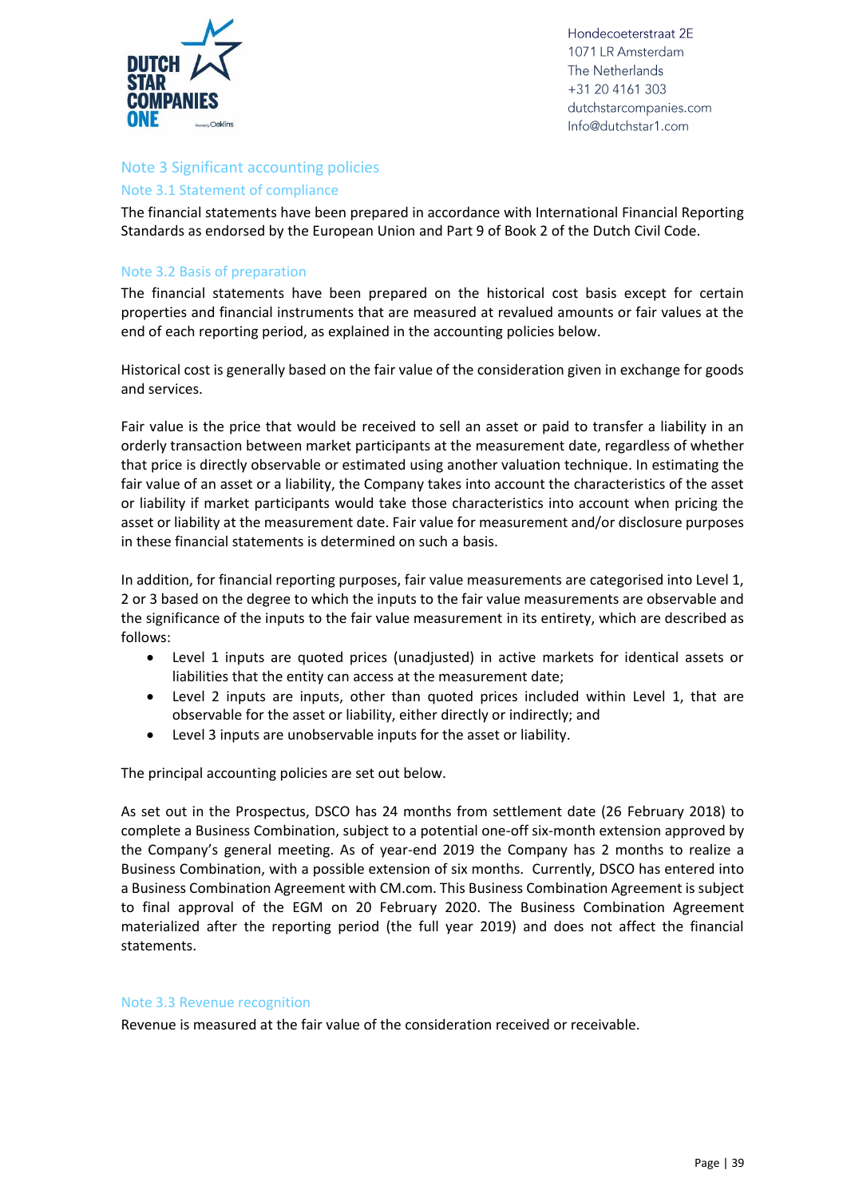## Note 3 Significant accounting policies

### Note 3.1 Statement of compliance

The financial statements have been prepared in accordance with International Financial Reporting Standards as endorsed by the European Union and Part 9 of Book 2 of the Dutch Civil Code.

### Note 3.2 Basis of preparation

The financial statements have been prepared on the historical cost basis except for certain properties and financial instruments that are measured at revalued amounts or fair values at the end of each reporting period, as explained in the accounting policies below.

Historical cost is generally based on the fair value of the consideration given in exchange for goods and services.

Fair value is the price that would be received to sell an asset or paid to transfer a liability in an orderly transaction between market participants at the measurement date, regardless of whether that price is directly observable or estimated using another valuation technique. In estimating the fair value of an asset or a liability, the Company takes into account the characteristics of the asset or liability if market participants would take those characteristics into account when pricing the asset or liability at the measurement date. Fair value for measurement and/or disclosure purposes in these financial statements is determined on such a basis.

In addition, for financial reporting purposes, fair value measurements are categorised into Level 1, 2 or 3 based on the degree to which the inputs to the fair value measurements are observable and the significance of the inputs to the fair value measurement in its entirety, which are described as follows:

- Level 1 inputs are quoted prices (unadjusted) in active markets for identical assets or liabilities that the entity can access at the measurement date;
- Level 2 inputs are inputs, other than quoted prices included within Level 1, that are observable for the asset or liability, either directly or indirectly; and
- Level 3 inputs are unobservable inputs for the asset or liability.

The principal accounting policies are set out below.

As set out in the Prospectus, DSCO has 24 months from settlement date (26 February 2018) to complete a Business Combination, subject to a potential one-off six-month extension approved by the Company's general meeting. As of year-end 2019 the Company has 2 months to realize a Business Combination, with a possible extension of six months. Currently, DSCO has entered into a Business Combination Agreement with CM.com. This Business Combination Agreement is subject to final approval of the EGM on 20 February 2020. The Business Combination Agreement materialized after the reporting period (the full year 2019) and does not affect the financial statements.

### Note 3.3 Revenue recognition

Revenue is measured at the fair value of the consideration received or receivable.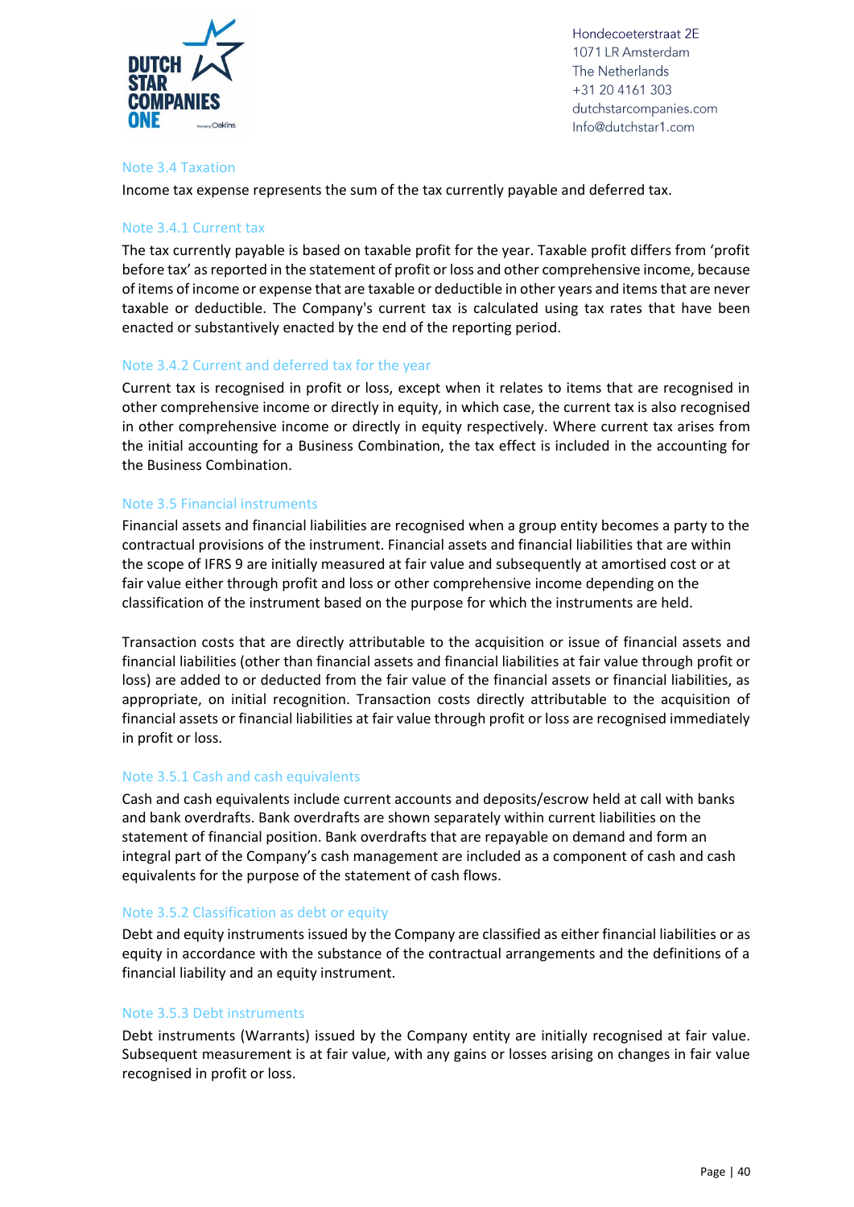### Note 3.4 Taxation

Income tax expense represents the sum of the tax currently payable and deferred tax.

#### Note 3.4.1 Current tax

The tax currently payable is based on taxable profit for the year. Taxable profit differs from 'profit before tax' as reported in the statement of profit or loss and other comprehensive income, because of items of income or expense that are taxable or deductible in other years and items that are never taxable or deductible. The Company's current tax is calculated using tax rates that have been enacted or substantively enacted by the end of the reporting period.

#### Note 3.4.2 Current and deferred tax for the year

Current tax is recognised in profit or loss, except when it relates to items that are recognised in other comprehensive income or directly in equity, in which case, the current tax is also recognised in other comprehensive income or directly in equity respectively. Where current tax arises from the initial accounting for a Business Combination, the tax effect is included in the accounting for the Business Combination.

### Note 3.5 Financial instruments

Financial assets and financial liabilities are recognised when a group entity becomes a party to the contractual provisions of the instrument. Financial assets and financial liabilities that are within the scope of IFRS 9 are initially measured at fair value and subsequently at amortised cost or at fair value either through profit and loss or other comprehensive income depending on the classification of the instrument based on the purpose for which the instruments are held.

Transaction costs that are directly attributable to the acquisition or issue of financial assets and financial liabilities (other than financial assets and financial liabilities at fair value through profit or loss) are added to or deducted from the fair value of the financial assets or financial liabilities, as appropriate, on initial recognition. Transaction costs directly attributable to the acquisition of financial assets or financial liabilities at fair value through profit or loss are recognised immediately in profit or loss.

#### Note 3.5.1 Cash and cash equivalents

Cash and cash equivalents include current accounts and deposits/escrow held at call with banks and bank overdrafts. Bank overdrafts are shown separately within current liabilities on the statement of financial position. Bank overdrafts that are repayable on demand and form an integral part of the Company's cash management are included as a component of cash and cash equivalents for the purpose of the statement of cash flows.

#### Note 3.5.2 Classification as debt or equity

Debt and equity instruments issued by the Company are classified as either financial liabilities or as equity in accordance with the substance of the contractual arrangements and the definitions of a financial liability and an equity instrument.

#### Note 3.5.3 Debt instruments

Debt instruments (Warrants) issued by the Company entity are initially recognised at fair value. Subsequent measurement is at fair value, with any gains or losses arising on changes in fair value recognised in profit or loss.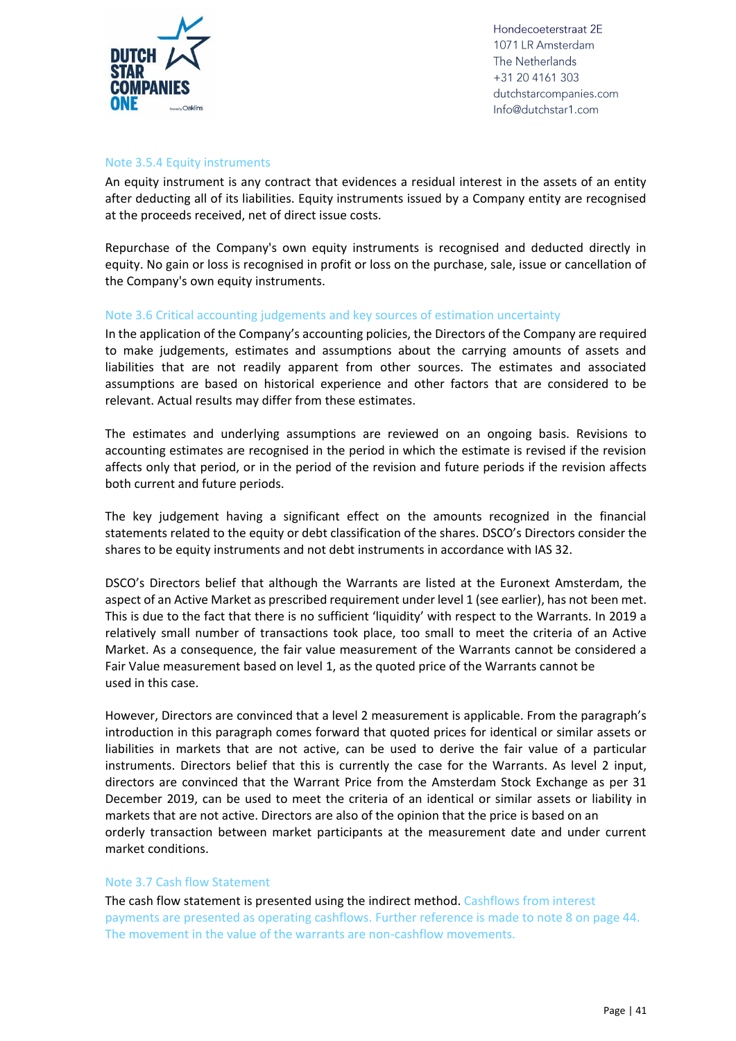### Note 3.5.4 Equity instruments

An equity instrument is any contract that evidences a residual interest in the assets of an entity after deducting all of its liabilities. Equity instruments issued by a Company entity are recognised at the proceeds received, net of direct issue costs.

Repurchase of the Company's own equity instruments is recognised and deducted directly in equity. No gain or loss is recognised in profit or loss on the purchase, sale, issue or cancellation of the Company's own equity instruments.

### Note 3.6 Critical accounting judgements and key sources of estimation uncertainty

In the application of the Company's accounting policies, the Directors of the Company are required to make judgements, estimates and assumptions about the carrying amounts of assets and liabilities that are not readily apparent from other sources. The estimates and associated assumptions are based on historical experience and other factors that are considered to be relevant. Actual results may differ from these estimates.

The estimates and underlying assumptions are reviewed on an ongoing basis. Revisions to accounting estimates are recognised in the period in which the estimate is revised if the revision affects only that period, or in the period of the revision and future periods if the revision affects both current and future periods.

The key judgement having a significant effect on the amounts recognized in the financial statements related to the equity or debt classification of the shares. DSCO's Directors consider the shares to be equity instruments and not debt instruments in accordance with IAS 32.

DSCO's Directors belief that although the Warrants are listed at the Euronext Amsterdam, the aspect of an Active Market as prescribed requirement under level 1 (see earlier), has not been met. This is due to the fact that there is no sufficient 'liquidity' with respect to the Warrants. In 2019 a relatively small number of transactions took place, too small to meet the criteria of an Active Market. As a consequence, the fair value measurement of the Warrants cannot be considered a Fair Value measurement based on level 1, as the quoted price of the Warrants cannot be used in this case.

However, Directors are convinced that a level 2 measurement is applicable. From the paragraph's introduction in this paragraph comes forward that quoted prices for identical or similar assets or liabilities in markets that are not active, can be used to derive the fair value of a particular instruments. Directors belief that this is currently the case for the Warrants. As level 2 input, directors are convinced that the Warrant Price from the Amsterdam Stock Exchange as per 31 December 2019, can be used to meet the criteria of an identical or similar assets or liability in markets that are not active. Directors are also of the opinion that the price is based on an orderly transaction between market participants at the measurement date and under current market conditions.

### Note 3.7 Cash flow Statement

The cash flow statement is presented using the indirect method. Cashflows from interest payments are presented as operating cashflows. Further reference is made to note 8 on page 44. The movement in the value of the warrants are non-cashflow movements.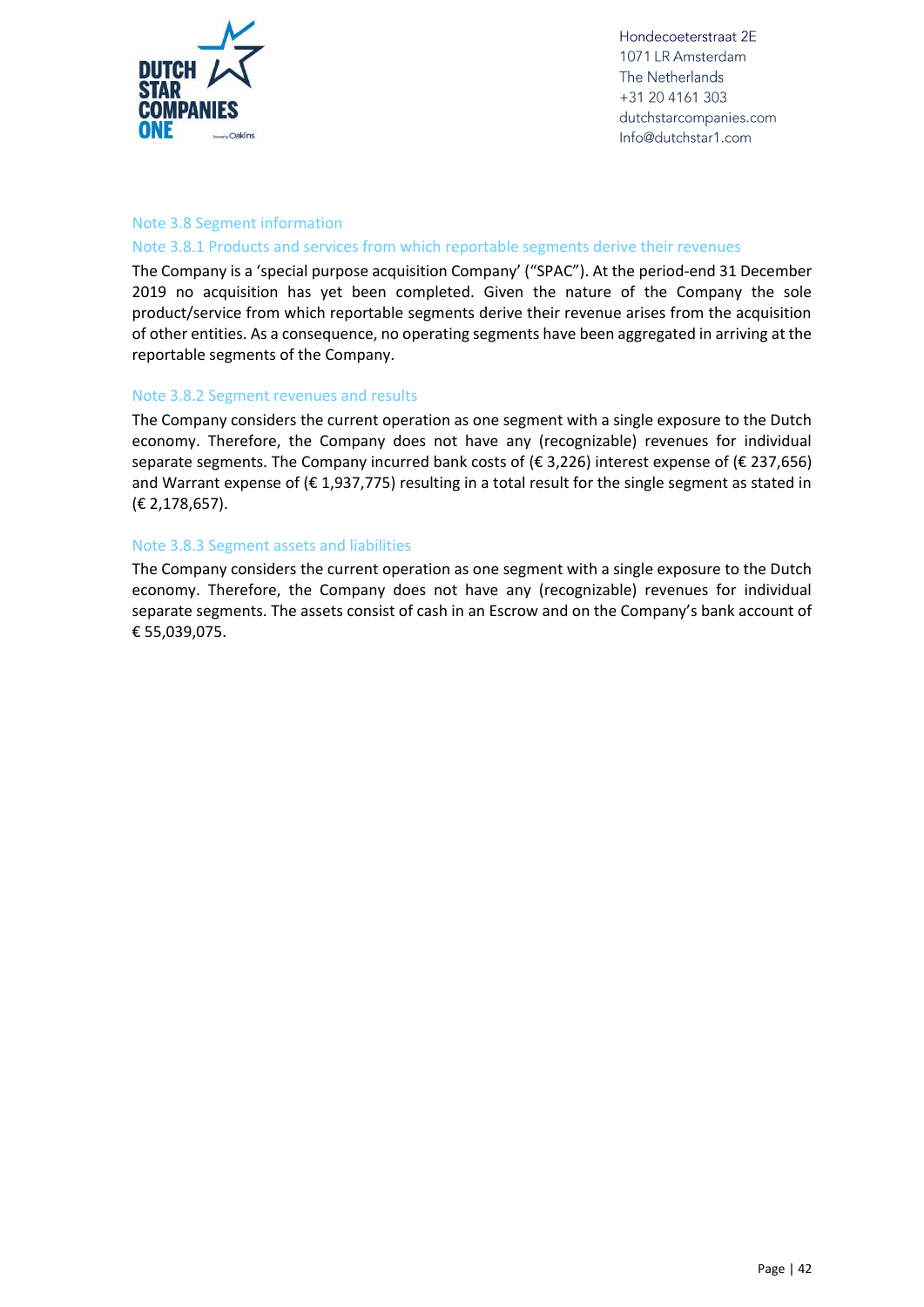### Note 3.8 Segment information

#### Note 3.8.1 Products and services from which reportable segments derive their revenues

The Company is a 'special purpose acquisition Company' ("SPAC"). At the period-end 31 December 2019 no acquisition has yet been completed. Given the nature of the Company the sole product/service from which reportable segments derive their revenue arises from the acquisition of other entities. As a consequence, no operating segments have been aggregated in arriving at the reportable segments of the Company.

#### Note 3.8.2 Segment revenues and results

The Company considers the current operation as one segment with a single exposure to the Dutch economy. Therefore, the Company does not have any (recognizable) revenues for individual separate segments. The Company incurred bank costs of (€ 3,226) interest expense of (€ 237,656) and Warrant expense of (€ 1,937,775) resulting in a total result for the single segment as stated in (€ 2,178,657).

#### Note 3.8.3 Segment assets and liabilities

The Company considers the current operation as one segment with a single exposure to the Dutch economy. Therefore, the Company does not have any (recognizable) revenues for individual separate segments. The assets consist of cash in an Escrow and on the Company's bank account of € 55,039,075.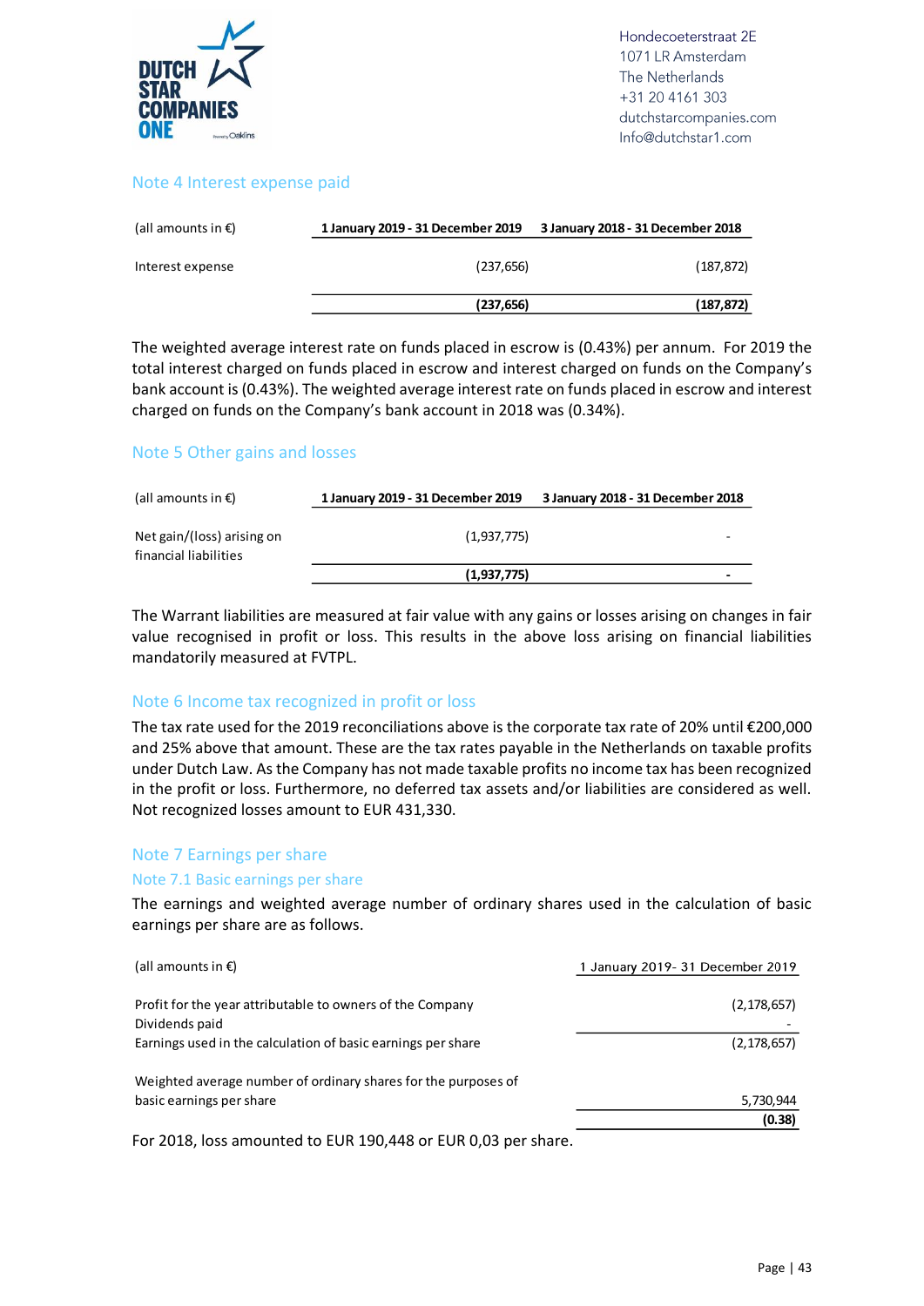## Note 4 Interest expense paid

| (all amounts in €) | 1 January 2019 - 31 December 2019 | 3 January 2018 - 31 December 2018 |
|---|---|---|
| Interest expense | (237,656) | (187,872) |
| | **(237,656)** | **(187,872)** |

The weighted average interest rate on funds placed in escrow is (0.43%) per annum. For 2019 the total interest charged on funds placed in escrow and interest charged on funds on the Company's bank account is (0.43%). The weighted average interest rate on funds placed in escrow and interest charged on funds on the Company's bank account in 2018 was (0.34%).

## Note 5 Other gains and losses

| (all amounts in €) | 1 January 2019 - 31 December 2019 | 3 January 2018 - 31 December 2018 |
|---|---|---|
| Net gain/(loss) arising on financial liabilities | (1,937,775) | - |
| | **(1,937,775)** | **-** |

The Warrant liabilities are measured at fair value with any gains or losses arising on changes in fair value recognised in profit or loss. This results in the above loss arising on financial liabilities mandatorily measured at FVTPL.

## Note 6 Income tax recognized in profit or loss

The tax rate used for the 2019 reconciliations above is the corporate tax rate of 20% until €200,000 and 25% above that amount. These are the tax rates payable in the Netherlands on taxable profits under Dutch Law. As the Company has not made taxable profits no income tax has been recognized in the profit or loss. Furthermore, no deferred tax assets and/or liabilities are considered as well. Not recognized losses amount to EUR 431,330.

## Note 7 Earnings per share

### Note 7.1 Basic earnings per share

The earnings and weighted average number of ordinary shares used in the calculation of basic earnings per share are as follows.

| (all amounts in €) | 1 January 2019- 31 December 2019 |
|---|---|
| Profit for the year attributable to owners of the Company | (2,178,657) |
| Dividends paid | - |
| Earnings used in the calculation of basic earnings per share | (2,178,657) |
| | |
| Weighted average number of ordinary shares for the purposes of basic earnings per share | 5,730,944 |
| | **(0.38)** |

For 2018, loss amounted to EUR 190,448 or EUR 0,03 per share.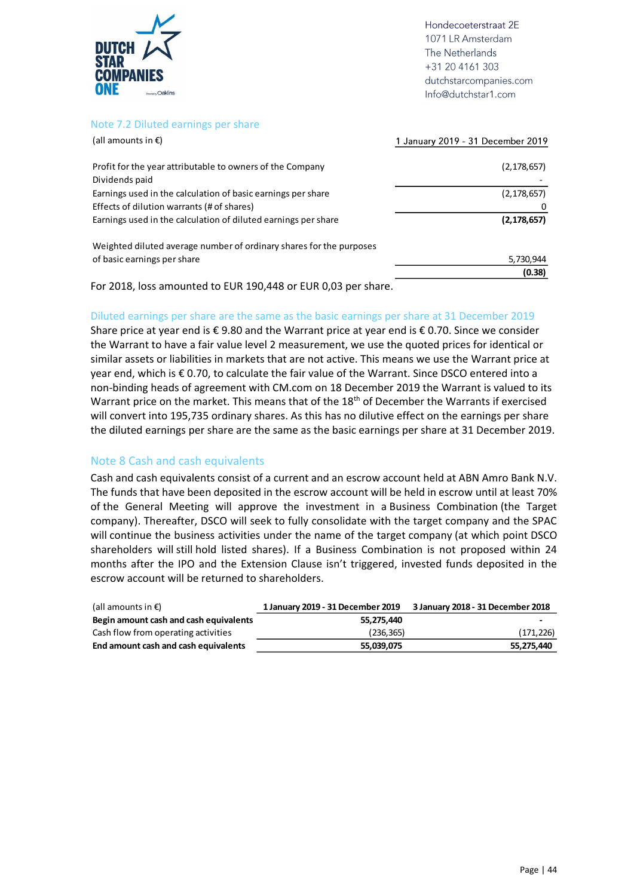## Note 7.2 Diluted earnings per share

| (all amounts in €) | 1 January 2019 - 31 December 2019 |
|---|---|
| Profit for the year attributable to owners of the Company | (2,178,657) |
| Dividends paid | - |
| Earnings used in the calculation of basic earnings per share | (2,178,657) |
| Effects of dilution warrants (# of shares) | 0 |
| Earnings used in the calculation of diluted earnings per share | **(2,178,657)** |
| | |
| Weighted diluted average number of ordinary shares for the purposes of basic earnings per share | 5,730,944 |
| | **(0.38)** |

For 2018, loss amounted to EUR 190,448 or EUR 0,03 per share.

### Diluted earnings per share are the same as the basic earnings per share at 31 December 2019

Share price at year end is € 9.80 and the Warrant price at year end is € 0.70. Since we consider the Warrant to have a fair value level 2 measurement, we use the quoted prices for identical or similar assets or liabilities in markets that are not active. This means we use the Warrant price at year end, which is € 0.70, to calculate the fair value of the Warrant. Since DSCO entered into a non-binding heads of agreement with CM.com on 18 December 2019 the Warrant is valued to its Warrant price on the market. This means that of the 18th of December the Warrants if exercised will convert into 195,735 ordinary shares. As this has no dilutive effect on the earnings per share the diluted earnings per share are the same as the basic earnings per share at 31 December 2019.

## Note 8 Cash and cash equivalents

Cash and cash equivalents consist of a current and an escrow account held at ABN Amro Bank N.V. The funds that have been deposited in the escrow account will be held in escrow until at least 70% of the General Meeting will approve the investment in a Business Combination (the Target company). Thereafter, DSCO will seek to fully consolidate with the target company and the SPAC will continue the business activities under the name of the target company (at which point DSCO shareholders will still hold listed shares). If a Business Combination is not proposed within 24 months after the IPO and the Extension Clause isn't triggered, invested funds deposited in the escrow account will be returned to shareholders.

| (all amounts in €) | 1 January 2019 - 31 December 2019 | 3 January 2018 - 31 December 2018 |
|---|---|---|
| **Begin amount cash and cash equivalents** | **55,275,440** | **-** |
| Cash flow from operating activities | (236,365) | (171,226) |
| **End amount cash and cash equivalents** | **55,039,075** | **55,275,440** |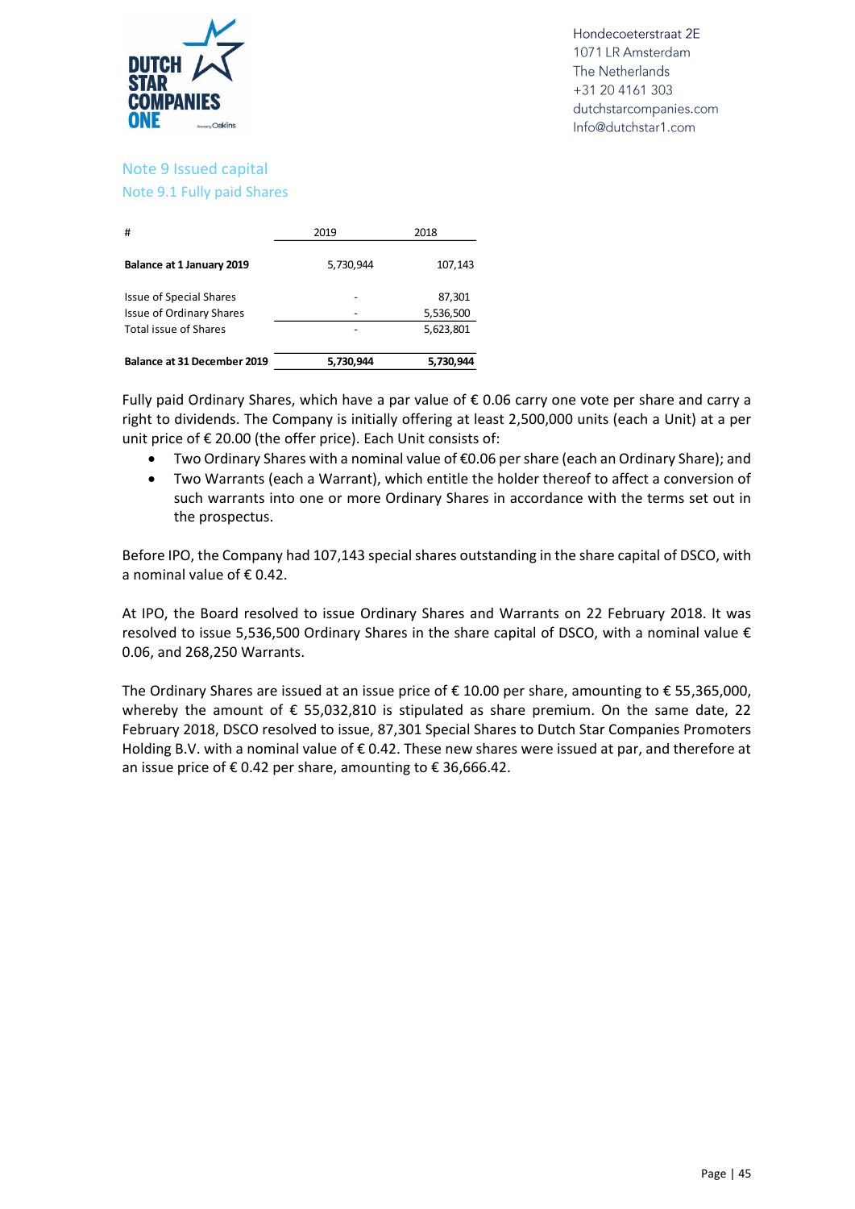## Note 9 Issued capital

### Note 9.1 Fully paid Shares

| # | 2019 | 2018 |
|---|---|---|
| **Balance at 1 January 2019** | 5,730,944 | 107,143 |
| Issue of Special Shares | - | 87,301 |
| Issue of Ordinary Shares | - | 5,536,500 |
| Total issue of Shares | - | 5,623,801 |
| **Balance at 31 December 2019** | **5,730,944** | **5,730,944** |

Fully paid Ordinary Shares, which have a par value of € 0.06 carry one vote per share and carry a right to dividends. The Company is initially offering at least 2,500,000 units (each a Unit) at a per unit price of € 20.00 (the offer price). Each Unit consists of:

- Two Ordinary Shares with a nominal value of €0.06 per share (each an Ordinary Share); and
- Two Warrants (each a Warrant), which entitle the holder thereof to affect a conversion of such warrants into one or more Ordinary Shares in accordance with the terms set out in the prospectus.

Before IPO, the Company had 107,143 special shares outstanding in the share capital of DSCO, with a nominal value of € 0.42.

At IPO, the Board resolved to issue Ordinary Shares and Warrants on 22 February 2018. It was resolved to issue 5,536,500 Ordinary Shares in the share capital of DSCO, with a nominal value € 0.06, and 268,250 Warrants.

The Ordinary Shares are issued at an issue price of € 10.00 per share, amounting to € 55,365,000, whereby the amount of € 55,032,810 is stipulated as share premium. On the same date, 22 February 2018, DSCO resolved to issue, 87,301 Special Shares to Dutch Star Companies Promoters Holding B.V. with a nominal value of € 0.42. These new shares were issued at par, and therefore at an issue price of € 0.42 per share, amounting to € 36,666.42.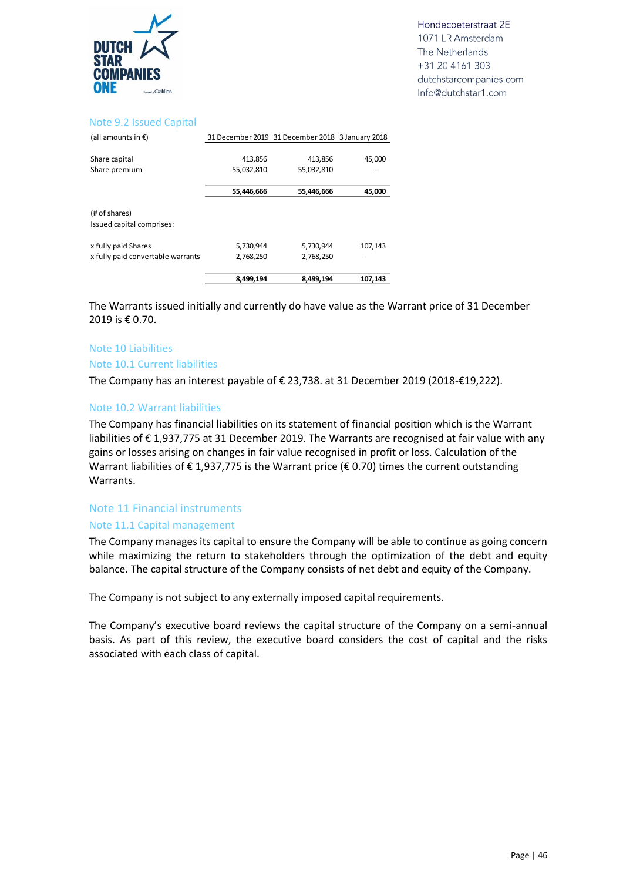## Note 9.2 Issued Capital

| (all amounts in €) | 31 December 2019 | 31 December 2018 | 3 January 2018 |
|---|---|---|---|
| Share capital | 413,856 | 413,856 | 45,000 |
| Share premium | 55,032,810 | 55,032,810 | - |
| | **55,446,666** | **55,446,666** | **45,000** |
| (# of shares) | | | |
| Issued capital comprises: | | | |
| x fully paid Shares | 5,730,944 | 5,730,944 | 107,143 |
| x fully paid convertable warrants | 2,768,250 | 2,768,250 | - |
| | **8,499,194** | **8,499,194** | **107,143** |

The Warrants issued initially and currently do have value as the Warrant price of 31 December 2019 is € 0.70.

## Note 10 Liabilities

### Note 10.1 Current liabilities

The Company has an interest payable of € 23,738. at 31 December 2019 (2018-€19,222).

### Note 10.2 Warrant liabilities

The Company has financial liabilities on its statement of financial position which is the Warrant liabilities of € 1,937,775 at 31 December 2019. The Warrants are recognised at fair value with any gains or losses arising on changes in fair value recognised in profit or loss. Calculation of the Warrant liabilities of € 1,937,775 is the Warrant price (€ 0.70) times the current outstanding Warrants.

## Note 11 Financial instruments

### Note 11.1 Capital management

The Company manages its capital to ensure the Company will be able to continue as going concern while maximizing the return to stakeholders through the optimization of the debt and equity balance. The capital structure of the Company consists of net debt and equity of the Company.

The Company is not subject to any externally imposed capital requirements.

The Company's executive board reviews the capital structure of the Company on a semi-annual basis. As part of this review, the executive board considers the cost of capital and the risks associated with each class of capital.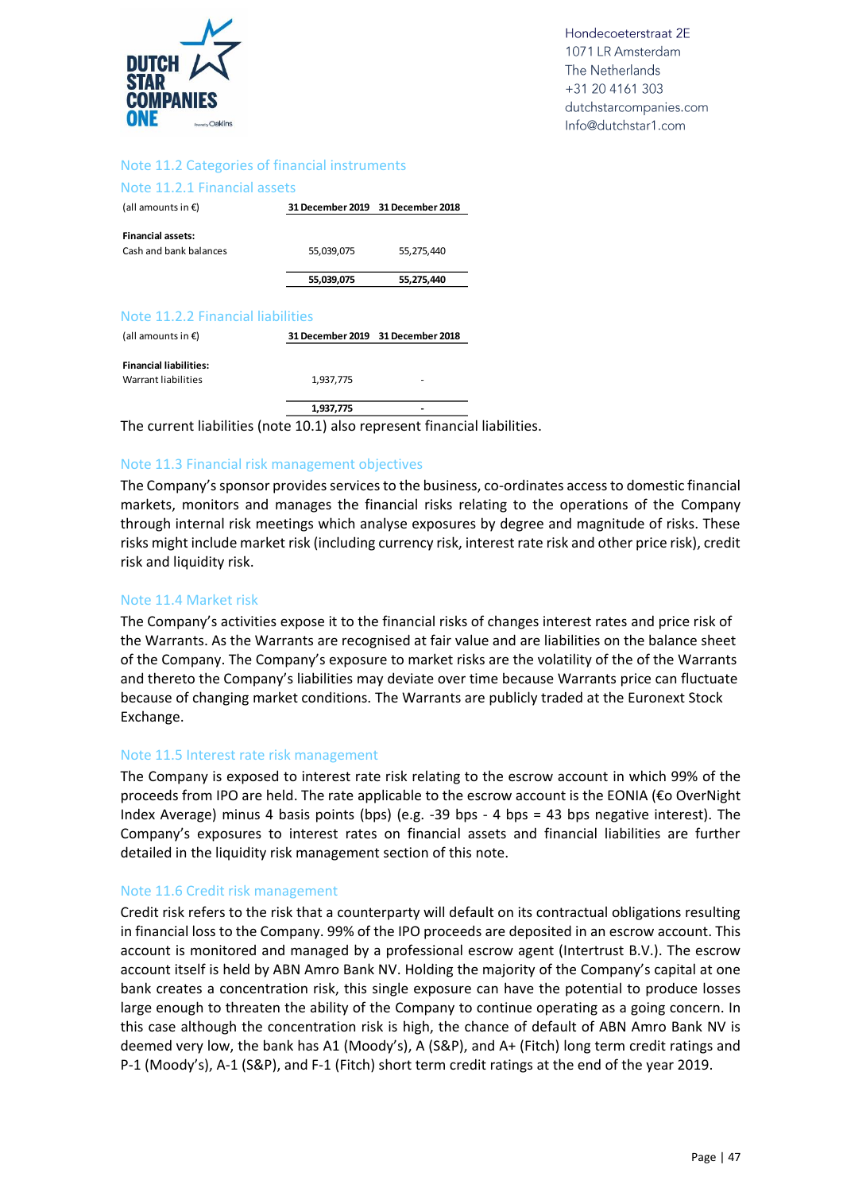### Note 11.2 Categories of financial instruments

#### Note 11.2.1 Financial assets

| (all amounts in €) | 31 December 2019 | 31 December 2018 |
|---|---|---|
| **Financial assets:** | | |
| Cash and bank balances | 55,039,075 | 55,275,440 |
| | **55,039,075** | **55,275,440** |

#### Note 11.2.2 Financial liabilities

| (all amounts in €) | 31 December 2019 | 31 December 2018 |
|---|---|---|
| **Financial liabilities:** | | |
| Warrant liabilities | 1,937,775 | - |
| | **1,937,775** | **-** |

The current liabilities (note 10.1) also represent financial liabilities.

### Note 11.3 Financial risk management objectives

The Company's sponsor provides services to the business, co-ordinates access to domestic financial markets, monitors and manages the financial risks relating to the operations of the Company through internal risk meetings which analyse exposures by degree and magnitude of risks. These risks might include market risk (including currency risk, interest rate risk and other price risk), credit risk and liquidity risk.

### Note 11.4 Market risk

The Company's activities expose it to the financial risks of changes interest rates and price risk of the Warrants. As the Warrants are recognised at fair value and are liabilities on the balance sheet of the Company. The Company's exposure to market risks are the volatility of the of the Warrants and thereto the Company's liabilities may deviate over time because Warrants price can fluctuate because of changing market conditions. The Warrants are publicly traded at the Euronext Stock Exchange.

### Note 11.5 Interest rate risk management

The Company is exposed to interest rate risk relating to the escrow account in which 99% of the proceeds from IPO are held. The rate applicable to the escrow account is the EONIA (€o OverNight Index Average) minus 4 basis points (bps) (e.g. -39 bps - 4 bps = 43 bps negative interest). The Company's exposures to interest rates on financial assets and financial liabilities are further detailed in the liquidity risk management section of this note.

### Note 11.6 Credit risk management

Credit risk refers to the risk that a counterparty will default on its contractual obligations resulting in financial loss to the Company. 99% of the IPO proceeds are deposited in an escrow account. This account is monitored and managed by a professional escrow agent (Intertrust B.V.). The escrow account itself is held by ABN Amro Bank NV. Holding the majority of the Company's capital at one bank creates a concentration risk, this single exposure can have the potential to produce losses large enough to threaten the ability of the Company to continue operating as a going concern. In this case although the concentration risk is high, the chance of default of ABN Amro Bank NV is deemed very low, the bank has A1 (Moody's), A (S&P), and A+ (Fitch) long term credit ratings and P-1 (Moody's), A-1 (S&P), and F-1 (Fitch) short term credit ratings at the end of the year 2019.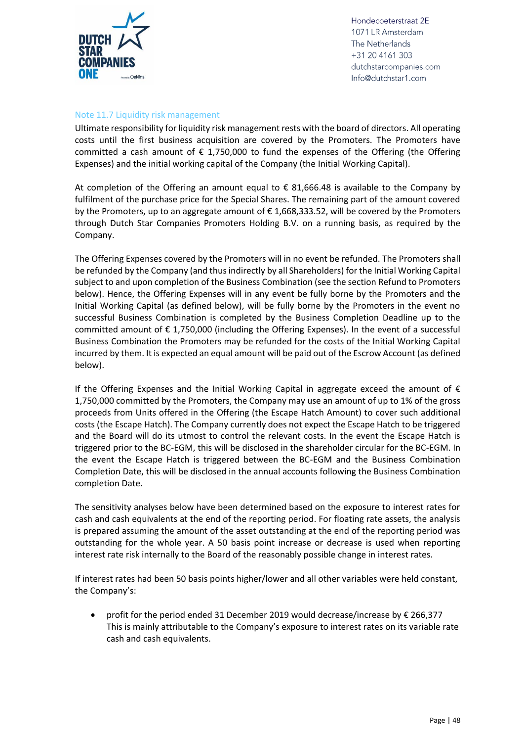### Note 11.7 Liquidity risk management

Ultimate responsibility for liquidity risk management rests with the board of directors. All operating costs until the first business acquisition are covered by the Promoters. The Promoters have committed a cash amount of € 1,750,000 to fund the expenses of the Offering (the Offering Expenses) and the initial working capital of the Company (the Initial Working Capital).

At completion of the Offering an amount equal to € 81,666.48 is available to the Company by fulfilment of the purchase price for the Special Shares. The remaining part of the amount covered by the Promoters, up to an aggregate amount of € 1,668,333.52, will be covered by the Promoters through Dutch Star Companies Promoters Holding B.V. on a running basis, as required by the Company.

The Offering Expenses covered by the Promoters will in no event be refunded. The Promoters shall be refunded by the Company (and thus indirectly by all Shareholders) for the Initial Working Capital subject to and upon completion of the Business Combination (see the section Refund to Promoters below). Hence, the Offering Expenses will in any event be fully borne by the Promoters and the Initial Working Capital (as defined below), will be fully borne by the Promoters in the event no successful Business Combination is completed by the Business Completion Deadline up to the committed amount of € 1,750,000 (including the Offering Expenses). In the event of a successful Business Combination the Promoters may be refunded for the costs of the Initial Working Capital incurred by them. It is expected an equal amount will be paid out of the Escrow Account (as defined below).

If the Offering Expenses and the Initial Working Capital in aggregate exceed the amount of € 1,750,000 committed by the Promoters, the Company may use an amount of up to 1% of the gross proceeds from Units offered in the Offering (the Escape Hatch Amount) to cover such additional costs (the Escape Hatch). The Company currently does not expect the Escape Hatch to be triggered and the Board will do its utmost to control the relevant costs. In the event the Escape Hatch is triggered prior to the BC-EGM, this will be disclosed in the shareholder circular for the BC-EGM. In the event the Escape Hatch is triggered between the BC-EGM and the Business Combination Completion Date, this will be disclosed in the annual accounts following the Business Combination completion Date.

The sensitivity analyses below have been determined based on the exposure to interest rates for cash and cash equivalents at the end of the reporting period. For floating rate assets, the analysis is prepared assuming the amount of the asset outstanding at the end of the reporting period was outstanding for the whole year. A 50 basis point increase or decrease is used when reporting interest rate risk internally to the Board of the reasonably possible change in interest rates.

If interest rates had been 50 basis points higher/lower and all other variables were held constant, the Company's:

- profit for the period ended 31 December 2019 would decrease/increase by € 266,377 This is mainly attributable to the Company's exposure to interest rates on its variable rate cash and cash equivalents.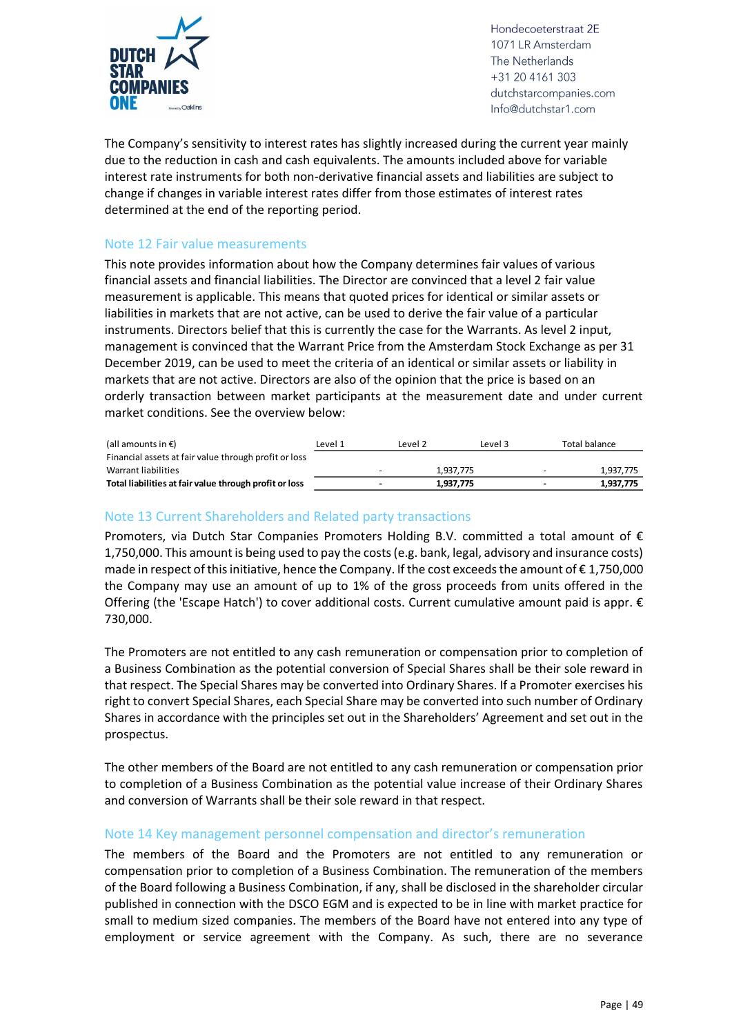The Company's sensitivity to interest rates has slightly increased during the current year mainly due to the reduction in cash and cash equivalents. The amounts included above for variable interest rate instruments for both non-derivative financial assets and liabilities are subject to change if changes in variable interest rates differ from those estimates of interest rates determined at the end of the reporting period.

## Note 12 Fair value measurements

This note provides information about how the Company determines fair values of various financial assets and financial liabilities. The Director are convinced that a level 2 fair value measurement is applicable. This means that quoted prices for identical or similar assets or liabilities in markets that are not active, can be used to derive the fair value of a particular instruments. Directors belief that this is currently the case for the Warrants. As level 2 input, management is convinced that the Warrant Price from the Amsterdam Stock Exchange as per 31 December 2019, can be used to meet the criteria of an identical or similar assets or liability in markets that are not active. Directors are also of the opinion that the price is based on an orderly transaction between market participants at the measurement date and under current market conditions. See the overview below:

| (all amounts in €) | Level 1 | Level 2 | Level 3 | Total balance |
|---|---|---|---|---|
| Financial assets at fair value through profit or loss | | | | |
| Warrant liabilities | - | 1,937,775 | - | 1,937,775 |
| **Total liabilities at fair value through profit or loss** | **-** | **1,937,775** | **-** | **1,937,775** |

## Note 13 Current Shareholders and Related party transactions

Promoters, via Dutch Star Companies Promoters Holding B.V. committed a total amount of € 1,750,000. This amount is being used to pay the costs (e.g. bank, legal, advisory and insurance costs) made in respect of this initiative, hence the Company. If the cost exceeds the amount of € 1,750,000 the Company may use an amount of up to 1% of the gross proceeds from units offered in the Offering (the 'Escape Hatch') to cover additional costs. Current cumulative amount paid is appr. € 730,000.

The Promoters are not entitled to any cash remuneration or compensation prior to completion of a Business Combination as the potential conversion of Special Shares shall be their sole reward in that respect. The Special Shares may be converted into Ordinary Shares. If a Promoter exercises his right to convert Special Shares, each Special Share may be converted into such number of Ordinary Shares in accordance with the principles set out in the Shareholders' Agreement and set out in the prospectus.

The other members of the Board are not entitled to any cash remuneration or compensation prior to completion of a Business Combination as the potential value increase of their Ordinary Shares and conversion of Warrants shall be their sole reward in that respect.

## Note 14 Key management personnel compensation and director's remuneration

The members of the Board and the Promoters are not entitled to any remuneration or compensation prior to completion of a Business Combination. The remuneration of the members of the Board following a Business Combination, if any, shall be disclosed in the shareholder circular published in connection with the DSCO EGM and is expected to be in line with market practice for small to medium sized companies. The members of the Board have not entered into any type of employment or service agreement with the Company. As such, there are no severance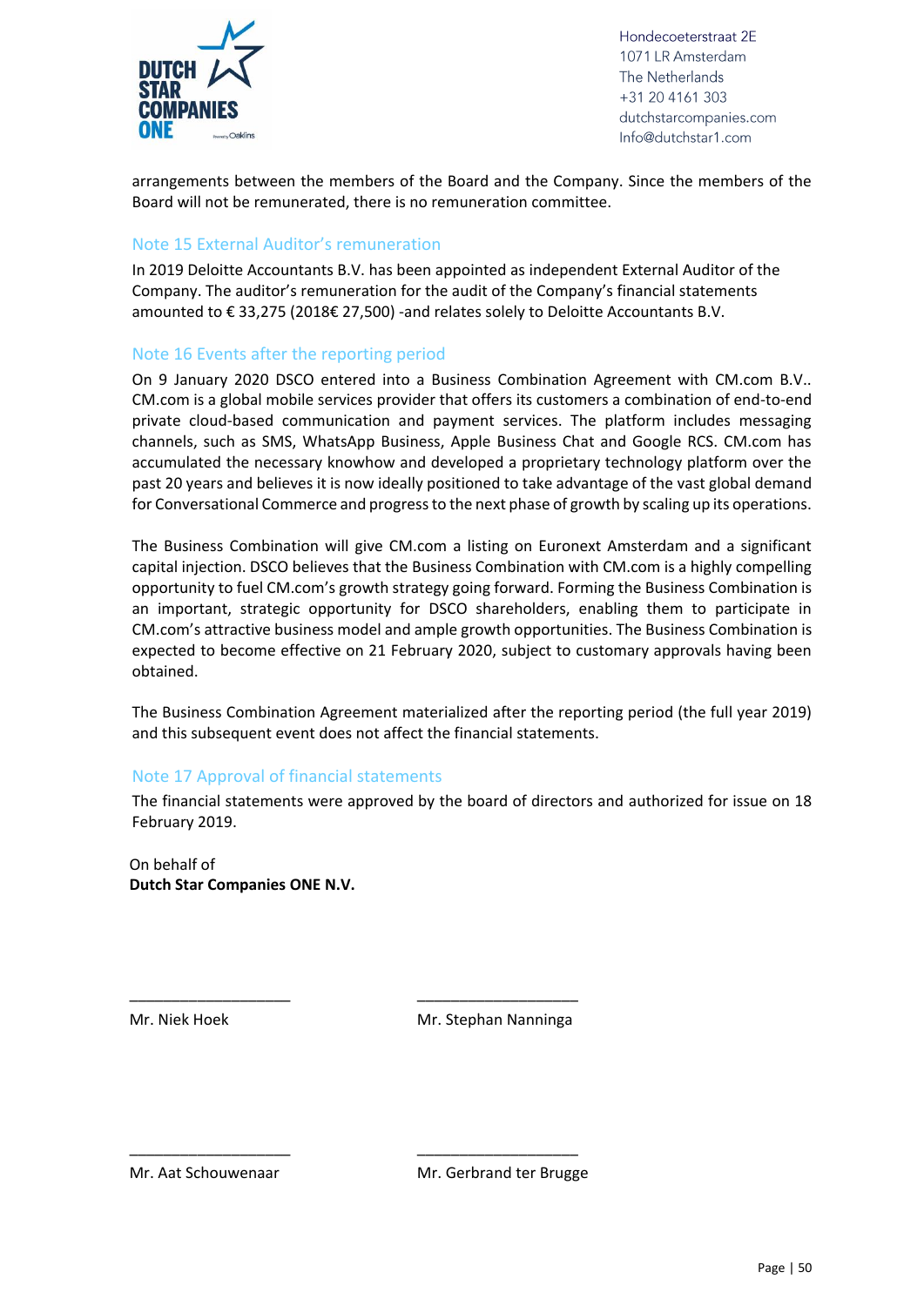arrangements between the members of the Board and the Company. Since the members of the Board will not be remunerated, there is no remuneration committee.

## Note 15 External Auditor's remuneration

In 2019 Deloitte Accountants B.V. has been appointed as independent External Auditor of the Company. The auditor's remuneration for the audit of the Company's financial statements amounted to € 33,275 (2018€ 27,500) -and relates solely to Deloitte Accountants B.V.

## Note 16 Events after the reporting period

On 9 January 2020 DSCO entered into a Business Combination Agreement with CM.com B.V.. CM.com is a global mobile services provider that offers its customers a combination of end-to-end private cloud-based communication and payment services. The platform includes messaging channels, such as SMS, WhatsApp Business, Apple Business Chat and Google RCS. CM.com has accumulated the necessary knowhow and developed a proprietary technology platform over the past 20 years and believes it is now ideally positioned to take advantage of the vast global demand for Conversational Commerce and progress to the next phase of growth by scaling up its operations.

The Business Combination will give CM.com a listing on Euronext Amsterdam and a significant capital injection. DSCO believes that the Business Combination with CM.com is a highly compelling opportunity to fuel CM.com's growth strategy going forward. Forming the Business Combination is an important, strategic opportunity for DSCO shareholders, enabling them to participate in CM.com's attractive business model and ample growth opportunities. The Business Combination is expected to become effective on 21 February 2020, subject to customary approvals having been obtained.

The Business Combination Agreement materialized after the reporting period (the full year 2019) and this subsequent event does not affect the financial statements.

## Note 17 Approval of financial statements

The financial statements were approved by the board of directors and authorized for issue on 18 February 2019.

On behalf of
**Dutch Star Companies ONE N.V.**

____________________ ____________________

Mr. Niek Hoek Mr. Stephan Nanninga

____________________ ____________________

Mr. Aat Schouwenaar Mr. Gerbrand ter Brugge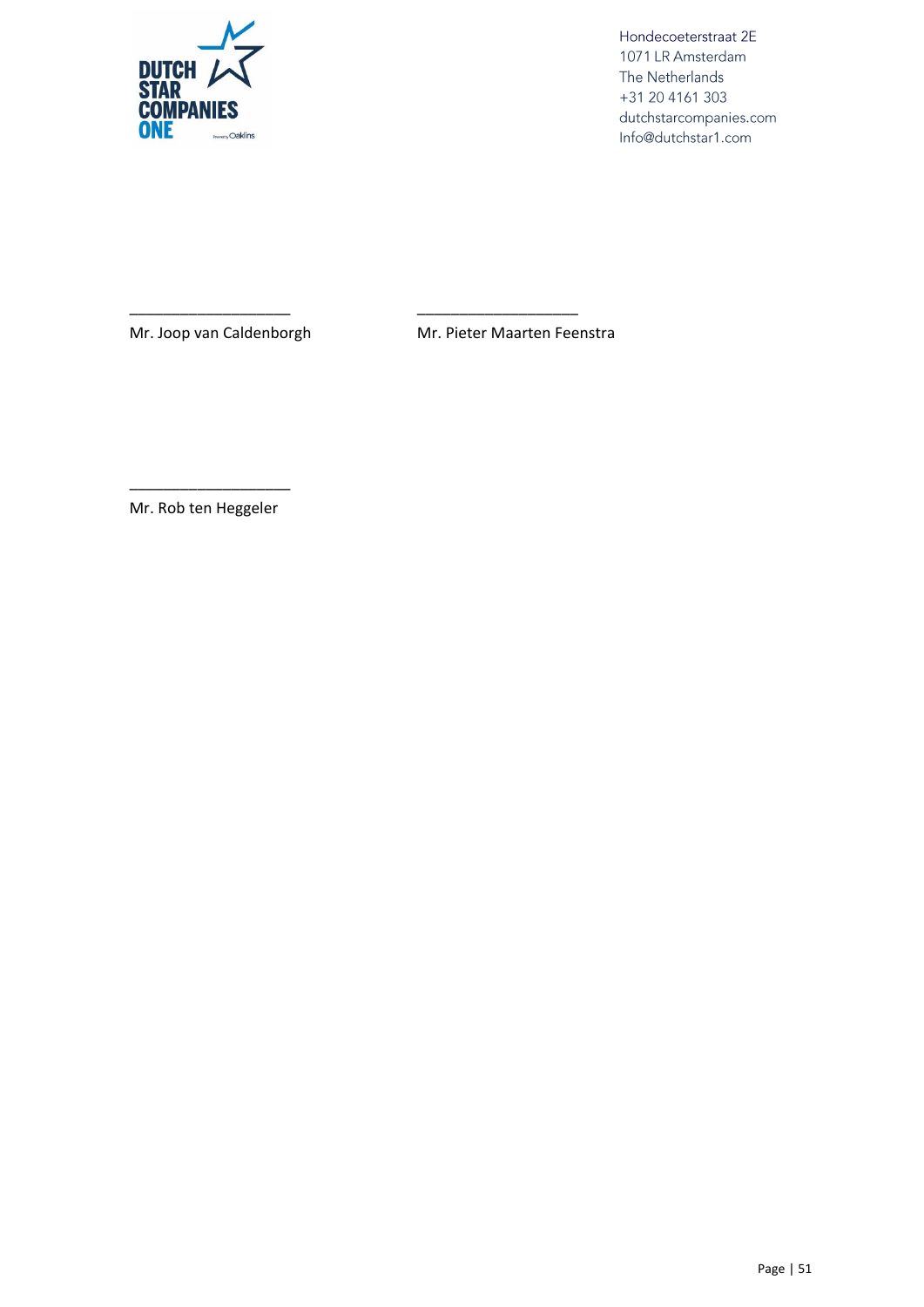\_\_\_\_\_\_\_\_\_\_\_\_\_\_\_\_\_\_\_\_
Mr. Joop van Caldenborgh

\_\_\_\_\_\_\_\_\_\_\_\_\_\_\_\_\_\_\_\_
Mr. Pieter Maarten Feenstra

\_\_\_\_\_\_\_\_\_\_\_\_\_\_\_\_\_\_\_\_
Mr. Rob ten Heggeler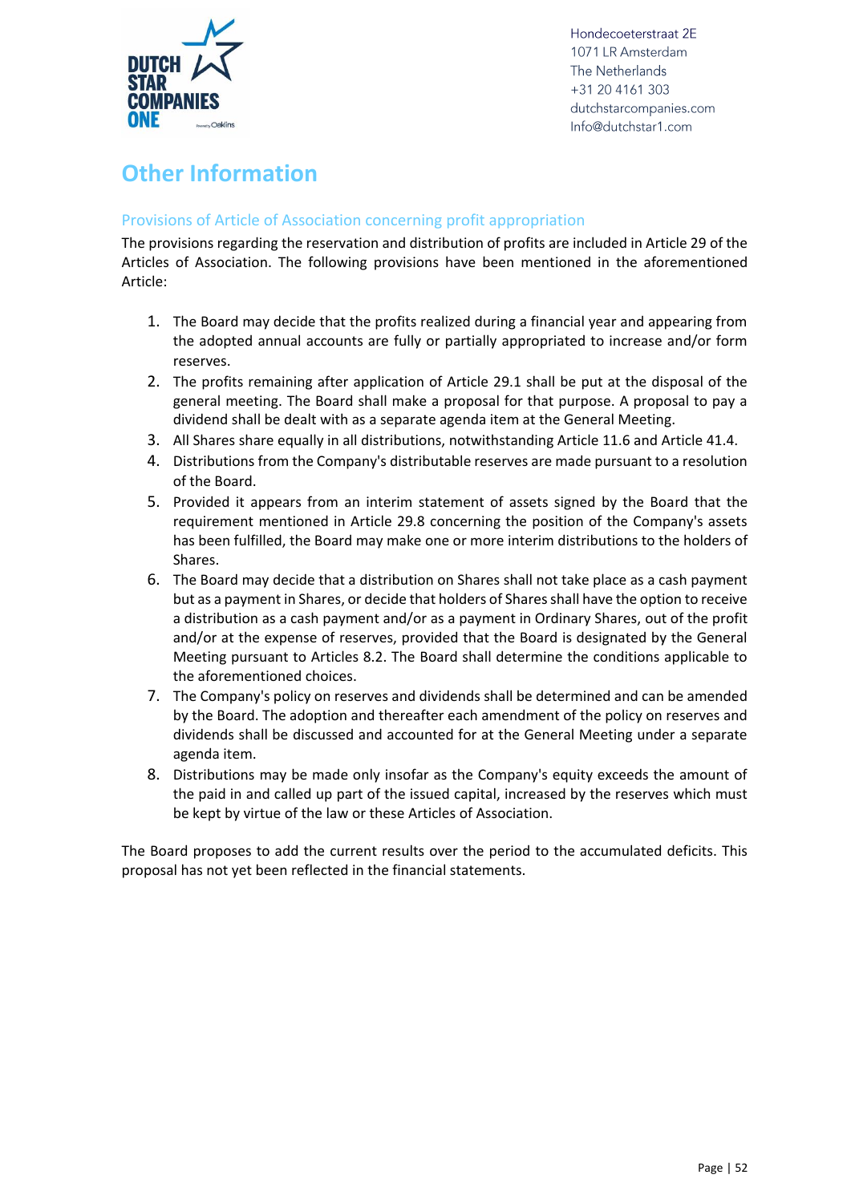# Other Information

## Provisions of Article of Association concerning profit appropriation

The provisions regarding the reservation and distribution of profits are included in Article 29 of the Articles of Association. The following provisions have been mentioned in the aforementioned Article:

1. The Board may decide that the profits realized during a financial year and appearing from the adopted annual accounts are fully or partially appropriated to increase and/or form reserves.
2. The profits remaining after application of Article 29.1 shall be put at the disposal of the general meeting. The Board shall make a proposal for that purpose. A proposal to pay a dividend shall be dealt with as a separate agenda item at the General Meeting.
3. All Shares share equally in all distributions, notwithstanding Article 11.6 and Article 41.4.
4. Distributions from the Company's distributable reserves are made pursuant to a resolution of the Board.
5. Provided it appears from an interim statement of assets signed by the Board that the requirement mentioned in Article 29.8 concerning the position of the Company's assets has been fulfilled, the Board may make one or more interim distributions to the holders of Shares.
6. The Board may decide that a distribution on Shares shall not take place as a cash payment but as a payment in Shares, or decide that holders of Shares shall have the option to receive a distribution as a cash payment and/or as a payment in Ordinary Shares, out of the profit and/or at the expense of reserves, provided that the Board is designated by the General Meeting pursuant to Articles 8.2. The Board shall determine the conditions applicable to the aforementioned choices.
7. The Company's policy on reserves and dividends shall be determined and can be amended by the Board. The adoption and thereafter each amendment of the policy on reserves and dividends shall be discussed and accounted for at the General Meeting under a separate agenda item.
8. Distributions may be made only insofar as the Company's equity exceeds the amount of the paid in and called up part of the issued capital, increased by the reserves which must be kept by virtue of the law or these Articles of Association.

The Board proposes to add the current results over the period to the accumulated deficits. This proposal has not yet been reflected in the financial statements.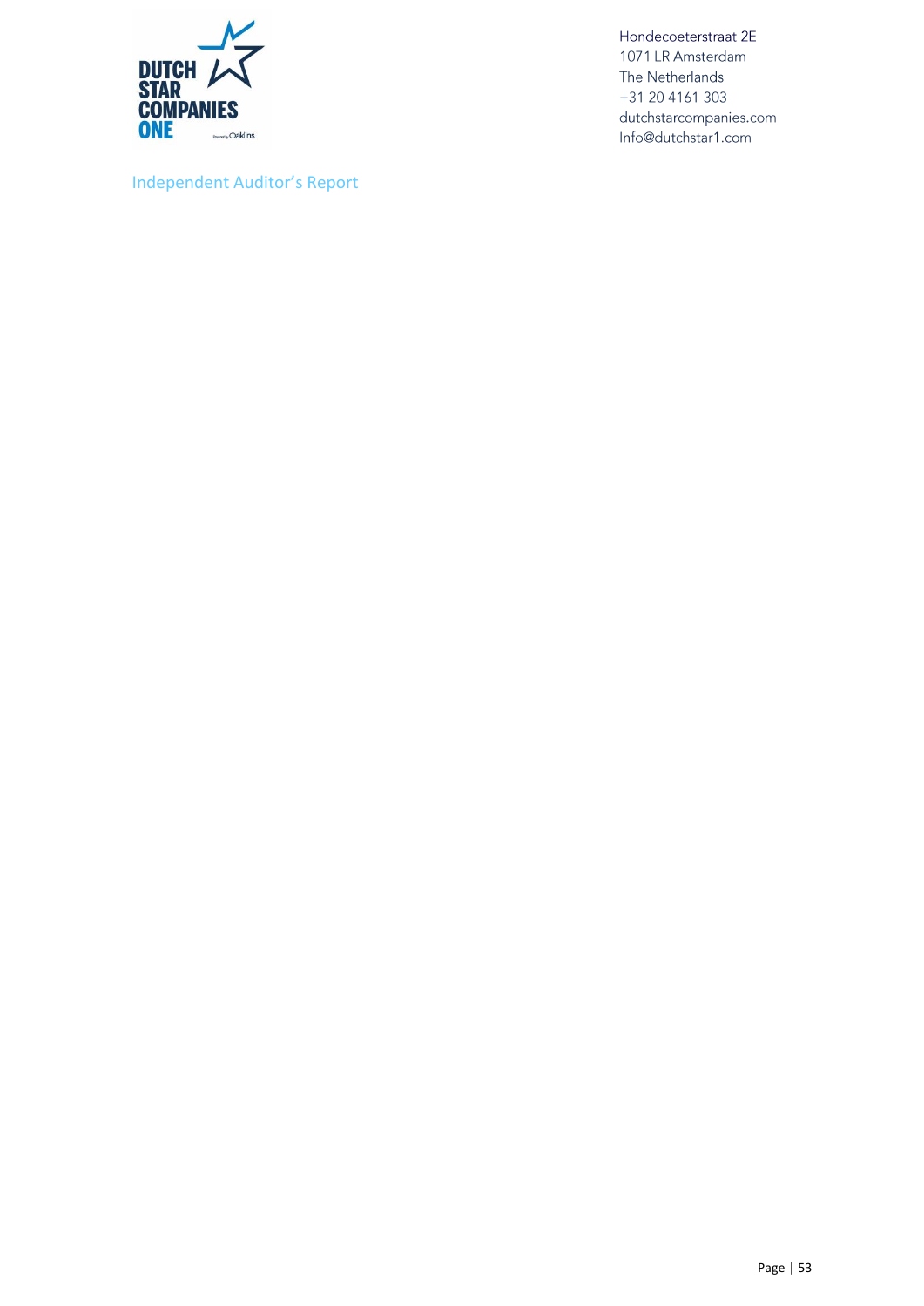Hondecoeterstraat 2E
1071 LR Amsterdam
The Netherlands
+31 20 4161 303
dutchstarcompanies.com
Info@dutchstar1.com

## Independent Auditor's Report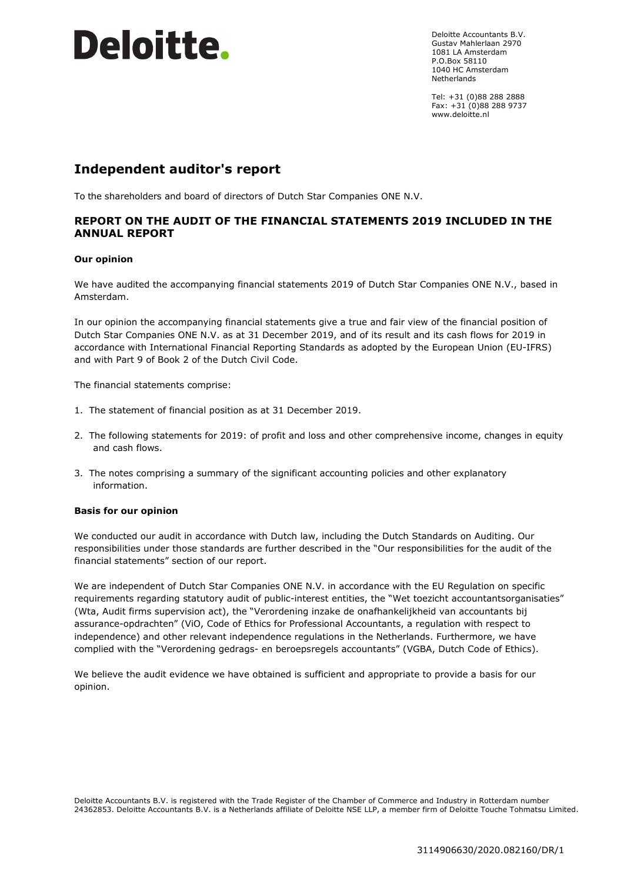Deloitte.

Deloitte Accountants B.V.
Gustav Mahlerlaan 2970
1081 LA Amsterdam
P.O.Box 58110
1040 HC Amsterdam
Netherlands

Tel: +31 (0)88 288 2888
Fax: +31 (0)88 288 9737
www.deloitte.nl

# Independent auditor's report

To the shareholders and board of directors of Dutch Star Companies ONE N.V.

## REPORT ON THE AUDIT OF THE FINANCIAL STATEMENTS 2019 INCLUDED IN THE ANNUAL REPORT

### Our opinion

We have audited the accompanying financial statements 2019 of Dutch Star Companies ONE N.V., based in Amsterdam.

In our opinion the accompanying financial statements give a true and fair view of the financial position of Dutch Star Companies ONE N.V. as at 31 December 2019, and of its result and its cash flows for 2019 in accordance with International Financial Reporting Standards as adopted by the European Union (EU-IFRS) and with Part 9 of Book 2 of the Dutch Civil Code.

The financial statements comprise:

1. The statement of financial position as at 31 December 2019.
2. The following statements for 2019: of profit and loss and other comprehensive income, changes in equity and cash flows.
3. The notes comprising a summary of the significant accounting policies and other explanatory information.

### Basis for our opinion

We conducted our audit in accordance with Dutch law, including the Dutch Standards on Auditing. Our responsibilities under those standards are further described in the "Our responsibilities for the audit of the financial statements" section of our report.

We are independent of Dutch Star Companies ONE N.V. in accordance with the EU Regulation on specific requirements regarding statutory audit of public-interest entities, the "Wet toezicht accountantsorganisaties" (Wta, Audit firms supervision act), the "Verordening inzake de onafhankelijkheid van accountants bij assurance-opdrachten" (ViO, Code of Ethics for Professional Accountants, a regulation with respect to independence) and other relevant independence regulations in the Netherlands. Furthermore, we have complied with the "Verordening gedrags- en beroepsregels accountants" (VGBA, Dutch Code of Ethics).

We believe the audit evidence we have obtained is sufficient and appropriate to provide a basis for our opinion.

Deloitte Accountants B.V. is registered with the Trade Register of the Chamber of Commerce and Industry in Rotterdam number 24362853. Deloitte Accountants B.V. is a Netherlands affiliate of Deloitte NSE LLP, a member firm of Deloitte Touche Tohmatsu Limited.

3114906630/2020.082160/DR/1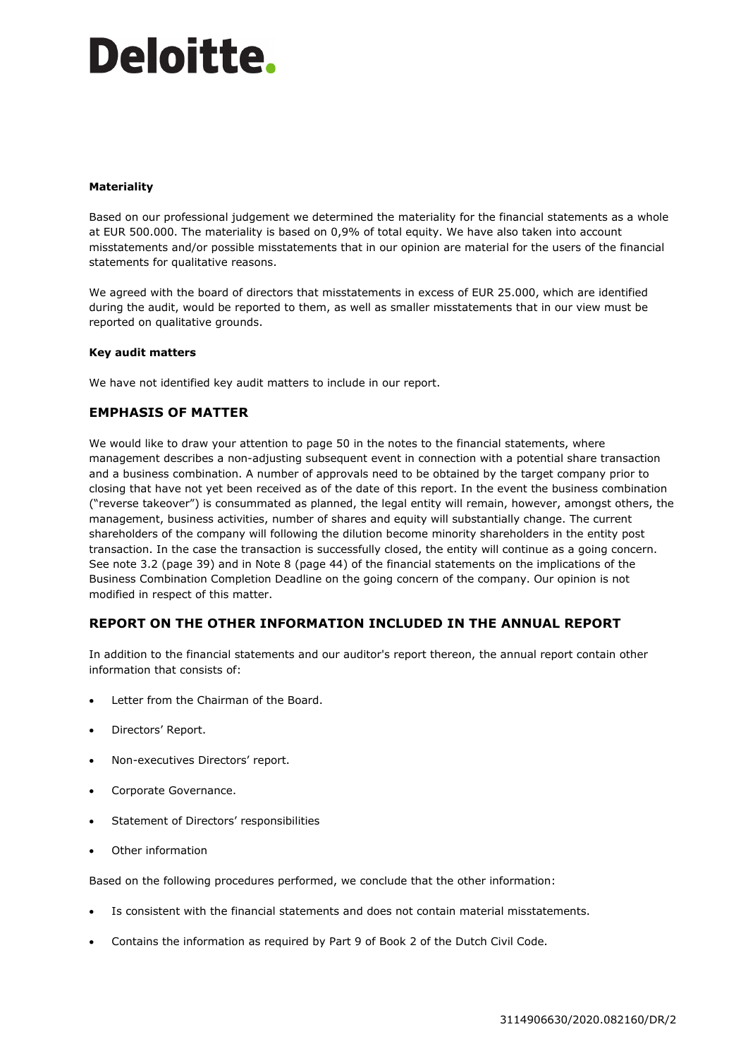**Materiality**

Based on our professional judgement we determined the materiality for the financial statements as a whole at EUR 500.000. The materiality is based on 0,9% of total equity. We have also taken into account misstatements and/or possible misstatements that in our opinion are material for the users of the financial statements for qualitative reasons.

We agreed with the board of directors that misstatements in excess of EUR 25.000, which are identified during the audit, would be reported to them, as well as smaller misstatements that in our view must be reported on qualitative grounds.

**Key audit matters**

We have not identified key audit matters to include in our report.

## EMPHASIS OF MATTER

We would like to draw your attention to page 50 in the notes to the financial statements, where management describes a non-adjusting subsequent event in connection with a potential share transaction and a business combination. A number of approvals need to be obtained by the target company prior to closing that have not yet been received as of the date of this report. In the event the business combination ("reverse takeover") is consummated as planned, the legal entity will remain, however, amongst others, the management, business activities, number of shares and equity will substantially change. The current shareholders of the company will following the dilution become minority shareholders in the entity post transaction. In the case the transaction is successfully closed, the entity will continue as a going concern. See note 3.2 (page 39) and in Note 8 (page 44) of the financial statements on the implications of the Business Combination Completion Deadline on the going concern of the company. Our opinion is not modified in respect of this matter.

## REPORT ON THE OTHER INFORMATION INCLUDED IN THE ANNUAL REPORT

In addition to the financial statements and our auditor's report thereon, the annual report contain other information that consists of:

- Letter from the Chairman of the Board.
- Directors' Report.
- Non-executives Directors' report.
- Corporate Governance.
- Statement of Directors' responsibilities
- Other information

Based on the following procedures performed, we conclude that the other information:

- Is consistent with the financial statements and does not contain material misstatements.
- Contains the information as required by Part 9 of Book 2 of the Dutch Civil Code.

3114906630/2020.082160/DR/2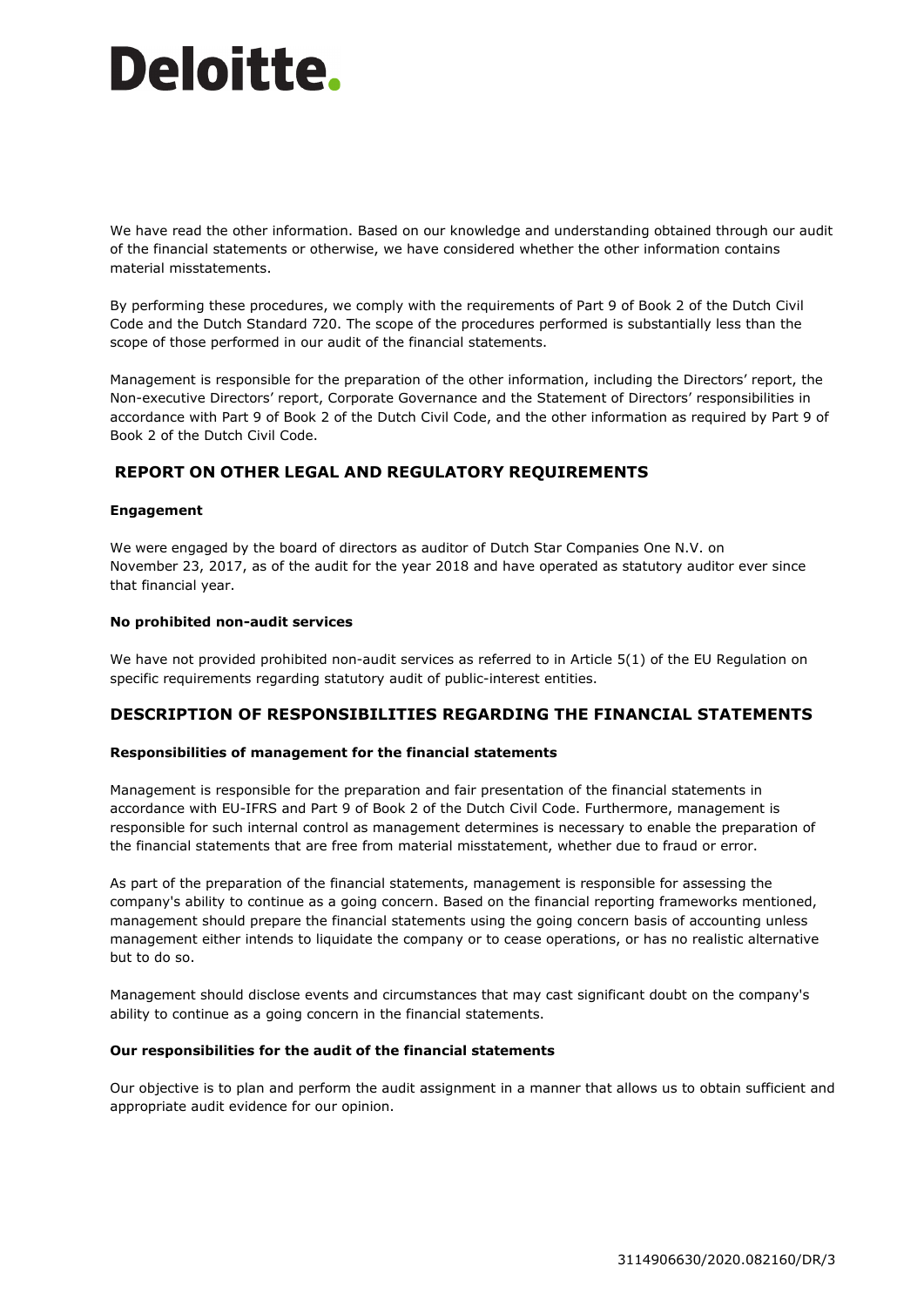We have read the other information. Based on our knowledge and understanding obtained through our audit of the financial statements or otherwise, we have considered whether the other information contains material misstatements.

By performing these procedures, we comply with the requirements of Part 9 of Book 2 of the Dutch Civil Code and the Dutch Standard 720. The scope of the procedures performed is substantially less than the scope of those performed in our audit of the financial statements.

Management is responsible for the preparation of the other information, including the Directors' report, the Non-executive Directors' report, Corporate Governance and the Statement of Directors' responsibilities in accordance with Part 9 of Book 2 of the Dutch Civil Code, and the other information as required by Part 9 of Book 2 of the Dutch Civil Code.

## REPORT ON OTHER LEGAL AND REGULATORY REQUIREMENTS

**Engagement**

We were engaged by the board of directors as auditor of Dutch Star Companies One N.V. on November 23, 2017, as of the audit for the year 2018 and have operated as statutory auditor ever since that financial year.

**No prohibited non-audit services**

We have not provided prohibited non-audit services as referred to in Article 5(1) of the EU Regulation on specific requirements regarding statutory audit of public-interest entities.

## DESCRIPTION OF RESPONSIBILITIES REGARDING THE FINANCIAL STATEMENTS

**Responsibilities of management for the financial statements**

Management is responsible for the preparation and fair presentation of the financial statements in accordance with EU-IFRS and Part 9 of Book 2 of the Dutch Civil Code. Furthermore, management is responsible for such internal control as management determines is necessary to enable the preparation of the financial statements that are free from material misstatement, whether due to fraud or error.

As part of the preparation of the financial statements, management is responsible for assessing the company's ability to continue as a going concern. Based on the financial reporting frameworks mentioned, management should prepare the financial statements using the going concern basis of accounting unless management either intends to liquidate the company or to cease operations, or has no realistic alternative but to do so.

Management should disclose events and circumstances that may cast significant doubt on the company's ability to continue as a going concern in the financial statements.

**Our responsibilities for the audit of the financial statements**

Our objective is to plan and perform the audit assignment in a manner that allows us to obtain sufficient and appropriate audit evidence for our opinion.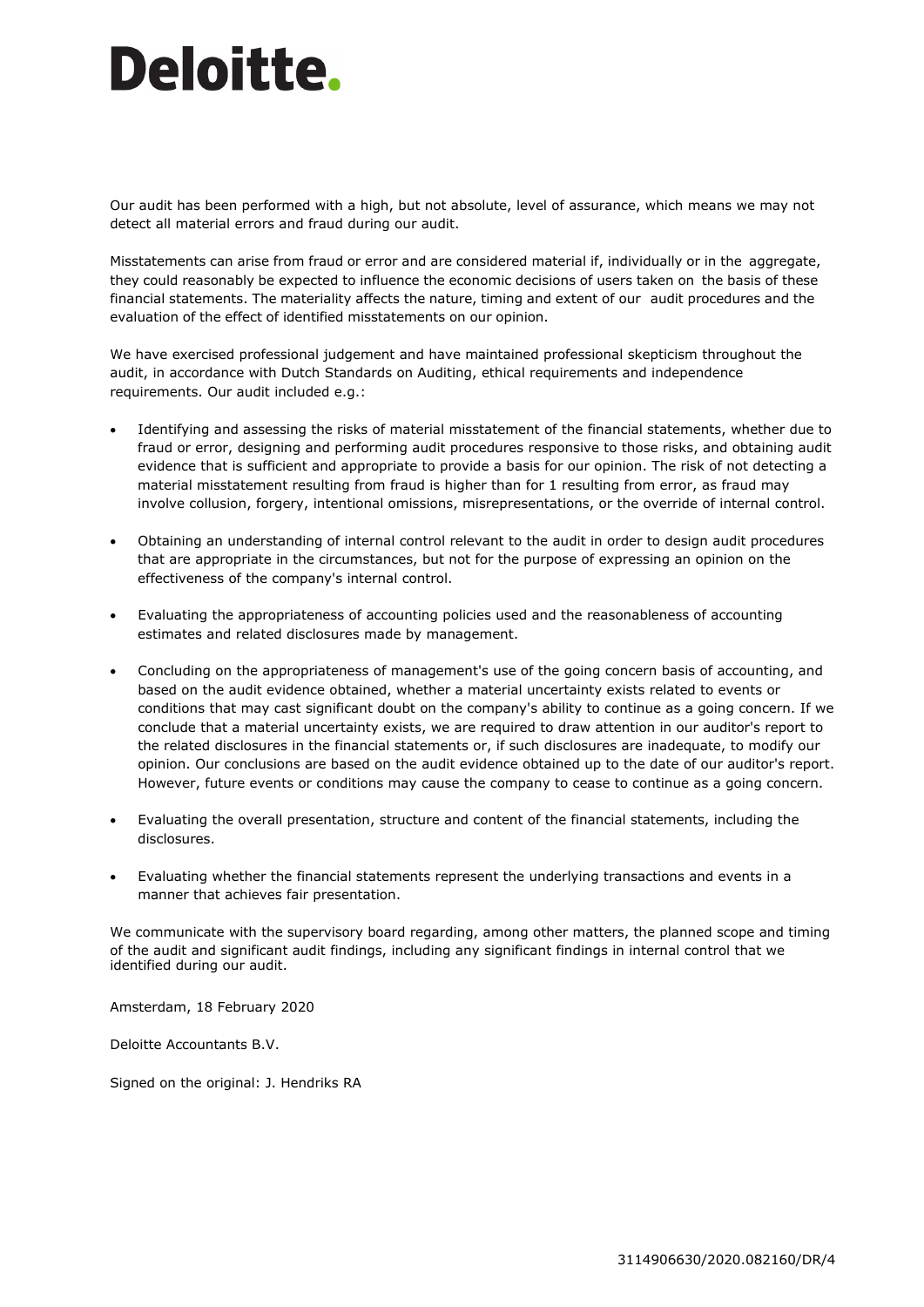Our audit has been performed with a high, but not absolute, level of assurance, which means we may not detect all material errors and fraud during our audit.

Misstatements can arise from fraud or error and are considered material if, individually or in the aggregate, they could reasonably be expected to influence the economic decisions of users taken on the basis of these financial statements. The materiality affects the nature, timing and extent of our audit procedures and the evaluation of the effect of identified misstatements on our opinion.

We have exercised professional judgement and have maintained professional skepticism throughout the audit, in accordance with Dutch Standards on Auditing, ethical requirements and independence requirements. Our audit included e.g.:

- Identifying and assessing the risks of material misstatement of the financial statements, whether due to fraud or error, designing and performing audit procedures responsive to those risks, and obtaining audit evidence that is sufficient and appropriate to provide a basis for our opinion. The risk of not detecting a material misstatement resulting from fraud is higher than for 1 resulting from error, as fraud may involve collusion, forgery, intentional omissions, misrepresentations, or the override of internal control.

- Obtaining an understanding of internal control relevant to the audit in order to design audit procedures that are appropriate in the circumstances, but not for the purpose of expressing an opinion on the effectiveness of the company's internal control.

- Evaluating the appropriateness of accounting policies used and the reasonableness of accounting estimates and related disclosures made by management.

- Concluding on the appropriateness of management's use of the going concern basis of accounting, and based on the audit evidence obtained, whether a material uncertainty exists related to events or conditions that may cast significant doubt on the company's ability to continue as a going concern. If we conclude that a material uncertainty exists, we are required to draw attention in our auditor's report to the related disclosures in the financial statements or, if such disclosures are inadequate, to modify our opinion. Our conclusions are based on the audit evidence obtained up to the date of our auditor's report. However, future events or conditions may cause the company to cease to continue as a going concern.

- Evaluating the overall presentation, structure and content of the financial statements, including the disclosures.

- Evaluating whether the financial statements represent the underlying transactions and events in a manner that achieves fair presentation.

We communicate with the supervisory board regarding, among other matters, the planned scope and timing of the audit and significant audit findings, including any significant findings in internal control that we identified during our audit.

Amsterdam, 18 February 2020

Deloitte Accountants B.V.

Signed on the original: J. Hendriks RA

3114906630/2020.082160/DR/4